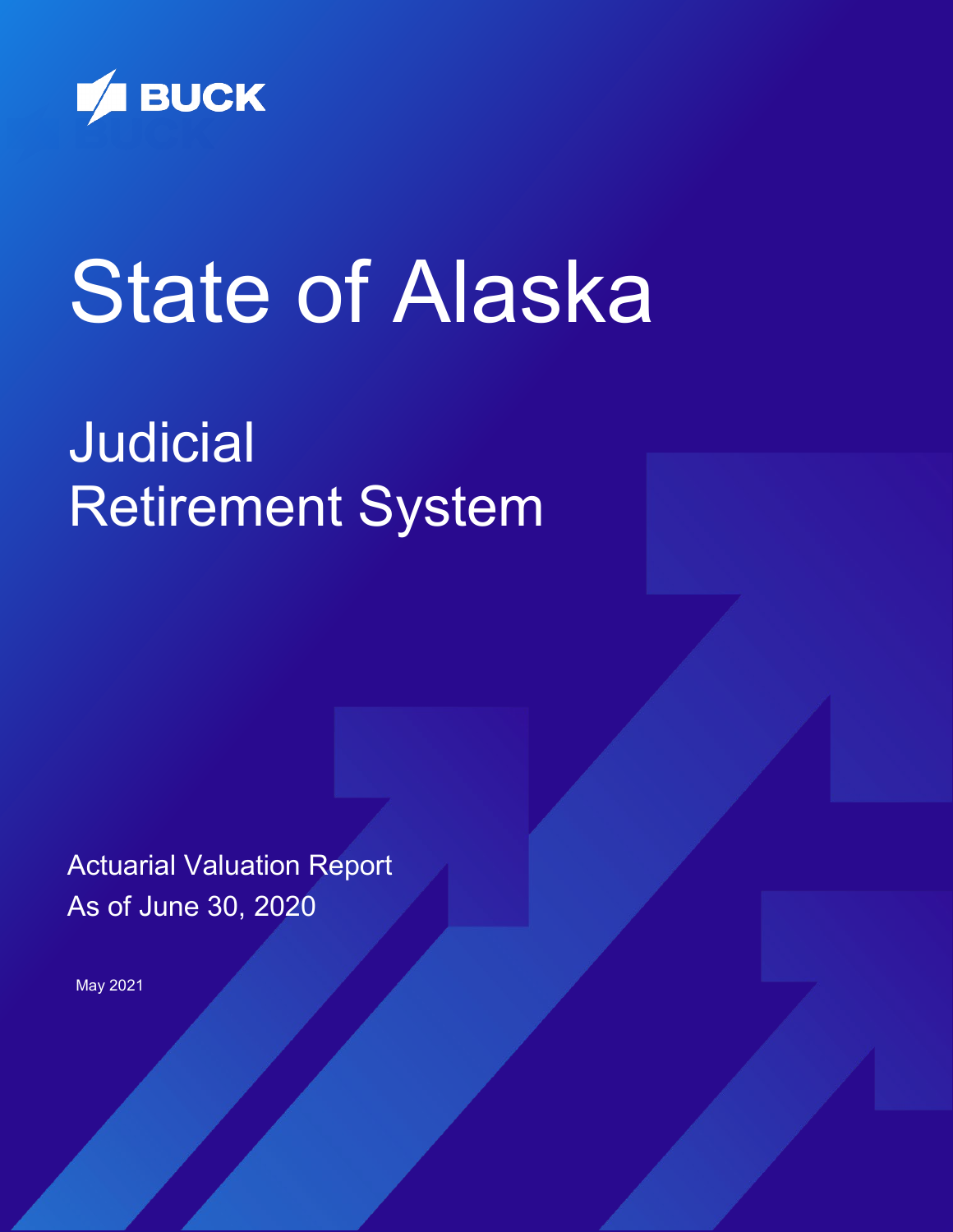BUCK

# State of Alaska

## Judicial Retirement System

Actuarial Valuation Report
As of June 30, 2020

May 2021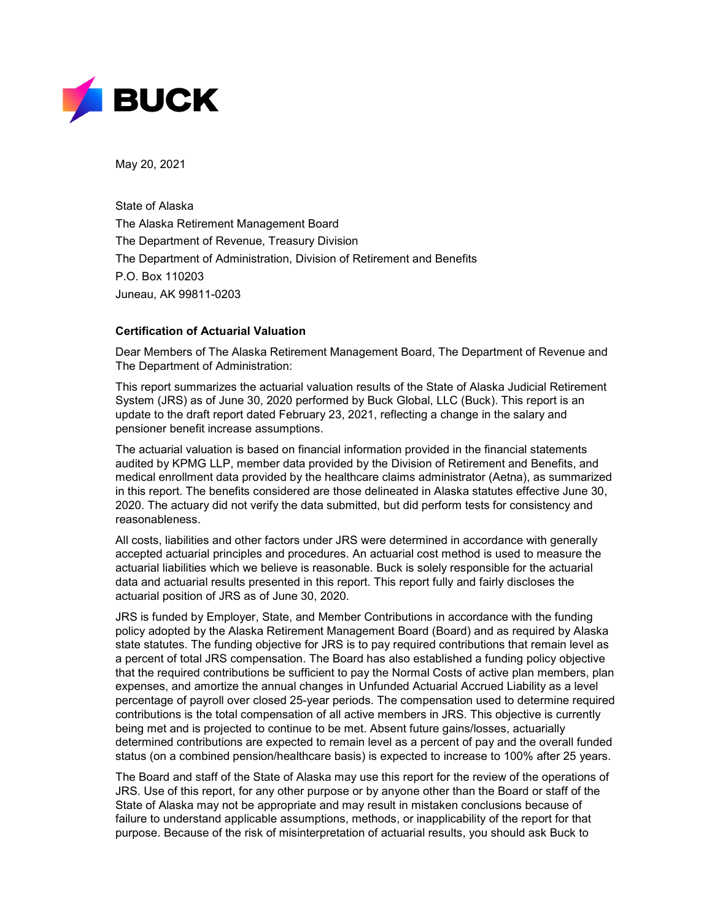**BUCK**

May 20, 2021

State of Alaska
The Alaska Retirement Management Board
The Department of Revenue, Treasury Division
The Department of Administration, Division of Retirement and Benefits
P.O. Box 110203
Juneau, AK 99811-0203

**Certification of Actuarial Valuation**

Dear Members of The Alaska Retirement Management Board, The Department of Revenue and The Department of Administration:

This report summarizes the actuarial valuation results of the State of Alaska Judicial Retirement System (JRS) as of June 30, 2020 performed by Buck Global, LLC (Buck). This report is an update to the draft report dated February 23, 2021, reflecting a change in the salary and pensioner benefit increase assumptions.

The actuarial valuation is based on financial information provided in the financial statements audited by KPMG LLP, member data provided by the Division of Retirement and Benefits, and medical enrollment data provided by the healthcare claims administrator (Aetna), as summarized in this report. The benefits considered are those delineated in Alaska statutes effective June 30, 2020. The actuary did not verify the data submitted, but did perform tests for consistency and reasonableness.

All costs, liabilities and other factors under JRS were determined in accordance with generally accepted actuarial principles and procedures. An actuarial cost method is used to measure the actuarial liabilities which we believe is reasonable. Buck is solely responsible for the actuarial data and actuarial results presented in this report. This report fully and fairly discloses the actuarial position of JRS as of June 30, 2020.

JRS is funded by Employer, State, and Member Contributions in accordance with the funding policy adopted by the Alaska Retirement Management Board (Board) and as required by Alaska state statutes. The funding objective for JRS is to pay required contributions that remain level as a percent of total JRS compensation. The Board has also established a funding policy objective that the required contributions be sufficient to pay the Normal Costs of active plan members, plan expenses, and amortize the annual changes in Unfunded Actuarial Accrued Liability as a level percentage of payroll over closed 25-year periods. The compensation used to determine required contributions is the total compensation of all active members in JRS. This objective is currently being met and is projected to continue to be met. Absent future gains/losses, actuarially determined contributions are expected to remain level as a percent of pay and the overall funded status (on a combined pension/healthcare basis) is expected to increase to 100% after 25 years.

The Board and staff of the State of Alaska may use this report for the review of the operations of JRS. Use of this report, for any other purpose or by anyone other than the Board or staff of the State of Alaska may not be appropriate and may result in mistaken conclusions because of failure to understand applicable assumptions, methods, or inapplicability of the report for that purpose. Because of the risk of misinterpretation of actuarial results, you should ask Buck to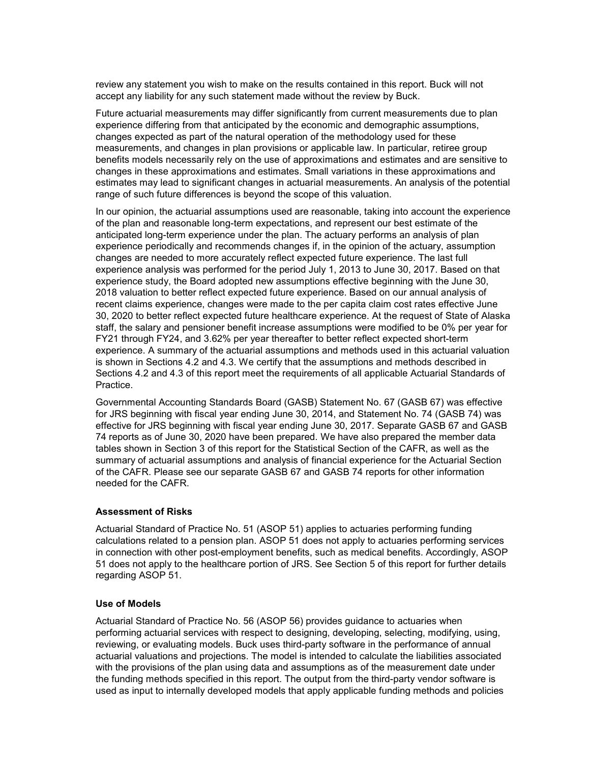review any statement you wish to make on the results contained in this report. Buck will not accept any liability for any such statement made without the review by Buck.

Future actuarial measurements may differ significantly from current measurements due to plan experience differing from that anticipated by the economic and demographic assumptions, changes expected as part of the natural operation of the methodology used for these measurements, and changes in plan provisions or applicable law. In particular, retiree group benefits models necessarily rely on the use of approximations and estimates and are sensitive to changes in these approximations and estimates. Small variations in these approximations and estimates may lead to significant changes in actuarial measurements. An analysis of the potential range of such future differences is beyond the scope of this valuation.

In our opinion, the actuarial assumptions used are reasonable, taking into account the experience of the plan and reasonable long-term expectations, and represent our best estimate of the anticipated long-term experience under the plan. The actuary performs an analysis of plan experience periodically and recommends changes if, in the opinion of the actuary, assumption changes are needed to more accurately reflect expected future experience. The last full experience analysis was performed for the period July 1, 2013 to June 30, 2017. Based on that experience study, the Board adopted new assumptions effective beginning with the June 30, 2018 valuation to better reflect expected future experience. Based on our annual analysis of recent claims experience, changes were made to the per capita claim cost rates effective June 30, 2020 to better reflect expected future healthcare experience. At the request of State of Alaska staff, the salary and pensioner benefit increase assumptions were modified to be 0% per year for FY21 through FY24, and 3.62% per year thereafter to better reflect expected short-term experience. A summary of the actuarial assumptions and methods used in this actuarial valuation is shown in Sections 4.2 and 4.3. We certify that the assumptions and methods described in Sections 4.2 and 4.3 of this report meet the requirements of all applicable Actuarial Standards of Practice.

Governmental Accounting Standards Board (GASB) Statement No. 67 (GASB 67) was effective for JRS beginning with fiscal year ending June 30, 2014, and Statement No. 74 (GASB 74) was effective for JRS beginning with fiscal year ending June 30, 2017. Separate GASB 67 and GASB 74 reports as of June 30, 2020 have been prepared. We have also prepared the member data tables shown in Section 3 of this report for the Statistical Section of the CAFR, as well as the summary of actuarial assumptions and analysis of financial experience for the Actuarial Section of the CAFR. Please see our separate GASB 67 and GASB 74 reports for other information needed for the CAFR.

**Assessment of Risks**

Actuarial Standard of Practice No. 51 (ASOP 51) applies to actuaries performing funding calculations related to a pension plan. ASOP 51 does not apply to actuaries performing services in connection with other post-employment benefits, such as medical benefits. Accordingly, ASOP 51 does not apply to the healthcare portion of JRS. See Section 5 of this report for further details regarding ASOP 51.

**Use of Models**

Actuarial Standard of Practice No. 56 (ASOP 56) provides guidance to actuaries when performing actuarial services with respect to designing, developing, selecting, modifying, using, reviewing, or evaluating models. Buck uses third-party software in the performance of annual actuarial valuations and projections. The model is intended to calculate the liabilities associated with the provisions of the plan using data and assumptions as of the measurement date under the funding methods specified in this report. The output from the third-party vendor software is used as input to internally developed models that apply applicable funding methods and policies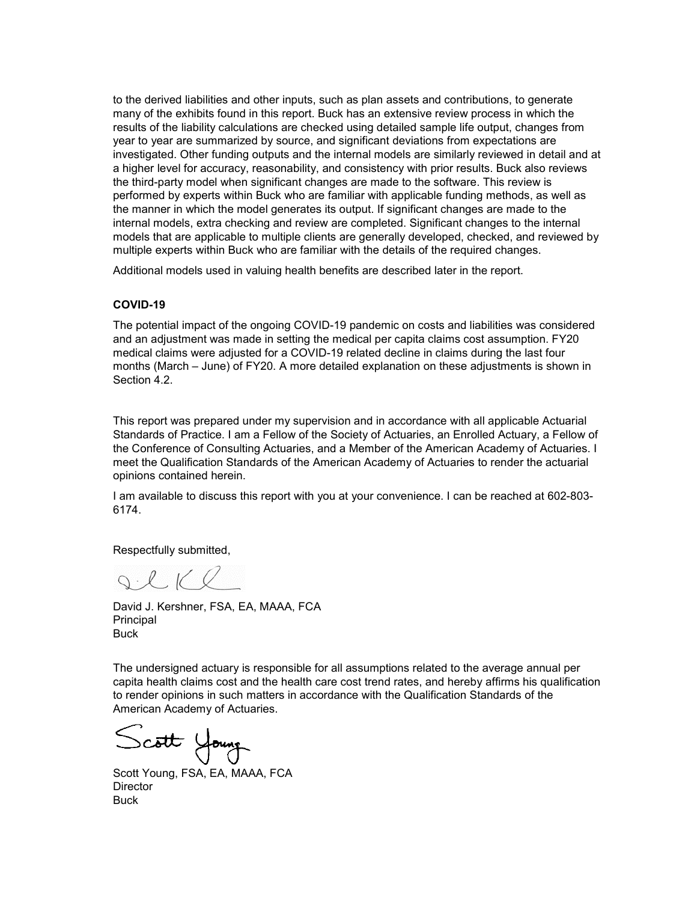to the derived liabilities and other inputs, such as plan assets and contributions, to generate many of the exhibits found in this report. Buck has an extensive review process in which the results of the liability calculations are checked using detailed sample life output, changes from year to year are summarized by source, and significant deviations from expectations are investigated. Other funding outputs and the internal models are similarly reviewed in detail and at a higher level for accuracy, reasonability, and consistency with prior results. Buck also reviews the third-party model when significant changes are made to the software. This review is performed by experts within Buck who are familiar with applicable funding methods, as well as the manner in which the model generates its output. If significant changes are made to the internal models, extra checking and review are completed. Significant changes to the internal models that are applicable to multiple clients are generally developed, checked, and reviewed by multiple experts within Buck who are familiar with the details of the required changes.

Additional models used in valuing health benefits are described later in the report.

**COVID-19**

The potential impact of the ongoing COVID-19 pandemic on costs and liabilities was considered and an adjustment was made in setting the medical per capita claims cost assumption. FY20 medical claims were adjusted for a COVID-19 related decline in claims during the last four months (March – June) of FY20. A more detailed explanation on these adjustments is shown in Section 4.2.

This report was prepared under my supervision and in accordance with all applicable Actuarial Standards of Practice. I am a Fellow of the Society of Actuaries, an Enrolled Actuary, a Fellow of the Conference of Consulting Actuaries, and a Member of the American Academy of Actuaries. I meet the Qualification Standards of the American Academy of Actuaries to render the actuarial opinions contained herein.

I am available to discuss this report with you at your convenience. I can be reached at 602-803-6174.

Respectfully submitted,

David J. Kershner, FSA, EA, MAAA, FCA
Principal
Buck

The undersigned actuary is responsible for all assumptions related to the average annual per capita health claims cost and the health care cost trend rates, and hereby affirms his qualification to render opinions in such matters in accordance with the Qualification Standards of the American Academy of Actuaries.

Scott Young, FSA, EA, MAAA, FCA
Director
Buck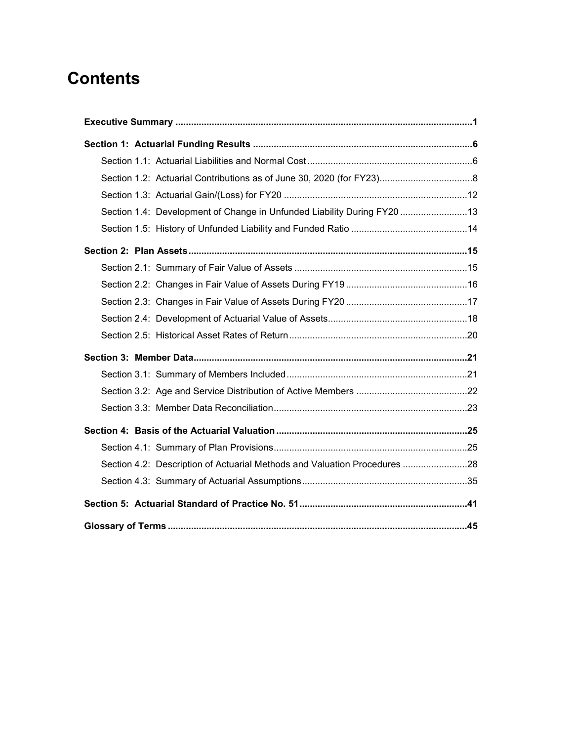# Contents

**Executive Summary** .................................................................................................................1

**Section 1: Actuarial Funding Results** ....................................................................................6

- Section 1.1: Actuarial Liabilities and Normal Cost ................................................................6
- Section 1.2: Actuarial Contributions as of June 30, 2020 (for FY23)....................................8
- Section 1.3: Actuarial Gain/(Loss) for FY20 .......................................................................12
- Section 1.4: Development of Change in Unfunded Liability During FY20 ..........................13
- Section 1.5: History of Unfunded Liability and Funded Ratio .............................................14

**Section 2: Plan Assets**...........................................................................................................15

- Section 2.1: Summary of Fair Value of Assets ...................................................................15
- Section 2.2: Changes in Fair Value of Assets During FY19...............................................16
- Section 2.3: Changes in Fair Value of Assets During FY20...............................................17
- Section 2.4: Development of Actuarial Value of Assets......................................................18
- Section 2.5: Historical Asset Rates of Return.....................................................................20

**Section 3: Member Data**.........................................................................................................21

- Section 3.1: Summary of Members Included.....................................................................21
- Section 3.2: Age and Service Distribution of Active Members ...........................................22
- Section 3.3: Member Data Reconciliation..........................................................................23

**Section 4: Basis of the Actuarial Valuation** ..........................................................................25

- Section 4.1: Summary of Plan Provisions..........................................................................25
- Section 4.2: Description of Actuarial Methods and Valuation Procedures .........................28
- Section 4.3: Summary of Actuarial Assumptions................................................................35

**Section 5: Actuarial Standard of Practice No. 51**.................................................................41

**Glossary of Terms** ..................................................................................................................45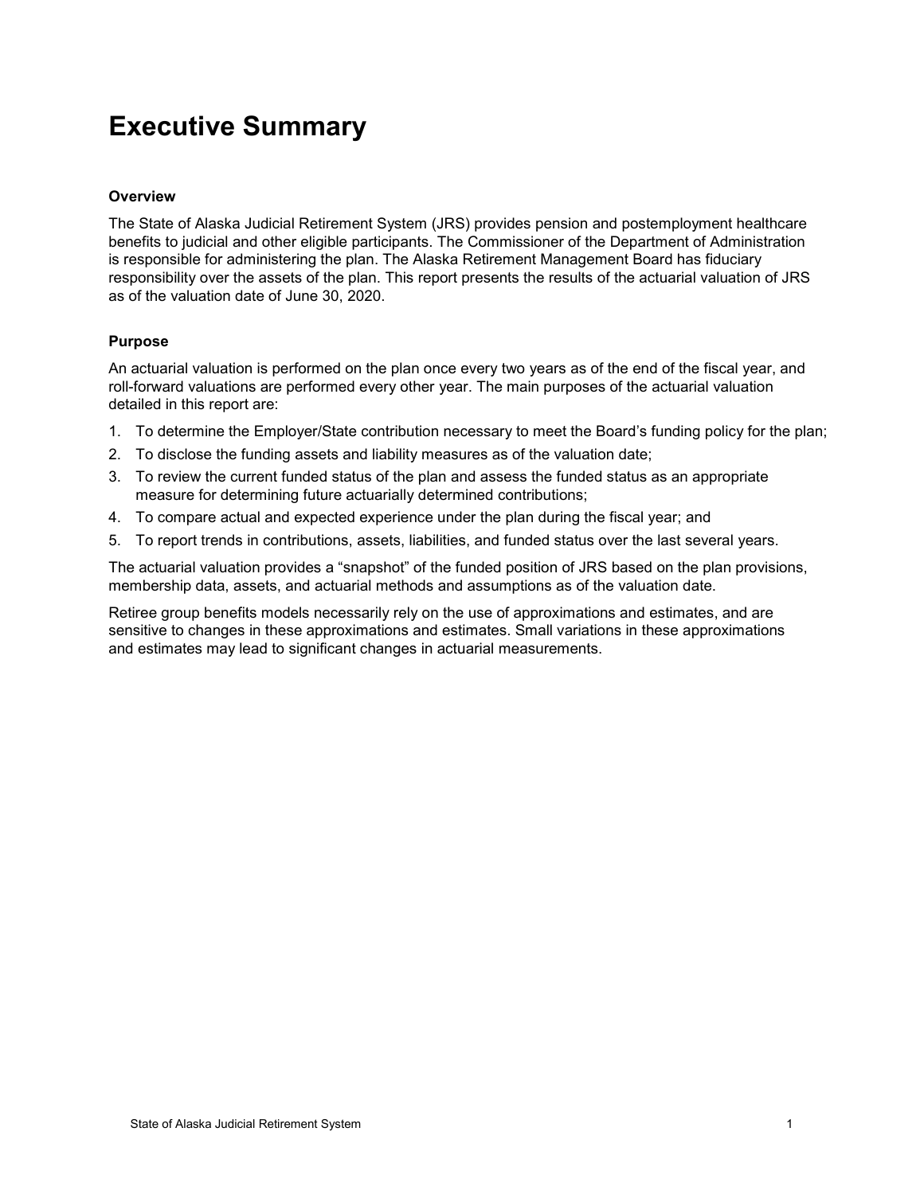# Executive Summary

### Overview

The State of Alaska Judicial Retirement System (JRS) provides pension and postemployment healthcare benefits to judicial and other eligible participants. The Commissioner of the Department of Administration is responsible for administering the plan. The Alaska Retirement Management Board has fiduciary responsibility over the assets of the plan. This report presents the results of the actuarial valuation of JRS as of the valuation date of June 30, 2020.

### Purpose

An actuarial valuation is performed on the plan once every two years as of the end of the fiscal year, and roll-forward valuations are performed every other year. The main purposes of the actuarial valuation detailed in this report are:

1. To determine the Employer/State contribution necessary to meet the Board's funding policy for the plan;
2. To disclose the funding assets and liability measures as of the valuation date;
3. To review the current funded status of the plan and assess the funded status as an appropriate measure for determining future actuarially determined contributions;
4. To compare actual and expected experience under the plan during the fiscal year; and
5. To report trends in contributions, assets, liabilities, and funded status over the last several years.

The actuarial valuation provides a "snapshot" of the funded position of JRS based on the plan provisions, membership data, assets, and actuarial methods and assumptions as of the valuation date.

Retiree group benefits models necessarily rely on the use of approximations and estimates, and are sensitive to changes in these approximations and estimates. Small variations in these approximations and estimates may lead to significant changes in actuarial measurements.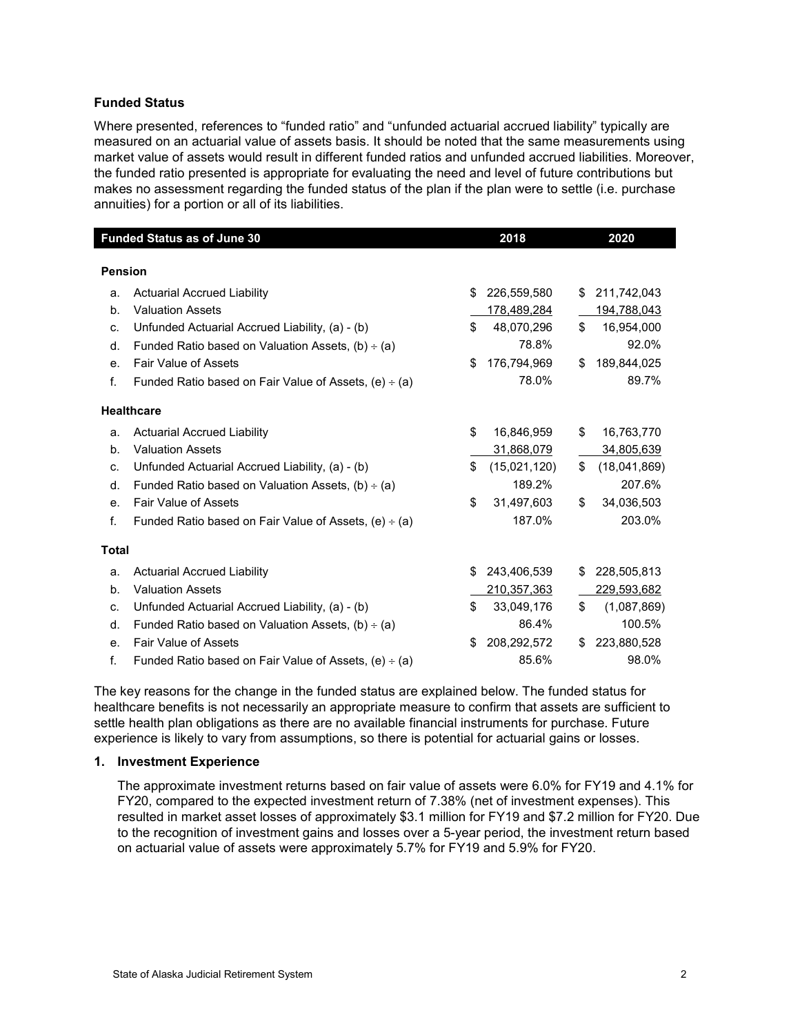### Funded Status

Where presented, references to "funded ratio" and "unfunded actuarial accrued liability" typically are measured on an actuarial value of assets basis. It should be noted that the same measurements using market value of assets would result in different funded ratios and unfunded accrued liabilities. Moreover, the funded ratio presented is appropriate for evaluating the need and level of future contributions but makes no assessment regarding the funded status of the plan if the plan were to settle (i.e. purchase annuities) for a portion or all of its liabilities.

| | Funded Status as of June 30 | 2018 | 2020 |
|---|---|---|---|
| **Pension** | | | |
| a. | Actuarial Accrued Liability | $ 226,559,580 | $ 211,742,043 |
| b. | Valuation Assets | 178,489,284 | 194,788,043 |
| c. | Unfunded Actuarial Accrued Liability, (a) - (b) | $ 48,070,296 | $ 16,954,000 |
| d. | Funded Ratio based on Valuation Assets, (b) ÷ (a) | 78.8% | 92.0% |
| e. | Fair Value of Assets | $ 176,794,969 | $ 189,844,025 |
| f. | Funded Ratio based on Fair Value of Assets, (e) ÷ (a) | 78.0% | 89.7% |
| **Healthcare** | | | |
| a. | Actuarial Accrued Liability | $ 16,846,959 | $ 16,763,770 |
| b. | Valuation Assets | 31,868,079 | 34,805,639 |
| c. | Unfunded Actuarial Accrued Liability, (a) - (b) | $ (15,021,120) | $ (18,041,869) |
| d. | Funded Ratio based on Valuation Assets, (b) ÷ (a) | 189.2% | 207.6% |
| e. | Fair Value of Assets | $ 31,497,603 | $ 34,036,503 |
| f. | Funded Ratio based on Fair Value of Assets, (e) ÷ (a) | 187.0% | 203.0% |
| **Total** | | | |
| a. | Actuarial Accrued Liability | $ 243,406,539 | $ 228,505,813 |
| b. | Valuation Assets | 210,357,363 | 229,593,682 |
| c. | Unfunded Actuarial Accrued Liability, (a) - (b) | $ 33,049,176 | $ (1,087,869) |
| d. | Funded Ratio based on Valuation Assets, (b) ÷ (a) | 86.4% | 100.5% |
| e. | Fair Value of Assets | $ 208,292,572 | $ 223,880,528 |
| f. | Funded Ratio based on Fair Value of Assets, (e) ÷ (a) | 85.6% | 98.0% |

The key reasons for the change in the funded status are explained below. The funded status for healthcare benefits is not necessarily an appropriate measure to confirm that assets are sufficient to settle health plan obligations as there are no available financial instruments for purchase. Future experience is likely to vary from assumptions, so there is potential for actuarial gains or losses.

#### 1. Investment Experience

The approximate investment returns based on fair value of assets were 6.0% for FY19 and 4.1% for FY20, compared to the expected investment return of 7.38% (net of investment expenses). This resulted in market asset losses of approximately $3.1 million for FY19 and $7.2 million for FY20. Due to the recognition of investment gains and losses over a 5-year period, the investment return based on actuarial value of assets were approximately 5.7% for FY19 and 5.9% for FY20.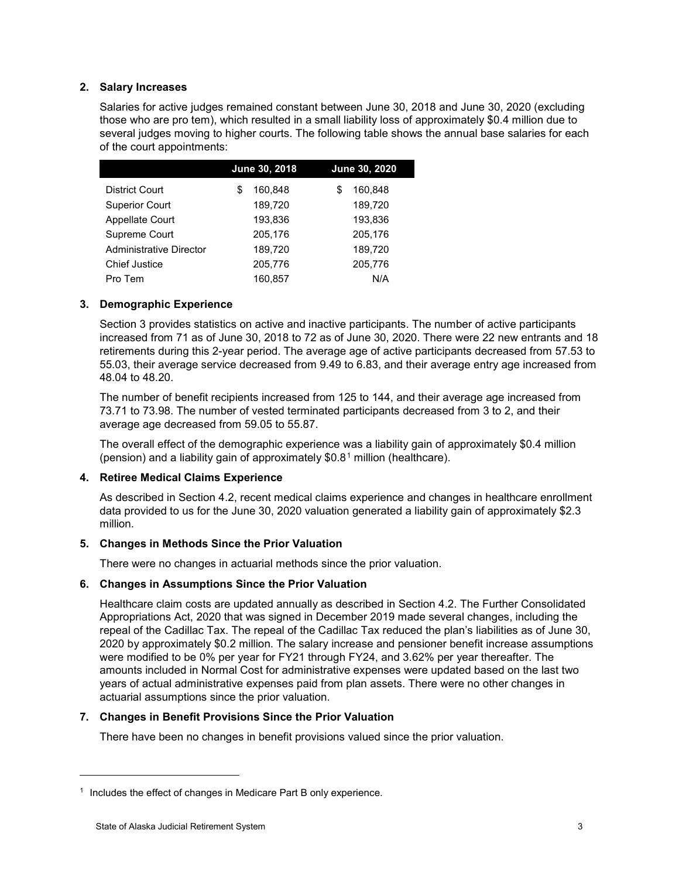**2. Salary Increases**

Salaries for active judges remained constant between June 30, 2018 and June 30, 2020 (excluding those who are pro tem), which resulted in a small liability loss of approximately $0.4 million due to several judges moving to higher courts. The following table shows the annual base salaries for each of the court appointments:

| | June 30, 2018 | June 30, 2020 |
|---|---|---|
| District Court | $ 160,848 | $ 160,848 |
| Superior Court | 189,720 | 189,720 |
| Appellate Court | 193,836 | 193,836 |
| Supreme Court | 205,176 | 205,176 |
| Administrative Director | 189,720 | 189,720 |
| Chief Justice | 205,776 | 205,776 |
| Pro Tem | 160,857 | N/A |

**3. Demographic Experience**

Section 3 provides statistics on active and inactive participants. The number of active participants increased from 71 as of June 30, 2018 to 72 as of June 30, 2020. There were 22 new entrants and 18 retirements during this 2-year period. The average age of active participants decreased from 57.53 to 55.03, their average service decreased from 9.49 to 6.83, and their average entry age increased from 48.04 to 48.20.

The number of benefit recipients increased from 125 to 144, and their average age increased from 73.71 to 73.98. The number of vested terminated participants decreased from 3 to 2, and their average age decreased from 59.05 to 55.87.

The overall effect of the demographic experience was a liability gain of approximately $0.4 million (pension) and a liability gain of approximately $0.8[1] million (healthcare).

**4. Retiree Medical Claims Experience**

As described in Section 4.2, recent medical claims experience and changes in healthcare enrollment data provided to us for the June 30, 2020 valuation generated a liability gain of approximately $2.3 million.

**5. Changes in Methods Since the Prior Valuation**

There were no changes in actuarial methods since the prior valuation.

**6. Changes in Assumptions Since the Prior Valuation**

Healthcare claim costs are updated annually as described in Section 4.2. The Further Consolidated Appropriations Act, 2020 that was signed in December 2019 made several changes, including the repeal of the Cadillac Tax. The repeal of the Cadillac Tax reduced the plan's liabilities as of June 30, 2020 by approximately $0.2 million. The salary increase and pensioner benefit increase assumptions were modified to be 0% per year for FY21 through FY24, and 3.62% per year thereafter. The amounts included in Normal Cost for administrative expenses were updated based on the last two years of actual administrative expenses paid from plan assets. There were no other changes in actuarial assumptions since the prior valuation.

**7. Changes in Benefit Provisions Since the Prior Valuation**

There have been no changes in benefit provisions valued since the prior valuation.

---

[1] Includes the effect of changes in Medicare Part B only experience.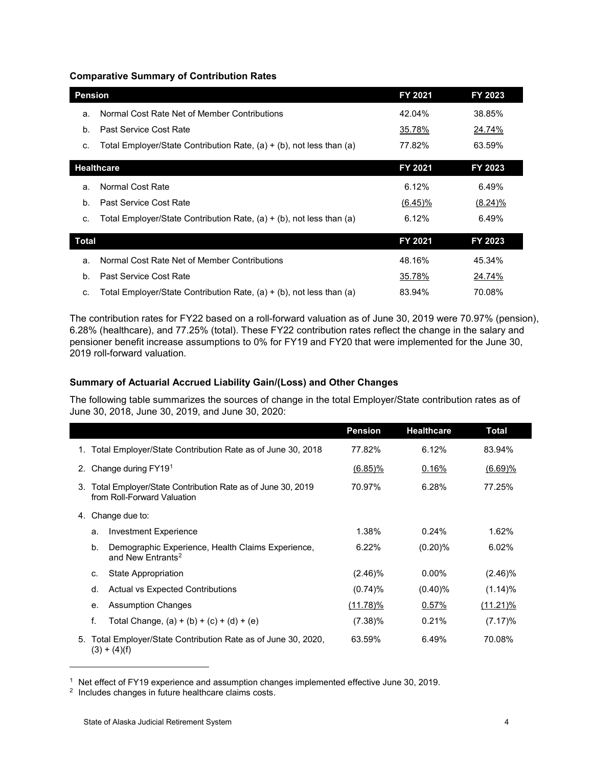### Comparative Summary of Contribution Rates

| Pension | | FY 2021 | FY 2023 |
|---|---|---|---|
| a. | Normal Cost Rate Net of Member Contributions | 42.04% | 38.85% |
| b. | Past Service Cost Rate | 35.78% | 24.74% |
| c. | Total Employer/State Contribution Rate, (a) + (b), not less than (a) | 77.82% | 63.59% |

| Healthcare | | FY 2021 | FY 2023 |
|---|---|---|---|
| a. | Normal Cost Rate | 6.12% | 6.49% |
| b. | Past Service Cost Rate | (6.45)% | (8.24)% |
| c. | Total Employer/State Contribution Rate, (a) + (b), not less than (a) | 6.12% | 6.49% |

| Total | | FY 2021 | FY 2023 |
|---|---|---|---|
| a. | Normal Cost Rate Net of Member Contributions | 48.16% | 45.34% |
| b. | Past Service Cost Rate | 35.78% | 24.74% |
| c. | Total Employer/State Contribution Rate, (a) + (b), not less than (a) | 83.94% | 70.08% |

The contribution rates for FY22 based on a roll-forward valuation as of June 30, 2019 were 70.97% (pension), 6.28% (healthcare), and 77.25% (total). These FY22 contribution rates reflect the change in the salary and pensioner benefit increase assumptions to 0% for FY19 and FY20 that were implemented for the June 30, 2019 roll-forward valuation.

### Summary of Actuarial Accrued Liability Gain/(Loss) and Other Changes

The following table summarizes the sources of change in the total Employer/State contribution rates as of June 30, 2018, June 30, 2019, and June 30, 2020:

| | Pension | Healthcare | Total |
|---|---|---|---|
| 1. Total Employer/State Contribution Rate as of June 30, 2018 | 77.82% | 6.12% | 83.94% |
| 2. Change during FY19[1] | (6.85)% | 0.16% | (6.69)% |
| 3. Total Employer/State Contribution Rate as of June 30, 2019 from Roll-Forward Valuation | 70.97% | 6.28% | 77.25% |
| 4. Change due to: | | | |
| a. Investment Experience | 1.38% | 0.24% | 1.62% |
| b. Demographic Experience, Health Claims Experience, and New Entrants[2] | 6.22% | (0.20)% | 6.02% |
| c. State Appropriation | (2.46)% | 0.00% | (2.46)% |
| d. Actual vs Expected Contributions | (0.74)% | (0.40)% | (1.14)% |
| e. Assumption Changes | (11.78)% | 0.57% | (11.21)% |
| f. Total Change, (a) + (b) + (c) + (d) + (e) | (7.38)% | 0.21% | (7.17)% |
| 5. Total Employer/State Contribution Rate as of June 30, 2020, (3) + (4)(f) | 63.59% | 6.49% | 70.08% |

[1] Net effect of FY19 experience and assumption changes implemented effective June 30, 2019.

[2] Includes changes in future healthcare claims costs.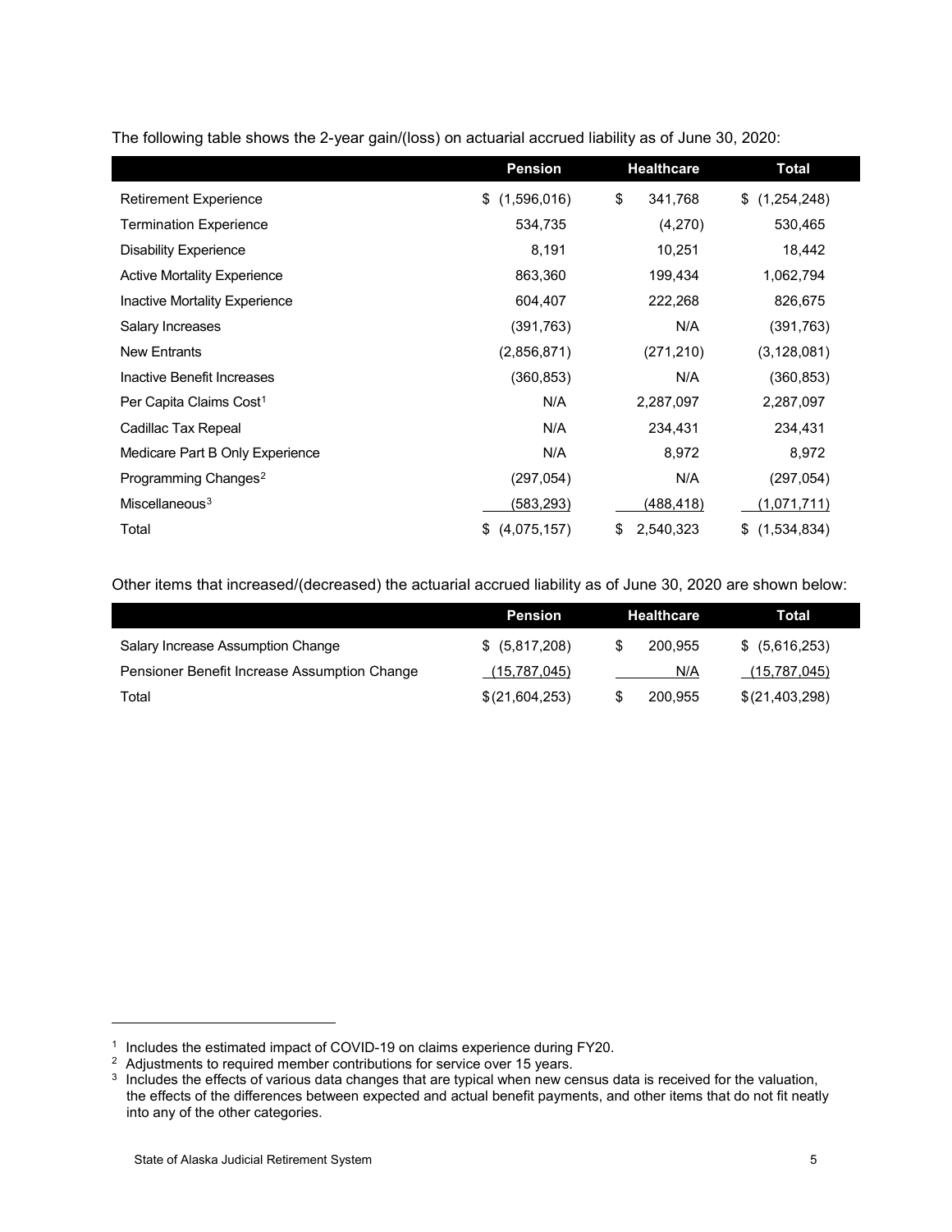The following table shows the 2-year gain/(loss) on actuarial accrued liability as of June 30, 2020:

| | Pension | Healthcare | Total |
|---|---|---|---|
| Retirement Experience | $ (1,596,016) | $ 341,768 | $ (1,254,248) |
| Termination Experience | 534,735 | (4,270) | 530,465 |
| Disability Experience | 8,191 | 10,251 | 18,442 |
| Active Mortality Experience | 863,360 | 199,434 | 1,062,794 |
| Inactive Mortality Experience | 604,407 | 222,268 | 826,675 |
| Salary Increases | (391,763) | N/A | (391,763) |
| New Entrants | (2,856,871) | (271,210) | (3,128,081) |
| Inactive Benefit Increases | (360,853) | N/A | (360,853) |
| Per Capita Claims Cost[1] | N/A | 2,287,097 | 2,287,097 |
| Cadillac Tax Repeal | N/A | 234,431 | 234,431 |
| Medicare Part B Only Experience | N/A | 8,972 | 8,972 |
| Programming Changes[2] | (297,054) | N/A | (297,054) |
| Miscellaneous[3] | (583,293) | (488,418) | (1,071,711) |
| Total | $ (4,075,157) | $ 2,540,323 | $ (1,534,834) |

Other items that increased/(decreased) the actuarial accrued liability as of June 30, 2020 are shown below:

| | Pension | Healthcare | Total |
|---|---|---|---|
| Salary Increase Assumption Change | $ (5,817,208) | $ 200,955 | $ (5,616,253) |
| Pensioner Benefit Increase Assumption Change | (15,787,045) | N/A | (15,787,045) |
| Total | $(21,604,253) | $ 200,955 | $(21,403,298) |

[1] Includes the estimated impact of COVID-19 on claims experience during FY20.

[2] Adjustments to required member contributions for service over 15 years.

[3] Includes the effects of various data changes that are typical when new census data is received for the valuation, the effects of the differences between expected and actual benefit payments, and other items that do not fit neatly into any of the other categories.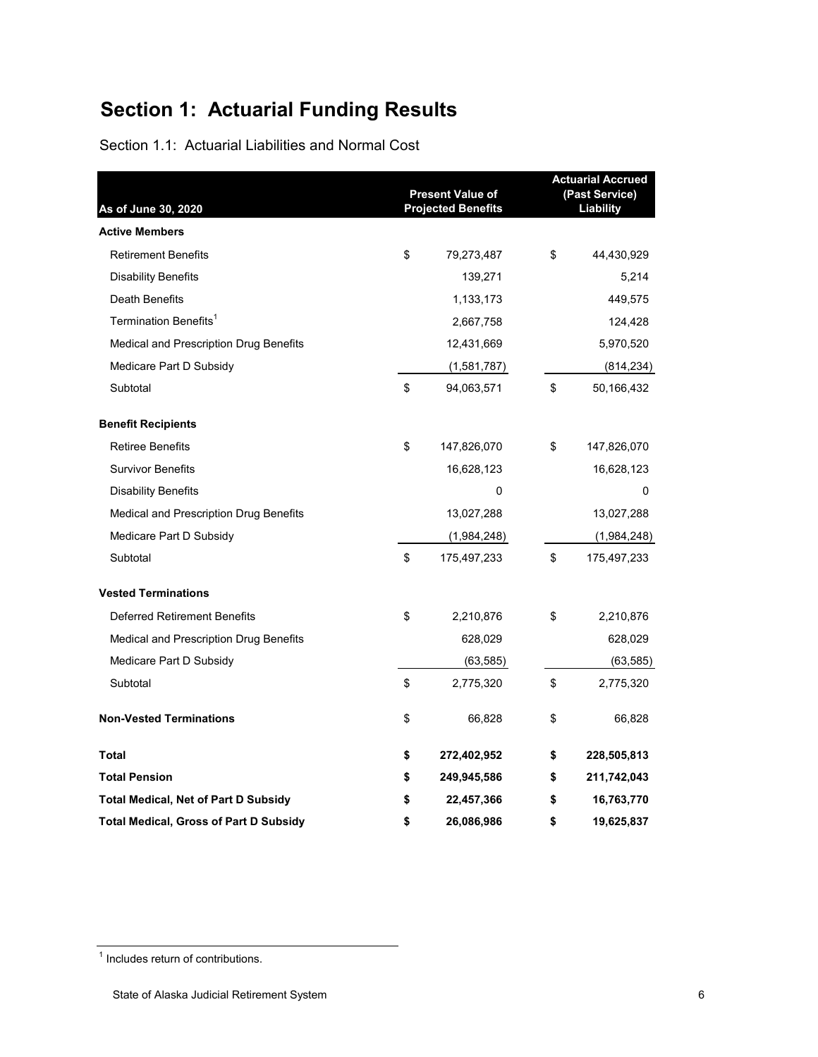# Section 1: Actuarial Funding Results

Section 1.1: Actuarial Liabilities and Normal Cost

| As of June 30, 2020 | Present Value of Projected Benefits | Actuarial Accrued (Past Service) Liability |
|---|---|---|
| **Active Members** | | |
| Retirement Benefits | $ 79,273,487 | $ 44,430,929 |
| Disability Benefits | 139,271 | 5,214 |
| Death Benefits | 1,133,173 | 449,575 |
| Termination Benefits[1] | 2,667,758 | 124,428 |
| Medical and Prescription Drug Benefits | 12,431,669 | 5,970,520 |
| Medicare Part D Subsidy | (1,581,787) | (814,234) |
| Subtotal | $ 94,063,571 | $ 50,166,432 |
| **Benefit Recipients** | | |
| Retiree Benefits | $ 147,826,070 | $ 147,826,070 |
| Survivor Benefits | 16,628,123 | 16,628,123 |
| Disability Benefits | 0 | 0 |
| Medical and Prescription Drug Benefits | 13,027,288 | 13,027,288 |
| Medicare Part D Subsidy | (1,984,248) | (1,984,248) |
| Subtotal | $ 175,497,233 | $ 175,497,233 |
| **Vested Terminations** | | |
| Deferred Retirement Benefits | $ 2,210,876 | $ 2,210,876 |
| Medical and Prescription Drug Benefits | 628,029 | 628,029 |
| Medicare Part D Subsidy | (63,585) | (63,585) |
| Subtotal | $ 2,775,320 | $ 2,775,320 |
| **Non-Vested Terminations** | $ 66,828 | $ 66,828 |
| **Total** | **$ 272,402,952** | **$ 228,505,813** |
| **Total Pension** | **$ 249,945,586** | **$ 211,742,043** |
| **Total Medical, Net of Part D Subsidy** | **$ 22,457,366** | **$ 16,763,770** |
| **Total Medical, Gross of Part D Subsidy** | **$ 26,086,986** | **$ 19,625,837** |

[1] Includes return of contributions.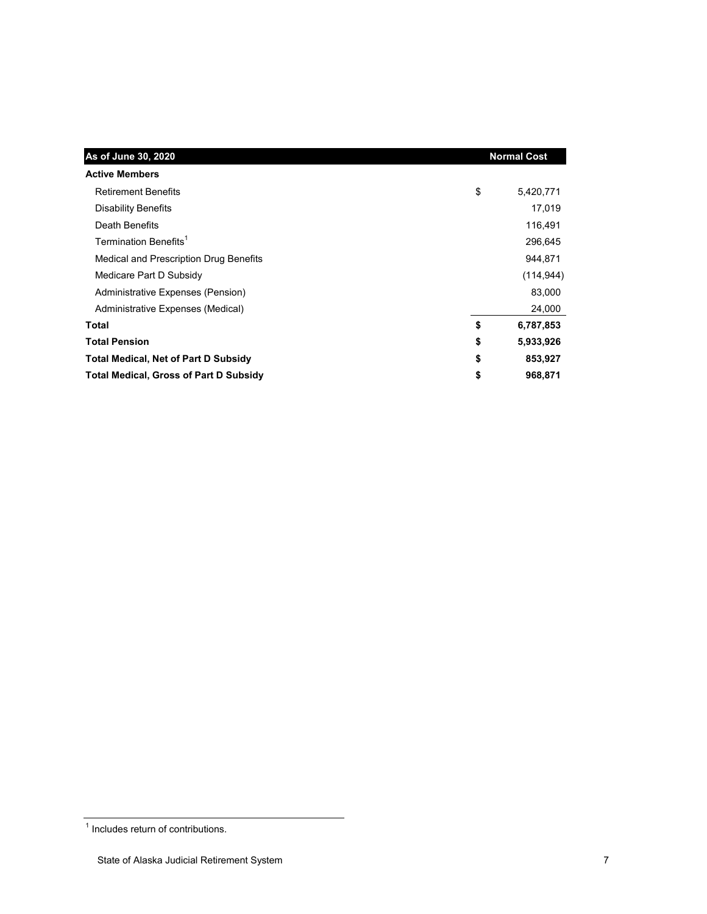| As of June 30, 2020 | | Normal Cost |
|---|---|---|
| **Active Members** | | |
| Retirement Benefits | $ | 5,420,771 |
| Disability Benefits | | 17,019 |
| Death Benefits | | 116,491 |
| Termination Benefits[1] | | 296,645 |
| Medical and Prescription Drug Benefits | | 944,871 |
| Medicare Part D Subsidy | | (114,944) |
| Administrative Expenses (Pension) | | 83,000 |
| Administrative Expenses (Medical) | | 24,000 |
| **Total** | **$** | **6,787,853** |
| **Total Pension** | **$** | **5,933,926** |
| **Total Medical, Net of Part D Subsidy** | **$** | **853,927** |
| **Total Medical, Gross of Part D Subsidy** | **$** | **968,871** |

[1] Includes return of contributions.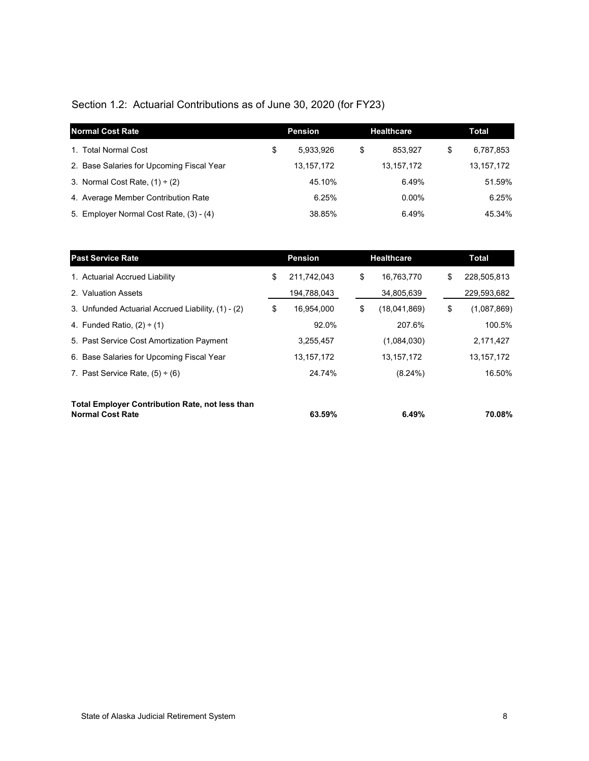## Section 1.2: Actuarial Contributions as of June 30, 2020 (for FY23)

| Normal Cost Rate | Pension | Healthcare | Total |
|---|---|---|---|
| 1. Total Normal Cost | $ 5,933,926 | $ 853,927 | $ 6,787,853 |
| 2. Base Salaries for Upcoming Fiscal Year | 13,157,172 | 13,157,172 | 13,157,172 |
| 3. Normal Cost Rate, (1) ÷ (2) | 45.10% | 6.49% | 51.59% |
| 4. Average Member Contribution Rate | 6.25% | 0.00% | 6.25% |
| 5. Employer Normal Cost Rate, (3) - (4) | 38.85% | 6.49% | 45.34% |

| Past Service Rate | Pension | Healthcare | Total |
|---|---|---|---|
| 1. Actuarial Accrued Liability | $ 211,742,043 | $ 16,763,770 | $ 228,505,813 |
| 2. Valuation Assets | 194,788,043 | 34,805,639 | 229,593,682 |
| 3. Unfunded Actuarial Accrued Liability, (1) - (2) | $ 16,954,000 | $ (18,041,869) | $ (1,087,869) |
| 4. Funded Ratio, (2) ÷ (1) | 92.0% | 207.6% | 100.5% |
| 5. Past Service Cost Amortization Payment | 3,255,457 | (1,084,030) | 2,171,427 |
| 6. Base Salaries for Upcoming Fiscal Year | 13,157,172 | 13,157,172 | 13,157,172 |
| 7. Past Service Rate, (5) ÷ (6) | 24.74% | (8.24%) | 16.50% |
| **Total Employer Contribution Rate, not less than Normal Cost Rate** | **63.59%** | **6.49%** | **70.08%** |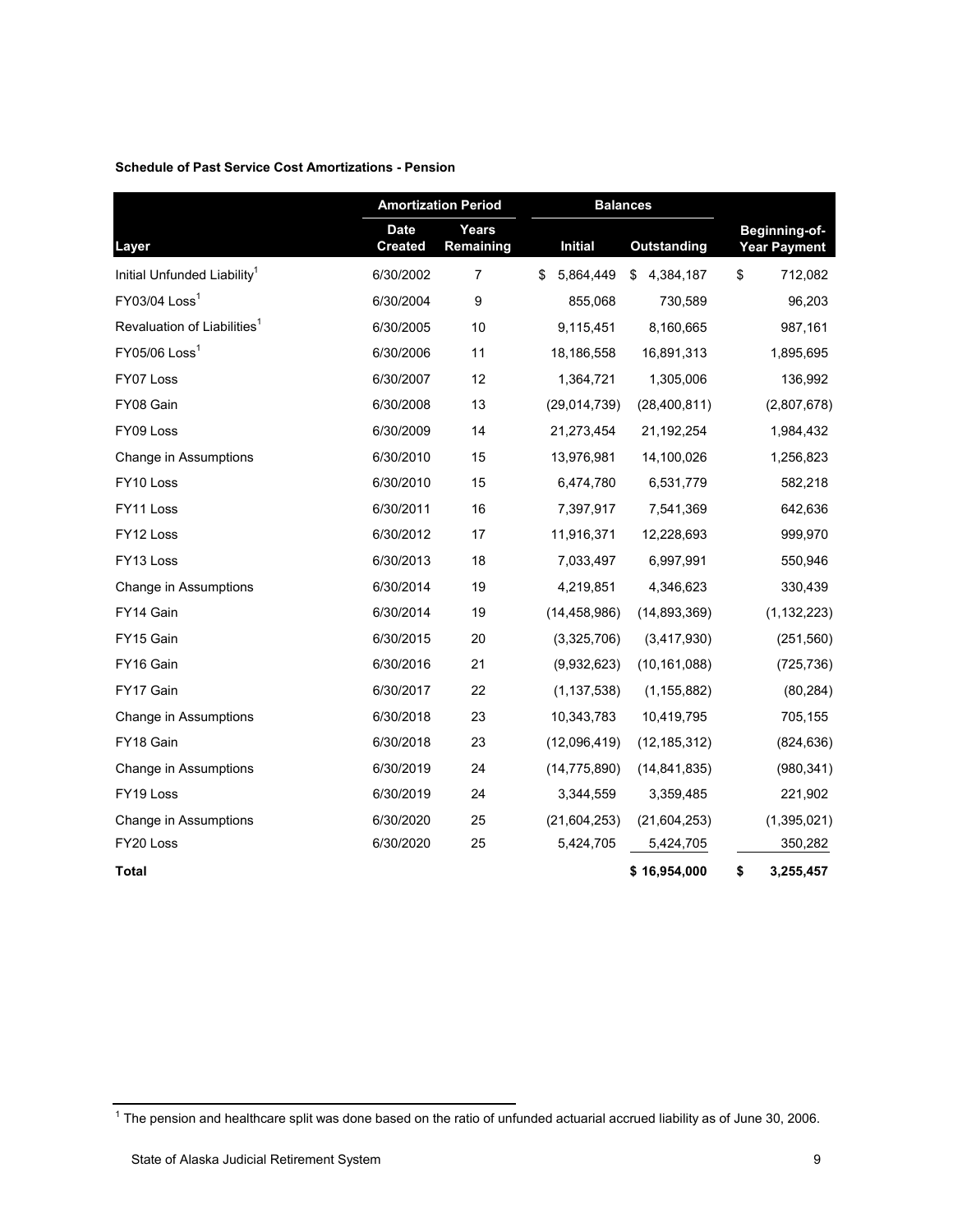**Schedule of Past Service Cost Amortizations - Pension**

| | Amortization Period | | Balances | | |
|---|---|---|---|---|---|
| **Layer** | **Date Created** | **Years Remaining** | **Initial** | **Outstanding** | **Beginning-of-Year Payment** |
| Initial Unfunded Liability[1] | 6/30/2002 | 7 | $ 5,864,449 | $ 4,384,187 | $ 712,082 |
| FY03/04 Loss[1] | 6/30/2004 | 9 | 855,068 | 730,589 | 96,203 |
| Revaluation of Liabilities[1] | 6/30/2005 | 10 | 9,115,451 | 8,160,665 | 987,161 |
| FY05/06 Loss[1] | 6/30/2006 | 11 | 18,186,558 | 16,891,313 | 1,895,695 |
| FY07 Loss | 6/30/2007 | 12 | 1,364,721 | 1,305,006 | 136,992 |
| FY08 Gain | 6/30/2008 | 13 | (29,014,739) | (28,400,811) | (2,807,678) |
| FY09 Loss | 6/30/2009 | 14 | 21,273,454 | 21,192,254 | 1,984,432 |
| Change in Assumptions | 6/30/2010 | 15 | 13,976,981 | 14,100,026 | 1,256,823 |
| FY10 Loss | 6/30/2010 | 15 | 6,474,780 | 6,531,779 | 582,218 |
| FY11 Loss | 6/30/2011 | 16 | 7,397,917 | 7,541,369 | 642,636 |
| FY12 Loss | 6/30/2012 | 17 | 11,916,371 | 12,228,693 | 999,970 |
| FY13 Loss | 6/30/2013 | 18 | 7,033,497 | 6,997,991 | 550,946 |
| Change in Assumptions | 6/30/2014 | 19 | 4,219,851 | 4,346,623 | 330,439 |
| FY14 Gain | 6/30/2014 | 19 | (14,458,986) | (14,893,369) | (1,132,223) |
| FY15 Gain | 6/30/2015 | 20 | (3,325,706) | (3,417,930) | (251,560) |
| FY16 Gain | 6/30/2016 | 21 | (9,932,623) | (10,161,088) | (725,736) |
| FY17 Gain | 6/30/2017 | 22 | (1,137,538) | (1,155,882) | (80,284) |
| Change in Assumptions | 6/30/2018 | 23 | 10,343,783 | 10,419,795 | 705,155 |
| FY18 Gain | 6/30/2018 | 23 | (12,096,419) | (12,185,312) | (824,636) |
| Change in Assumptions | 6/30/2019 | 24 | (14,775,890) | (14,841,835) | (980,341) |
| FY19 Loss | 6/30/2019 | 24 | 3,344,559 | 3,359,485 | 221,902 |
| Change in Assumptions | 6/30/2020 | 25 | (21,604,253) | (21,604,253) | (1,395,021) |
| FY20 Loss | 6/30/2020 | 25 | 5,424,705 | 5,424,705 | 350,282 |
| **Total** | | | | **$ 16,954,000** | **$ 3,255,457** |

[1] The pension and healthcare split was done based on the ratio of unfunded actuarial accrued liability as of June 30, 2006.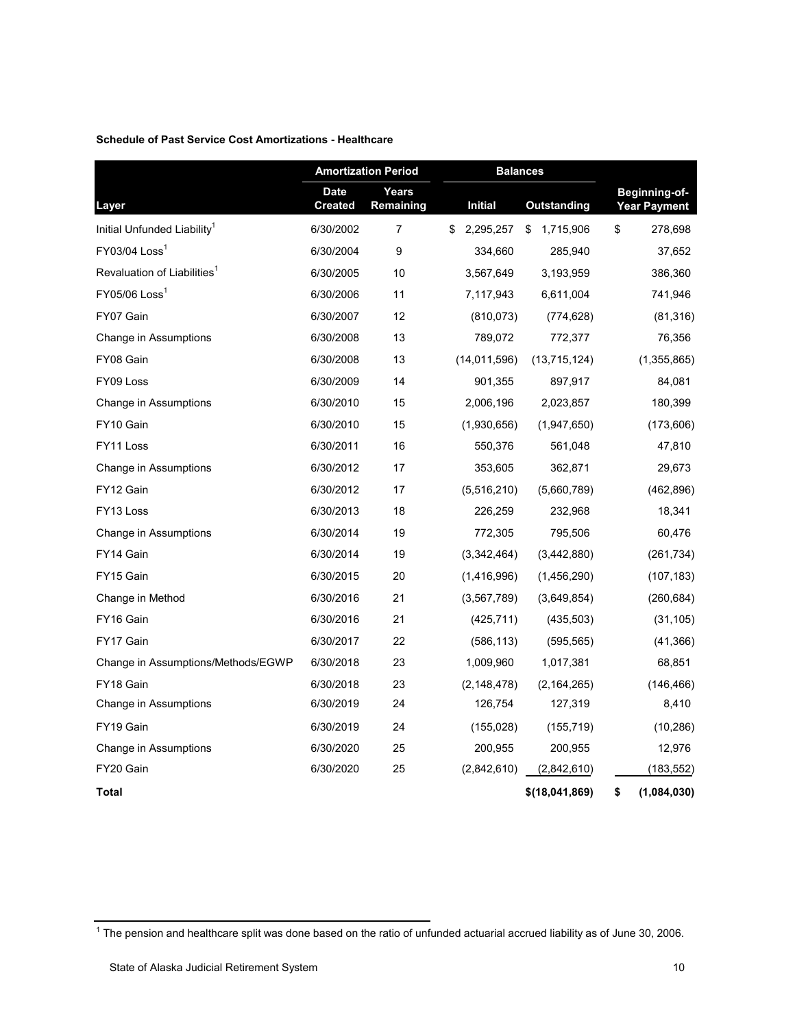**Schedule of Past Service Cost Amortizations - Healthcare**

| Layer | Amortization Period | | Balances | | Beginning-of-Year Payment |
|---|---|---|---|---|---|
| | Date Created | Years Remaining | Initial | Outstanding | |
| Initial Unfunded Liability[1] | 6/30/2002 | 7 | $ 2,295,257 | $ 1,715,906 | $ 278,698 |
| FY03/04 Loss[1] | 6/30/2004 | 9 | 334,660 | 285,940 | 37,652 |
| Revaluation of Liabilities[1] | 6/30/2005 | 10 | 3,567,649 | 3,193,959 | 386,360 |
| FY05/06 Loss[1] | 6/30/2006 | 11 | 7,117,943 | 6,611,004 | 741,946 |
| FY07 Gain | 6/30/2007 | 12 | (810,073) | (774,628) | (81,316) |
| Change in Assumptions | 6/30/2008 | 13 | 789,072 | 772,377 | 76,356 |
| FY08 Gain | 6/30/2008 | 13 | (14,011,596) | (13,715,124) | (1,355,865) |
| FY09 Loss | 6/30/2009 | 14 | 901,355 | 897,917 | 84,081 |
| Change in Assumptions | 6/30/2010 | 15 | 2,006,196 | 2,023,857 | 180,399 |
| FY10 Gain | 6/30/2010 | 15 | (1,930,656) | (1,947,650) | (173,606) |
| FY11 Loss | 6/30/2011 | 16 | 550,376 | 561,048 | 47,810 |
| Change in Assumptions | 6/30/2012 | 17 | 353,605 | 362,871 | 29,673 |
| FY12 Gain | 6/30/2012 | 17 | (5,516,210) | (5,660,789) | (462,896) |
| FY13 Loss | 6/30/2013 | 18 | 226,259 | 232,968 | 18,341 |
| Change in Assumptions | 6/30/2014 | 19 | 772,305 | 795,506 | 60,476 |
| FY14 Gain | 6/30/2014 | 19 | (3,342,464) | (3,442,880) | (261,734) |
| FY15 Gain | 6/30/2015 | 20 | (1,416,996) | (1,456,290) | (107,183) |
| Change in Method | 6/30/2016 | 21 | (3,567,789) | (3,649,854) | (260,684) |
| FY16 Gain | 6/30/2016 | 21 | (425,711) | (435,503) | (31,105) |
| FY17 Gain | 6/30/2017 | 22 | (586,113) | (595,565) | (41,366) |
| Change in Assumptions/Methods/EGWP | 6/30/2018 | 23 | 1,009,960 | 1,017,381 | 68,851 |
| FY18 Gain | 6/30/2018 | 23 | (2,148,478) | (2,164,265) | (146,466) |
| Change in Assumptions | 6/30/2019 | 24 | 126,754 | 127,319 | 8,410 |
| FY19 Gain | 6/30/2019 | 24 | (155,028) | (155,719) | (10,286) |
| Change in Assumptions | 6/30/2020 | 25 | 200,955 | 200,955 | 12,976 |
| FY20 Gain | 6/30/2020 | 25 | (2,842,610) | (2,842,610) | (183,552) |
| **Total** | | | | **$(18,041,869)** | **$ (1,084,030)** |

[1] The pension and healthcare split was done based on the ratio of unfunded actuarial accrued liability as of June 30, 2006.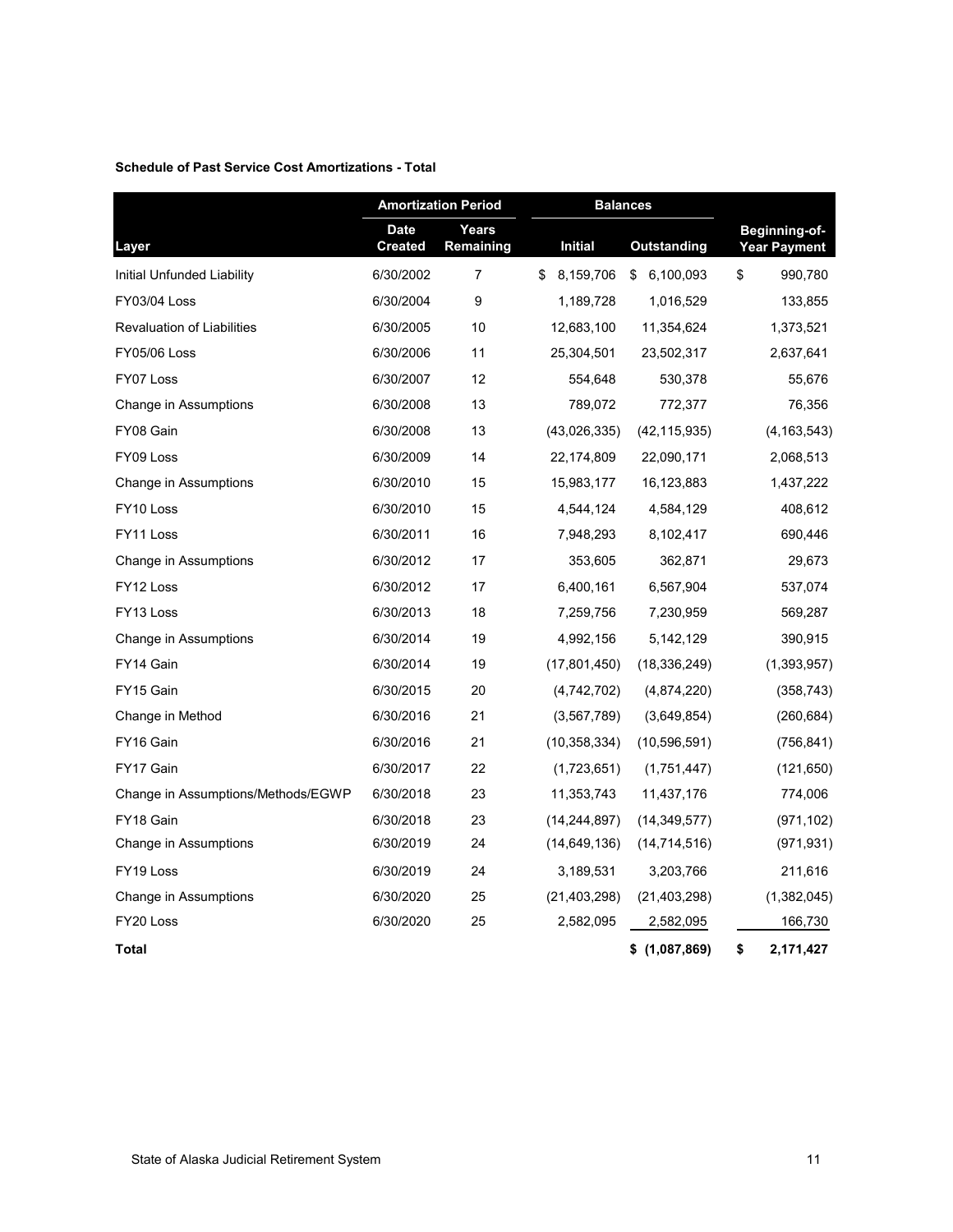**Schedule of Past Service Cost Amortizations - Total**

| | Amortization Period | | Balances | | |
|---|---|---|---|---|---|
| Layer | Date Created | Years Remaining | Initial | Outstanding | Beginning-of-Year Payment |
| Initial Unfunded Liability | 6/30/2002 | 7 | $ 8,159,706 | $ 6,100,093 | $ 990,780 |
| FY03/04 Loss | 6/30/2004 | 9 | 1,189,728 | 1,016,529 | 133,855 |
| Revaluation of Liabilities | 6/30/2005 | 10 | 12,683,100 | 11,354,624 | 1,373,521 |
| FY05/06 Loss | 6/30/2006 | 11 | 25,304,501 | 23,502,317 | 2,637,641 |
| FY07 Loss | 6/30/2007 | 12 | 554,648 | 530,378 | 55,676 |
| Change in Assumptions | 6/30/2008 | 13 | 789,072 | 772,377 | 76,356 |
| FY08 Gain | 6/30/2008 | 13 | (43,026,335) | (42,115,935) | (4,163,543) |
| FY09 Loss | 6/30/2009 | 14 | 22,174,809 | 22,090,171 | 2,068,513 |
| Change in Assumptions | 6/30/2010 | 15 | 15,983,177 | 16,123,883 | 1,437,222 |
| FY10 Loss | 6/30/2010 | 15 | 4,544,124 | 4,584,129 | 408,612 |
| FY11 Loss | 6/30/2011 | 16 | 7,948,293 | 8,102,417 | 690,446 |
| Change in Assumptions | 6/30/2012 | 17 | 353,605 | 362,871 | 29,673 |
| FY12 Loss | 6/30/2012 | 17 | 6,400,161 | 6,567,904 | 537,074 |
| FY13 Loss | 6/30/2013 | 18 | 7,259,756 | 7,230,959 | 569,287 |
| Change in Assumptions | 6/30/2014 | 19 | 4,992,156 | 5,142,129 | 390,915 |
| FY14 Gain | 6/30/2014 | 19 | (17,801,450) | (18,336,249) | (1,393,957) |
| FY15 Gain | 6/30/2015 | 20 | (4,742,702) | (4,874,220) | (358,743) |
| Change in Method | 6/30/2016 | 21 | (3,567,789) | (3,649,854) | (260,684) |
| FY16 Gain | 6/30/2016 | 21 | (10,358,334) | (10,596,591) | (756,841) |
| FY17 Gain | 6/30/2017 | 22 | (1,723,651) | (1,751,447) | (121,650) |
| Change in Assumptions/Methods/EGWP | 6/30/2018 | 23 | 11,353,743 | 11,437,176 | 774,006 |
| FY18 Gain | 6/30/2018 | 23 | (14,244,897) | (14,349,577) | (971,102) |
| Change in Assumptions | 6/30/2019 | 24 | (14,649,136) | (14,714,516) | (971,931) |
| FY19 Loss | 6/30/2019 | 24 | 3,189,531 | 3,203,766 | 211,616 |
| Change in Assumptions | 6/30/2020 | 25 | (21,403,298) | (21,403,298) | (1,382,045) |
| FY20 Loss | 6/30/2020 | 25 | 2,582,095 | 2,582,095 | 166,730 |
| **Total** | | | | **$ (1,087,869)** | **$ 2,171,427** |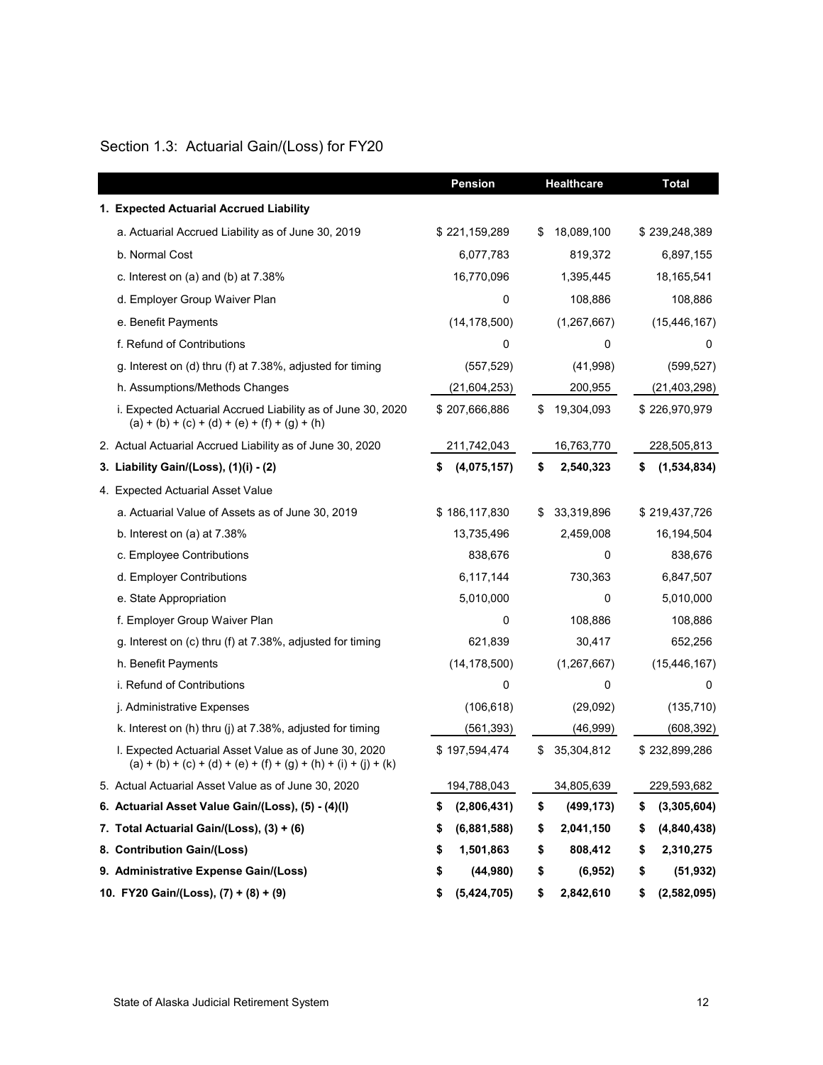## Section 1.3: Actuarial Gain/(Loss) for FY20

| | Pension | Healthcare | Total |
|---|---|---|---|
| **1. Expected Actuarial Accrued Liability** | | | |
| a. Actuarial Accrued Liability as of June 30, 2019 | $ 221,159,289 | $ 18,089,100 | $ 239,248,389 |
| b. Normal Cost | 6,077,783 | 819,372 | 6,897,155 |
| c. Interest on (a) and (b) at 7.38% | 16,770,096 | 1,395,445 | 18,165,541 |
| d. Employer Group Waiver Plan | 0 | 108,886 | 108,886 |
| e. Benefit Payments | (14,178,500) | (1,267,667) | (15,446,167) |
| f. Refund of Contributions | 0 | 0 | 0 |
| g. Interest on (d) thru (f) at 7.38%, adjusted for timing | (557,529) | (41,998) | (599,527) |
| h. Assumptions/Methods Changes | (21,604,253) | 200,955 | (21,403,298) |
| i. Expected Actuarial Accrued Liability as of June 30, 2020 (a) + (b) + (c) + (d) + (e) + (f) + (g) + (h) | $ 207,666,886 | $ 19,304,093 | $ 226,970,979 |
| 2. Actual Actuarial Accrued Liability as of June 30, 2020 | 211,742,043 | 16,763,770 | 228,505,813 |
| **3. Liability Gain/(Loss), (1)(i) - (2)** | **$ (4,075,157)** | **$ 2,540,323** | **$ (1,534,834)** |
| 4. Expected Actuarial Asset Value | | | |
| a. Actuarial Value of Assets as of June 30, 2019 | $ 186,117,830 | $ 33,319,896 | $ 219,437,726 |
| b. Interest on (a) at 7.38% | 13,735,496 | 2,459,008 | 16,194,504 |
| c. Employee Contributions | 838,676 | 0 | 838,676 |
| d. Employer Contributions | 6,117,144 | 730,363 | 6,847,507 |
| e. State Appropriation | 5,010,000 | 0 | 5,010,000 |
| f. Employer Group Waiver Plan | 0 | 108,886 | 108,886 |
| g. Interest on (c) thru (f) at 7.38%, adjusted for timing | 621,839 | 30,417 | 652,256 |
| h. Benefit Payments | (14,178,500) | (1,267,667) | (15,446,167) |
| i. Refund of Contributions | 0 | 0 | 0 |
| j. Administrative Expenses | (106,618) | (29,092) | (135,710) |
| k. Interest on (h) thru (j) at 7.38%, adjusted for timing | (561,393) | (46,999) | (608,392) |
| l. Expected Actuarial Asset Value as of June 30, 2020 (a) + (b) + (c) + (d) + (e) + (f) + (g) + (h) + (i) + (j) + (k) | $ 197,594,474 | $ 35,304,812 | $ 232,899,286 |
| 5. Actual Actuarial Asset Value as of June 30, 2020 | 194,788,043 | 34,805,639 | 229,593,682 |
| **6. Actuarial Asset Value Gain/(Loss), (5) - (4)(l)** | **$ (2,806,431)** | **$ (499,173)** | **$ (3,305,604)** |
| **7. Total Actuarial Gain/(Loss), (3) + (6)** | **$ (6,881,588)** | **$ 2,041,150** | **$ (4,840,438)** |
| **8. Contribution Gain/(Loss)** | **$ 1,501,863** | **$ 808,412** | **$ 2,310,275** |
| **9. Administrative Expense Gain/(Loss)** | **$ (44,980)** | **$ (6,952)** | **$ (51,932)** |
| **10. FY20 Gain/(Loss), (7) + (8) + (9)** | **$ (5,424,705)** | **$ 2,842,610** | **$ (2,582,095)** |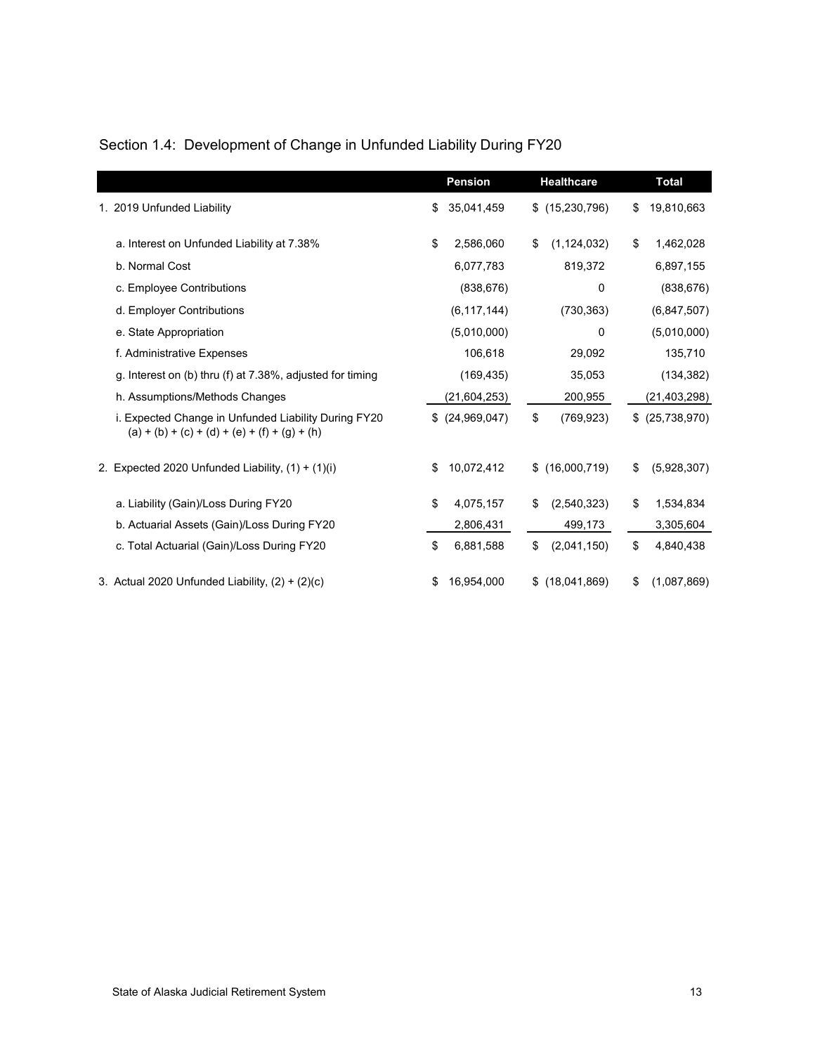## Section 1.4: Development of Change in Unfunded Liability During FY20

| | Pension | Healthcare | Total |
|---|---|---|---|
| 1. 2019 Unfunded Liability | $ 35,041,459 | $ (15,230,796) | $ 19,810,663 |
| a. Interest on Unfunded Liability at 7.38% | $ 2,586,060 | $ (1,124,032) | $ 1,462,028 |
| b. Normal Cost | 6,077,783 | 819,372 | 6,897,155 |
| c. Employee Contributions | (838,676) | 0 | (838,676) |
| d. Employer Contributions | (6,117,144) | (730,363) | (6,847,507) |
| e. State Appropriation | (5,010,000) | 0 | (5,010,000) |
| f. Administrative Expenses | 106,618 | 29,092 | 135,710 |
| g. Interest on (b) thru (f) at 7.38%, adjusted for timing | (169,435) | 35,053 | (134,382) |
| h. Assumptions/Methods Changes | (21,604,253) | 200,955 | (21,403,298) |
| i. Expected Change in Unfunded Liability During FY20 (a) + (b) + (c) + (d) + (e) + (f) + (g) + (h) | $ (24,969,047) | $ (769,923) | $ (25,738,970) |
| 2. Expected 2020 Unfunded Liability, (1) + (1)(i) | $ 10,072,412 | $ (16,000,719) | $ (5,928,307) |
| a. Liability (Gain)/Loss During FY20 | $ 4,075,157 | $ (2,540,323) | $ 1,534,834 |
| b. Actuarial Assets (Gain)/Loss During FY20 | 2,806,431 | 499,173 | 3,305,604 |
| c. Total Actuarial (Gain)/Loss During FY20 | $ 6,881,588 | $ (2,041,150) | $ 4,840,438 |
| 3. Actual 2020 Unfunded Liability, (2) + (2)(c) | $ 16,954,000 | $ (18,041,869) | $ (1,087,869) |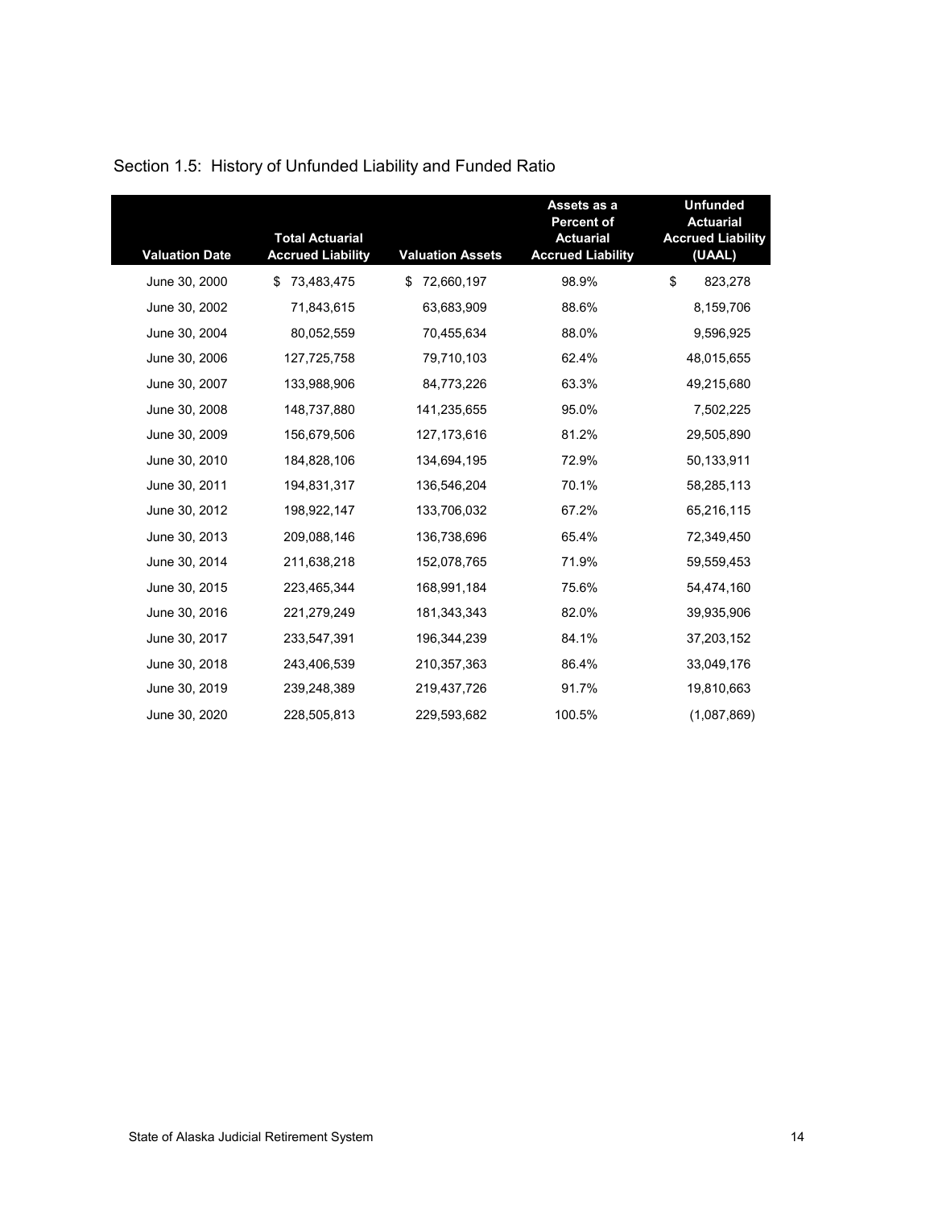## Section 1.5: History of Unfunded Liability and Funded Ratio

| Valuation Date | Total Actuarial Accrued Liability | Valuation Assets | Assets as a Percent of Actuarial Accrued Liability | Unfunded Actuarial Accrued Liability (UAAL) |
|---|---|---|---|---|
| June 30, 2000 | $ 73,483,475 | $ 72,660,197 | 98.9% | $ 823,278 |
| June 30, 2002 | 71,843,615 | 63,683,909 | 88.6% | 8,159,706 |
| June 30, 2004 | 80,052,559 | 70,455,634 | 88.0% | 9,596,925 |
| June 30, 2006 | 127,725,758 | 79,710,103 | 62.4% | 48,015,655 |
| June 30, 2007 | 133,988,906 | 84,773,226 | 63.3% | 49,215,680 |
| June 30, 2008 | 148,737,880 | 141,235,655 | 95.0% | 7,502,225 |
| June 30, 2009 | 156,679,506 | 127,173,616 | 81.2% | 29,505,890 |
| June 30, 2010 | 184,828,106 | 134,694,195 | 72.9% | 50,133,911 |
| June 30, 2011 | 194,831,317 | 136,546,204 | 70.1% | 58,285,113 |
| June 30, 2012 | 198,922,147 | 133,706,032 | 67.2% | 65,216,115 |
| June 30, 2013 | 209,088,146 | 136,738,696 | 65.4% | 72,349,450 |
| June 30, 2014 | 211,638,218 | 152,078,765 | 71.9% | 59,559,453 |
| June 30, 2015 | 223,465,344 | 168,991,184 | 75.6% | 54,474,160 |
| June 30, 2016 | 221,279,249 | 181,343,343 | 82.0% | 39,935,906 |
| June 30, 2017 | 233,547,391 | 196,344,239 | 84.1% | 37,203,152 |
| June 30, 2018 | 243,406,539 | 210,357,363 | 86.4% | 33,049,176 |
| June 30, 2019 | 239,248,389 | 219,437,726 | 91.7% | 19,810,663 |
| June 30, 2020 | 228,505,813 | 229,593,682 | 100.5% | (1,087,869) |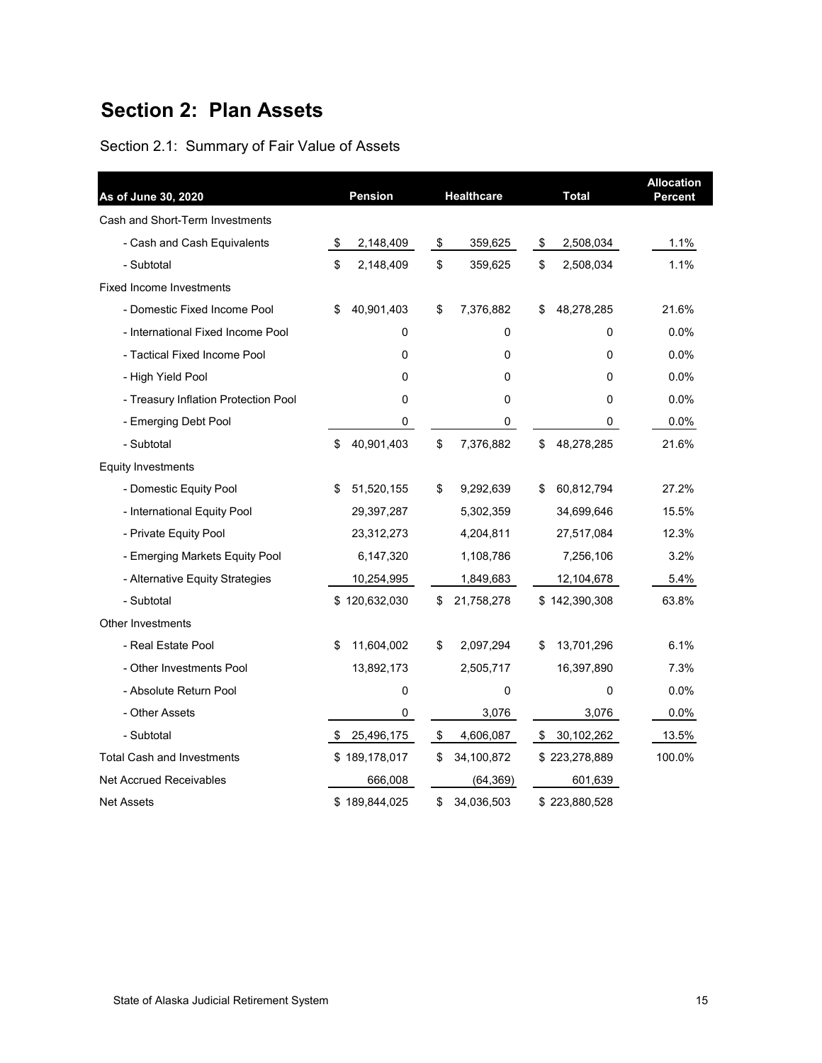# Section 2: Plan Assets

## Section 2.1: Summary of Fair Value of Assets

| As of June 30, 2020 | Pension | Healthcare | Total | Allocation Percent |
|---|---|---|---|---|
| Cash and Short-Term Investments | | | | |
| - Cash and Cash Equivalents | $ 2,148,409 | $ 359,625 | $ 2,508,034 | 1.1% |
| - Subtotal | $ 2,148,409 | $ 359,625 | $ 2,508,034 | 1.1% |
| Fixed Income Investments | | | | |
| - Domestic Fixed Income Pool | $ 40,901,403 | $ 7,376,882 | $ 48,278,285 | 21.6% |
| - International Fixed Income Pool | 0 | 0 | 0 | 0.0% |
| - Tactical Fixed Income Pool | 0 | 0 | 0 | 0.0% |
| - High Yield Pool | 0 | 0 | 0 | 0.0% |
| - Treasury Inflation Protection Pool | 0 | 0 | 0 | 0.0% |
| - Emerging Debt Pool | 0 | 0 | 0 | 0.0% |
| - Subtotal | $ 40,901,403 | $ 7,376,882 | $ 48,278,285 | 21.6% |
| Equity Investments | | | | |
| - Domestic Equity Pool | $ 51,520,155 | $ 9,292,639 | $ 60,812,794 | 27.2% |
| - International Equity Pool | 29,397,287 | 5,302,359 | 34,699,646 | 15.5% |
| - Private Equity Pool | 23,312,273 | 4,204,811 | 27,517,084 | 12.3% |
| - Emerging Markets Equity Pool | 6,147,320 | 1,108,786 | 7,256,106 | 3.2% |
| - Alternative Equity Strategies | 10,254,995 | 1,849,683 | 12,104,678 | 5.4% |
| - Subtotal | $ 120,632,030 | $ 21,758,278 | $ 142,390,308 | 63.8% |
| Other Investments | | | | |
| - Real Estate Pool | $ 11,604,002 | $ 2,097,294 | $ 13,701,296 | 6.1% |
| - Other Investments Pool | 13,892,173 | 2,505,717 | 16,397,890 | 7.3% |
| - Absolute Return Pool | 0 | 0 | 0 | 0.0% |
| - Other Assets | 0 | 3,076 | 3,076 | 0.0% |
| - Subtotal | $ 25,496,175 | $ 4,606,087 | $ 30,102,262 | 13.5% |
| Total Cash and Investments | $ 189,178,017 | $ 34,100,872 | $ 223,278,889 | 100.0% |
| Net Accrued Receivables | 666,008 | (64,369) | 601,639 | |
| Net Assets | $ 189,844,025 | $ 34,036,503 | $ 223,880,528 | |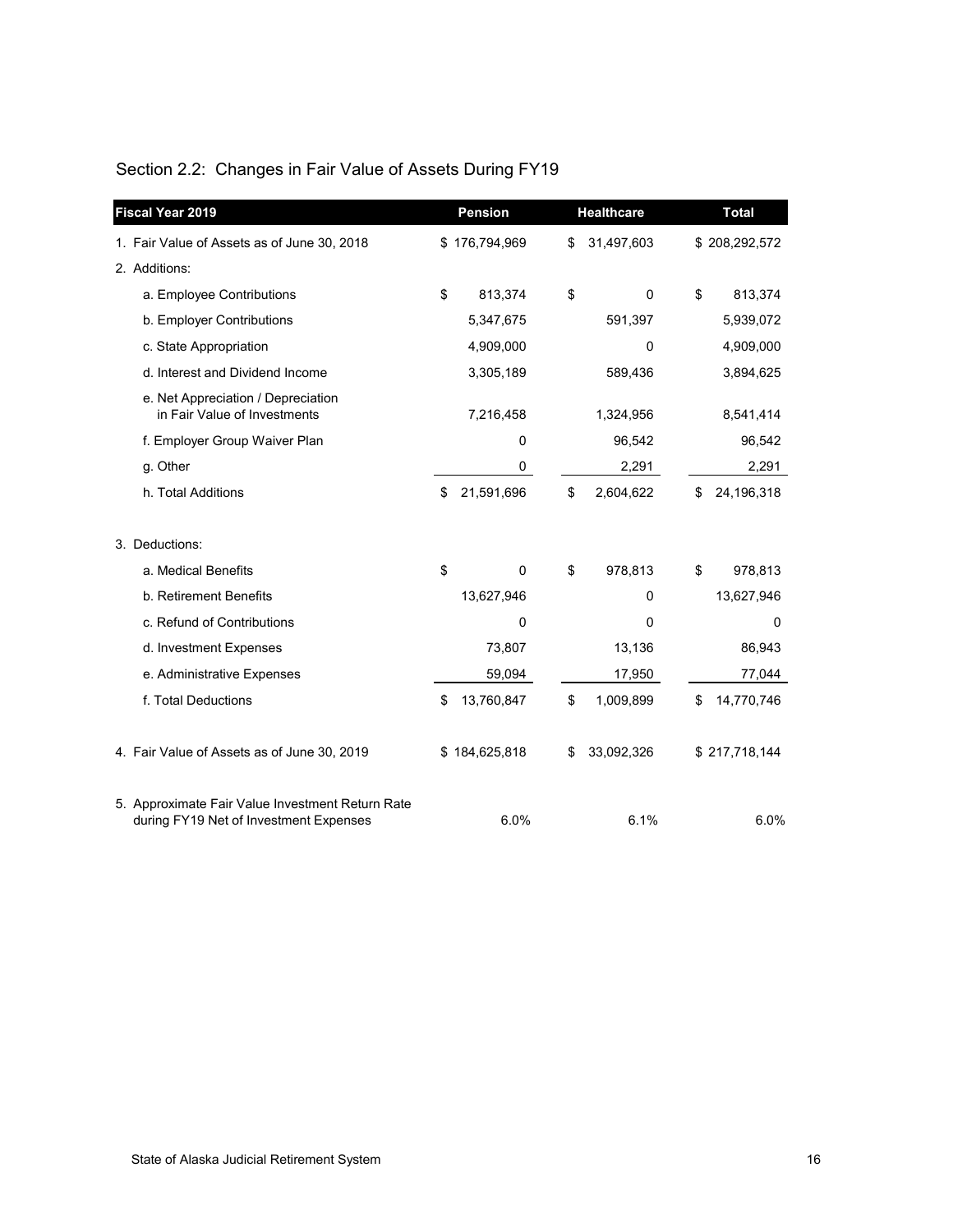## Section 2.2: Changes in Fair Value of Assets During FY19

| Fiscal Year 2019 | Pension | Healthcare | Total |
|---|---|---|---|
| 1. Fair Value of Assets as of June 30, 2018 | $ 176,794,969 | $ 31,497,603 | $ 208,292,572 |
| 2. Additions: | | | |
| a. Employee Contributions | $ 813,374 | $ 0 | $ 813,374 |
| b. Employer Contributions | 5,347,675 | 591,397 | 5,939,072 |
| c. State Appropriation | 4,909,000 | 0 | 4,909,000 |
| d. Interest and Dividend Income | 3,305,189 | 589,436 | 3,894,625 |
| e. Net Appreciation / Depreciation in Fair Value of Investments | 7,216,458 | 1,324,956 | 8,541,414 |
| f. Employer Group Waiver Plan | 0 | 96,542 | 96,542 |
| g. Other | 0 | 2,291 | 2,291 |
| h. Total Additions | $ 21,591,696 | $ 2,604,622 | $ 24,196,318 |
| 3. Deductions: | | | |
| a. Medical Benefits | $ 0 | $ 978,813 | $ 978,813 |
| b. Retirement Benefits | 13,627,946 | 0 | 13,627,946 |
| c. Refund of Contributions | 0 | 0 | 0 |
| d. Investment Expenses | 73,807 | 13,136 | 86,943 |
| e. Administrative Expenses | 59,094 | 17,950 | 77,044 |
| f. Total Deductions | $ 13,760,847 | $ 1,009,899 | $ 14,770,746 |
| 4. Fair Value of Assets as of June 30, 2019 | $ 184,625,818 | $ 33,092,326 | $ 217,718,144 |
| 5. Approximate Fair Value Investment Return Rate during FY19 Net of Investment Expenses | 6.0% | 6.1% | 6.0% |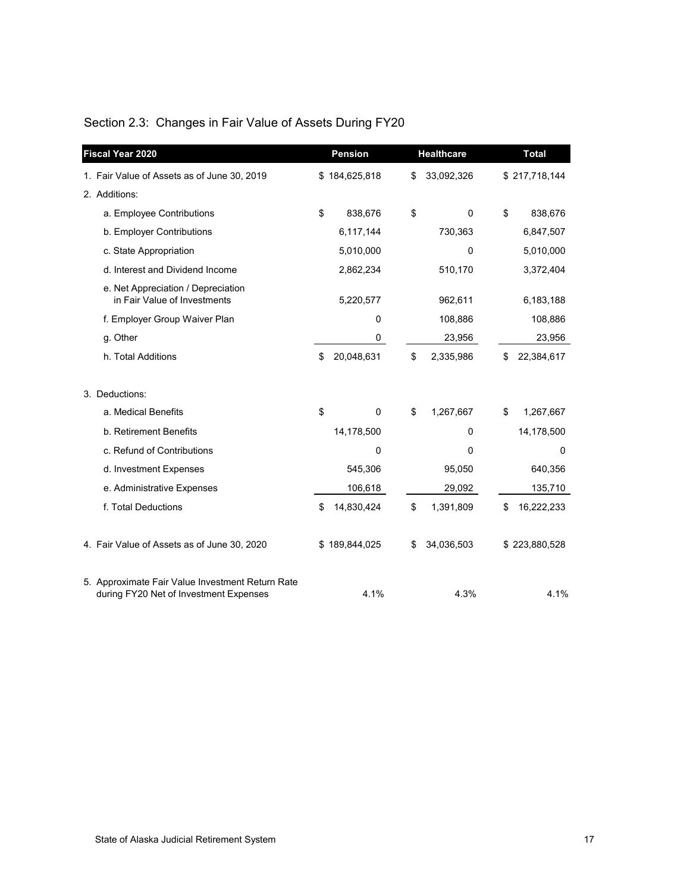## Section 2.3: Changes in Fair Value of Assets During FY20

| Fiscal Year 2020 | Pension | Healthcare | Total |
|---|---|---|---|
| 1. Fair Value of Assets as of June 30, 2019 | $ 184,625,818 | $ 33,092,326 | $ 217,718,144 |
| 2. Additions: | | | |
| a. Employee Contributions | $ 838,676 | $ 0 | $ 838,676 |
| b. Employer Contributions | 6,117,144 | 730,363 | 6,847,507 |
| c. State Appropriation | 5,010,000 | 0 | 5,010,000 |
| d. Interest and Dividend Income | 2,862,234 | 510,170 | 3,372,404 |
| e. Net Appreciation / Depreciation in Fair Value of Investments | 5,220,577 | 962,611 | 6,183,188 |
| f. Employer Group Waiver Plan | 0 | 108,886 | 108,886 |
| g. Other | 0 | 23,956 | 23,956 |
| h. Total Additions | $ 20,048,631 | $ 2,335,986 | $ 22,384,617 |
| 3. Deductions: | | | |
| a. Medical Benefits | $ 0 | $ 1,267,667 | $ 1,267,667 |
| b. Retirement Benefits | 14,178,500 | 0 | 14,178,500 |
| c. Refund of Contributions | 0 | 0 | 0 |
| d. Investment Expenses | 545,306 | 95,050 | 640,356 |
| e. Administrative Expenses | 106,618 | 29,092 | 135,710 |
| f. Total Deductions | $ 14,830,424 | $ 1,391,809 | $ 16,222,233 |
| 4. Fair Value of Assets as of June 30, 2020 | $ 189,844,025 | $ 34,036,503 | $ 223,880,528 |
| 5. Approximate Fair Value Investment Return Rate during FY20 Net of Investment Expenses | 4.1% | 4.3% | 4.1% |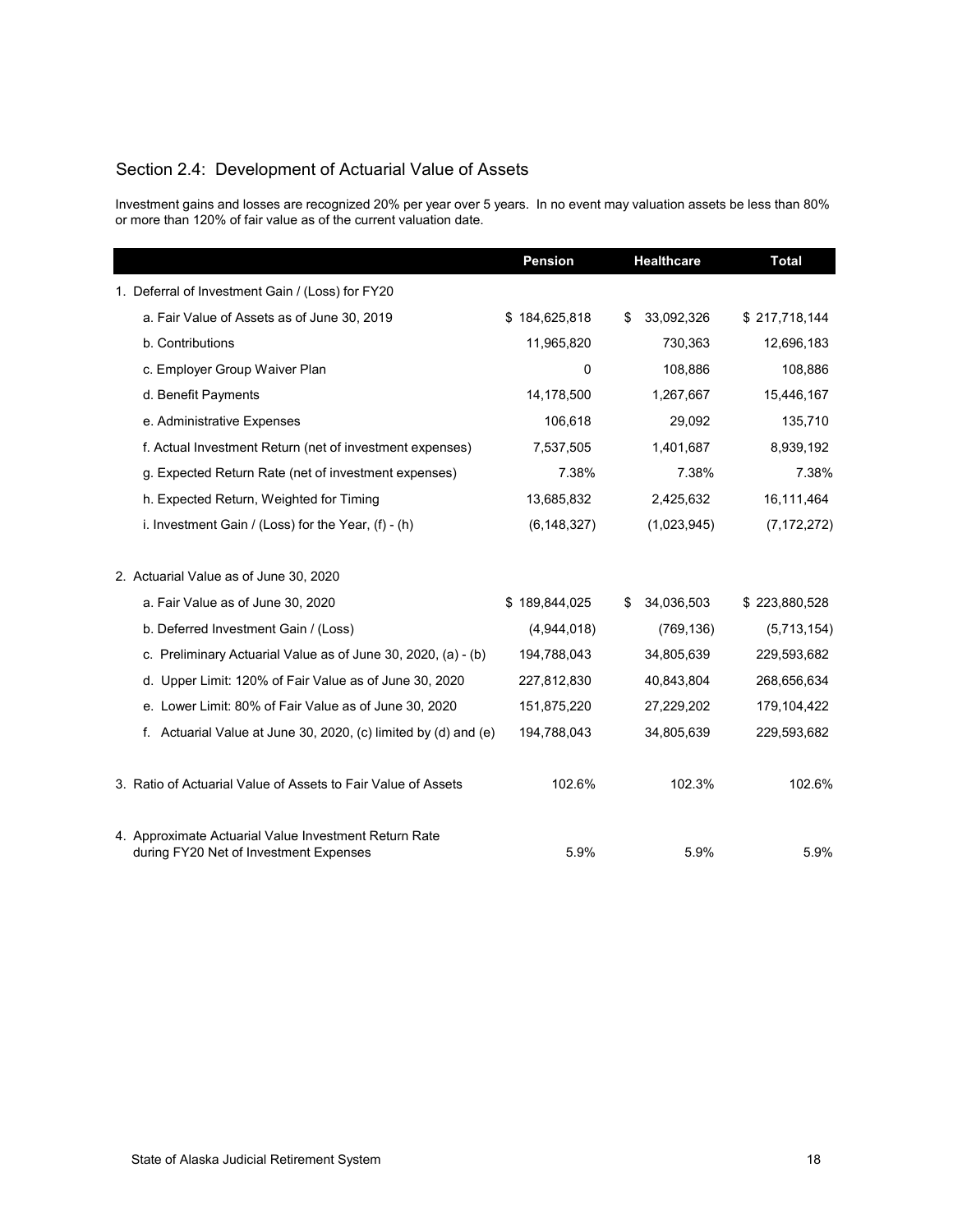## Section 2.4: Development of Actuarial Value of Assets

Investment gains and losses are recognized 20% per year over 5 years. In no event may valuation assets be less than 80% or more than 120% of fair value as of the current valuation date.

| | Pension | Healthcare | Total |
|---|---|---|---|
| 1. Deferral of Investment Gain / (Loss) for FY20 | | | |
| a. Fair Value of Assets as of June 30, 2019 | $ 184,625,818 | $ 33,092,326 | $ 217,718,144 |
| b. Contributions | 11,965,820 | 730,363 | 12,696,183 |
| c. Employer Group Waiver Plan | 0 | 108,886 | 108,886 |
| d. Benefit Payments | 14,178,500 | 1,267,667 | 15,446,167 |
| e. Administrative Expenses | 106,618 | 29,092 | 135,710 |
| f. Actual Investment Return (net of investment expenses) | 7,537,505 | 1,401,687 | 8,939,192 |
| g. Expected Return Rate (net of investment expenses) | 7.38% | 7.38% | 7.38% |
| h. Expected Return, Weighted for Timing | 13,685,832 | 2,425,632 | 16,111,464 |
| i. Investment Gain / (Loss) for the Year, (f) - (h) | (6,148,327) | (1,023,945) | (7,172,272) |
| 2. Actuarial Value as of June 30, 2020 | | | |
| a. Fair Value as of June 30, 2020 | $ 189,844,025 | $ 34,036,503 | $ 223,880,528 |
| b. Deferred Investment Gain / (Loss) | (4,944,018) | (769,136) | (5,713,154) |
| c. Preliminary Actuarial Value as of June 30, 2020, (a) - (b) | 194,788,043 | 34,805,639 | 229,593,682 |
| d. Upper Limit: 120% of Fair Value as of June 30, 2020 | 227,812,830 | 40,843,804 | 268,656,634 |
| e. Lower Limit: 80% of Fair Value as of June 30, 2020 | 151,875,220 | 27,229,202 | 179,104,422 |
| f. Actuarial Value at June 30, 2020, (c) limited by (d) and (e) | 194,788,043 | 34,805,639 | 229,593,682 |
| 3. Ratio of Actuarial Value of Assets to Fair Value of Assets | 102.6% | 102.3% | 102.6% |
| 4. Approximate Actuarial Value Investment Return Rate during FY20 Net of Investment Expenses | 5.9% | 5.9% | 5.9% |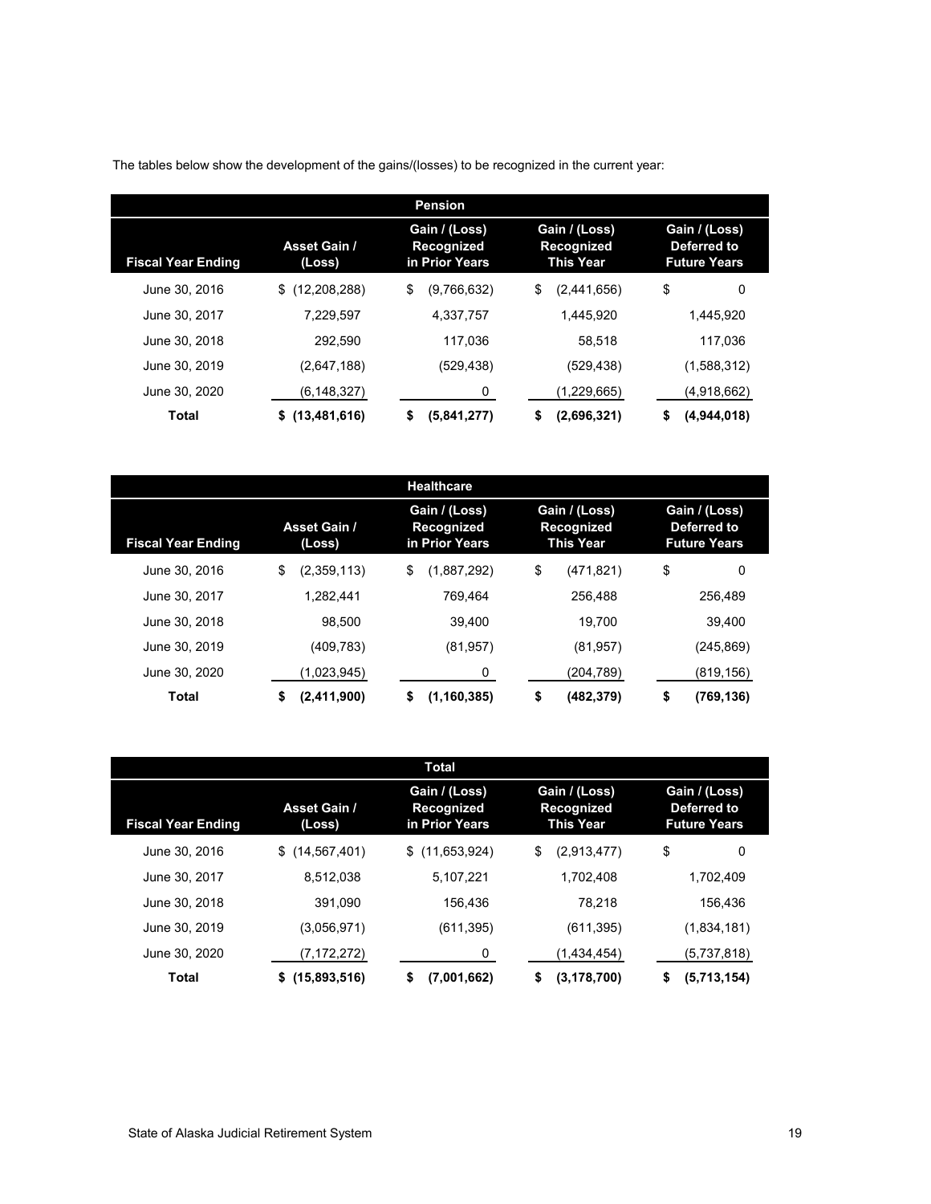The tables below show the development of the gains/(losses) to be recognized in the current year:

| Pension | | | | |
|---|---|---|---|---|
| **Fiscal Year Ending** | **Asset Gain / (Loss)** | **Gain / (Loss) Recognized in Prior Years** | **Gain / (Loss) Recognized This Year** | **Gain / (Loss) Deferred to Future Years** |
| June 30, 2016 | $ (12,208,288) | $ (9,766,632) | $ (2,441,656) | $ 0 |
| June 30, 2017 | 7,229,597 | 4,337,757 | 1,445,920 | 1,445,920 |
| June 30, 2018 | 292,590 | 117,036 | 58,518 | 117,036 |
| June 30, 2019 | (2,647,188) | (529,438) | (529,438) | (1,588,312) |
| June 30, 2020 | (6,148,327) | 0 | (1,229,665) | (4,918,662) |
| **Total** | **$ (13,481,616)** | **$ (5,841,277)** | **$ (2,696,321)** | **$ (4,944,018)** |

| Healthcare | | | | |
|---|---|---|---|---|
| **Fiscal Year Ending** | **Asset Gain / (Loss)** | **Gain / (Loss) Recognized in Prior Years** | **Gain / (Loss) Recognized This Year** | **Gain / (Loss) Deferred to Future Years** |
| June 30, 2016 | $ (2,359,113) | $ (1,887,292) | $ (471,821) | $ 0 |
| June 30, 2017 | 1,282,441 | 769,464 | 256,488 | 256,489 |
| June 30, 2018 | 98,500 | 39,400 | 19,700 | 39,400 |
| June 30, 2019 | (409,783) | (81,957) | (81,957) | (245,869) |
| June 30, 2020 | (1,023,945) | 0 | (204,789) | (819,156) |
| **Total** | **$ (2,411,900)** | **$ (1,160,385)** | **$ (482,379)** | **$ (769,136)** |

| Total | | | | |
|---|---|---|---|---|
| **Fiscal Year Ending** | **Asset Gain / (Loss)** | **Gain / (Loss) Recognized in Prior Years** | **Gain / (Loss) Recognized This Year** | **Gain / (Loss) Deferred to Future Years** |
| June 30, 2016 | $ (14,567,401) | $ (11,653,924) | $ (2,913,477) | $ 0 |
| June 30, 2017 | 8,512,038 | 5,107,221 | 1,702,408 | 1,702,409 |
| June 30, 2018 | 391,090 | 156,436 | 78,218 | 156,436 |
| June 30, 2019 | (3,056,971) | (611,395) | (611,395) | (1,834,181) |
| June 30, 2020 | (7,172,272) | 0 | (1,434,454) | (5,737,818) |
| **Total** | **$ (15,893,516)** | **$ (7,001,662)** | **$ (3,178,700)** | **$ (5,713,154)** |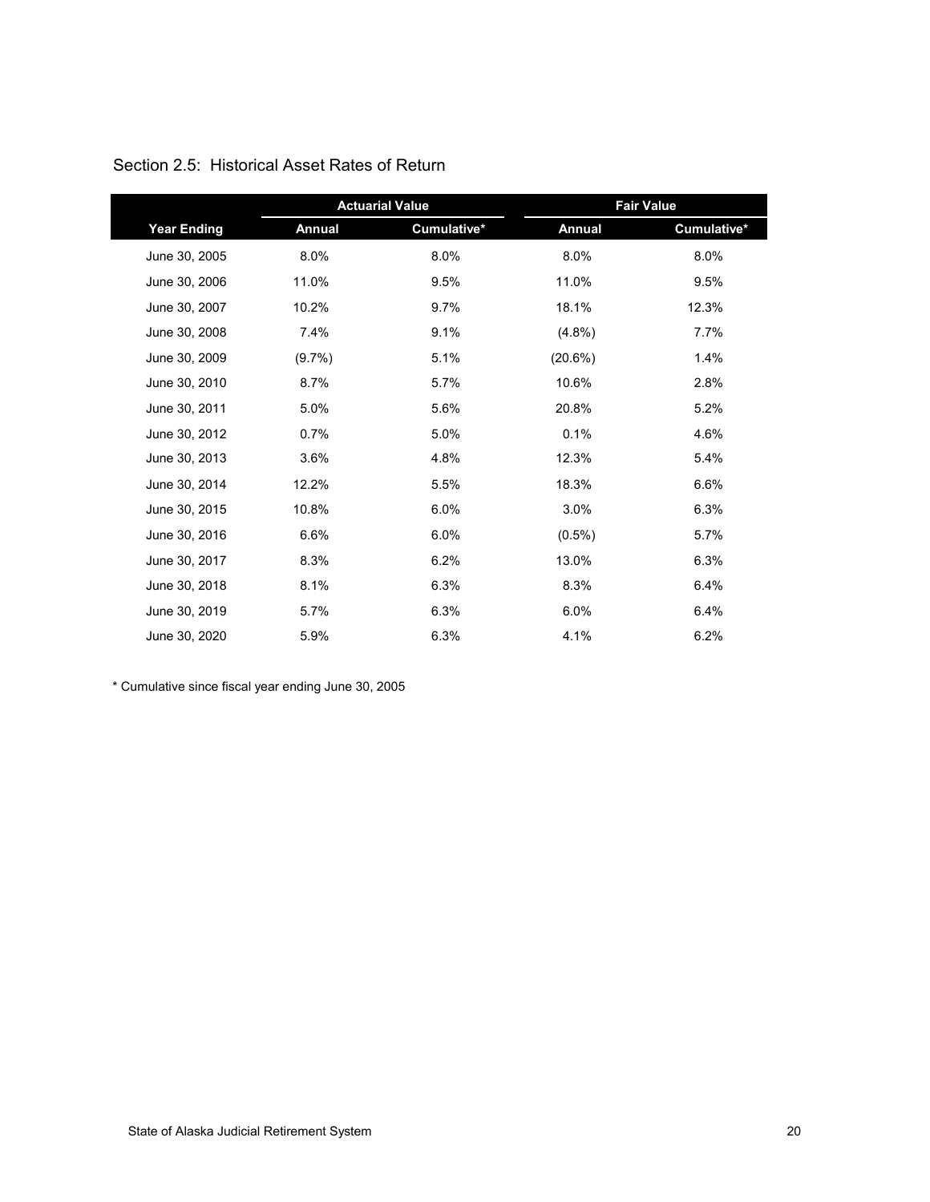## Section 2.5: Historical Asset Rates of Return

| | Actuarial Value | | Fair Value | |
|---|---|---|---|---|
| **Year Ending** | **Annual** | **Cumulative*** | **Annual** | **Cumulative*** |
| June 30, 2005 | 8.0% | 8.0% | 8.0% | 8.0% |
| June 30, 2006 | 11.0% | 9.5% | 11.0% | 9.5% |
| June 30, 2007 | 10.2% | 9.7% | 18.1% | 12.3% |
| June 30, 2008 | 7.4% | 9.1% | (4.8%) | 7.7% |
| June 30, 2009 | (9.7%) | 5.1% | (20.6%) | 1.4% |
| June 30, 2010 | 8.7% | 5.7% | 10.6% | 2.8% |
| June 30, 2011 | 5.0% | 5.6% | 20.8% | 5.2% |
| June 30, 2012 | 0.7% | 5.0% | 0.1% | 4.6% |
| June 30, 2013 | 3.6% | 4.8% | 12.3% | 5.4% |
| June 30, 2014 | 12.2% | 5.5% | 18.3% | 6.6% |
| June 30, 2015 | 10.8% | 6.0% | 3.0% | 6.3% |
| June 30, 2016 | 6.6% | 6.0% | (0.5%) | 5.7% |
| June 30, 2017 | 8.3% | 6.2% | 13.0% | 6.3% |
| June 30, 2018 | 8.1% | 6.3% | 8.3% | 6.4% |
| June 30, 2019 | 5.7% | 6.3% | 6.0% | 6.4% |
| June 30, 2020 | 5.9% | 6.3% | 4.1% | 6.2% |

* Cumulative since fiscal year ending June 30, 2005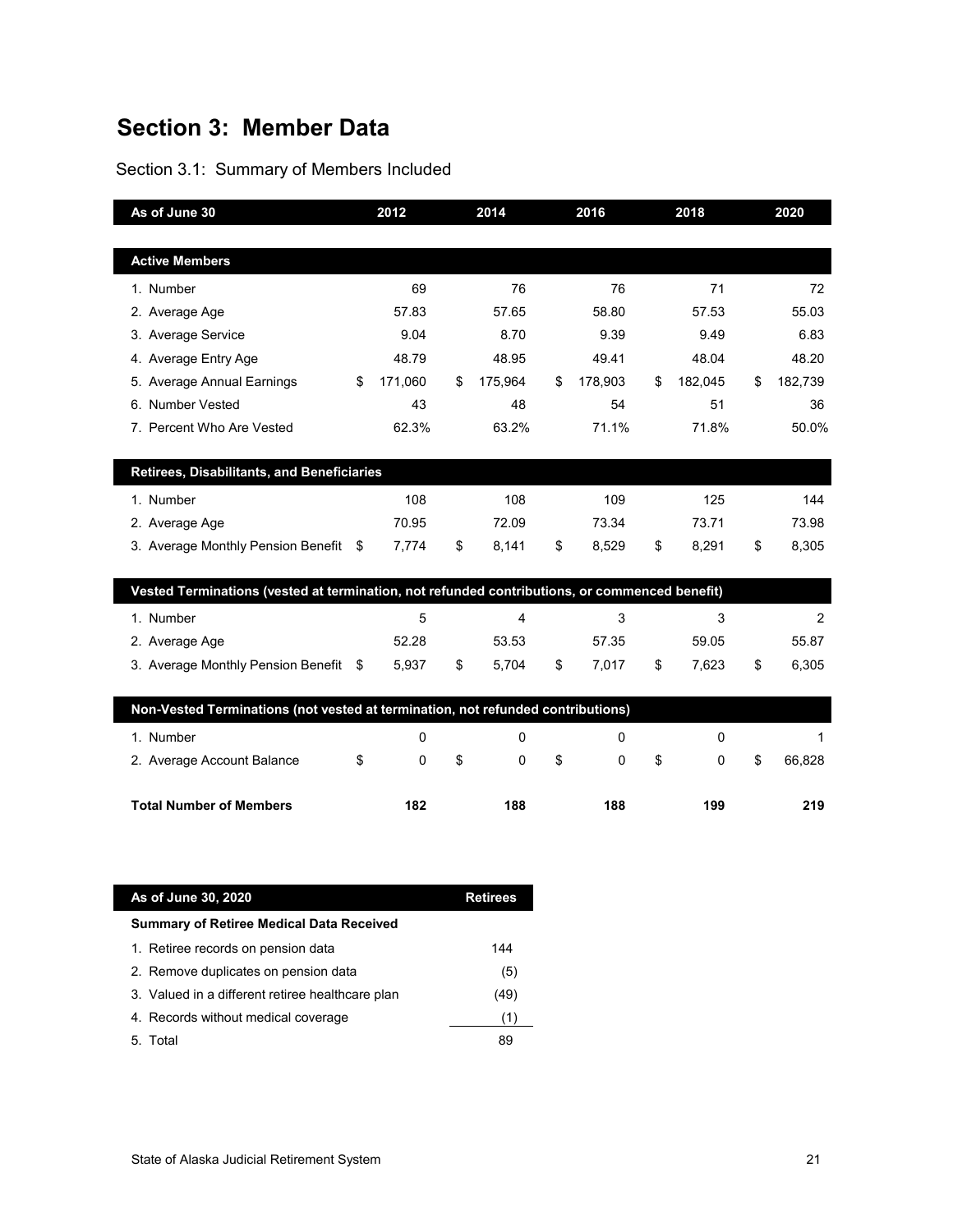# Section 3: Member Data

## Section 3.1: Summary of Members Included

| As of June 30 | 2012 | 2014 | 2016 | 2018 | 2020 |
|---|---|---|---|---|---|
| **Active Members** | | | | | |
| 1. Number | 69 | 76 | 76 | 71 | 72 |
| 2. Average Age | 57.83 | 57.65 | 58.80 | 57.53 | 55.03 |
| 3. Average Service | 9.04 | 8.70 | 9.39 | 9.49 | 6.83 |
| 4. Average Entry Age | 48.79 | 48.95 | 49.41 | 48.04 | 48.20 |
| 5. Average Annual Earnings | $ 171,060 | $ 175,964 | $ 178,903 | $ 182,045 | $ 182,739 |
| 6. Number Vested | 43 | 48 | 54 | 51 | 36 |
| 7. Percent Who Are Vested | 62.3% | 63.2% | 71.1% | 71.8% | 50.0% |
| **Retirees, Disabilitants, and Beneficiaries** | | | | | |
| 1. Number | 108 | 108 | 109 | 125 | 144 |
| 2. Average Age | 70.95 | 72.09 | 73.34 | 73.71 | 73.98 |
| 3. Average Monthly Pension Benefit | $ 7,774 | $ 8,141 | $ 8,529 | $ 8,291 | $ 8,305 |
| **Vested Terminations (vested at termination, not refunded contributions, or commenced benefit)** | | | | | |
| 1. Number | 5 | 4 | 3 | 3 | 2 |
| 2. Average Age | 52.28 | 53.53 | 57.35 | 59.05 | 55.87 |
| 3. Average Monthly Pension Benefit | $ 5,937 | $ 5,704 | $ 7,017 | $ 7,623 | $ 6,305 |
| **Non-Vested Terminations (not vested at termination, not refunded contributions)** | | | | | |
| 1. Number | 0 | 0 | 0 | 0 | 1 |
| 2. Average Account Balance | $ 0 | $ 0 | $ 0 | $ 0 | $ 66,828 |
| **Total Number of Members** | **182** | **188** | **188** | **199** | **219** |

| As of June 30, 2020 | Retirees |
|---|---|
| **Summary of Retiree Medical Data Received** | |
| 1. Retiree records on pension data | 144 |
| 2. Remove duplicates on pension data | (5) |
| 3. Valued in a different retiree healthcare plan | (49) |
| 4. Records without medical coverage | (1) |
| 5. Total | 89 |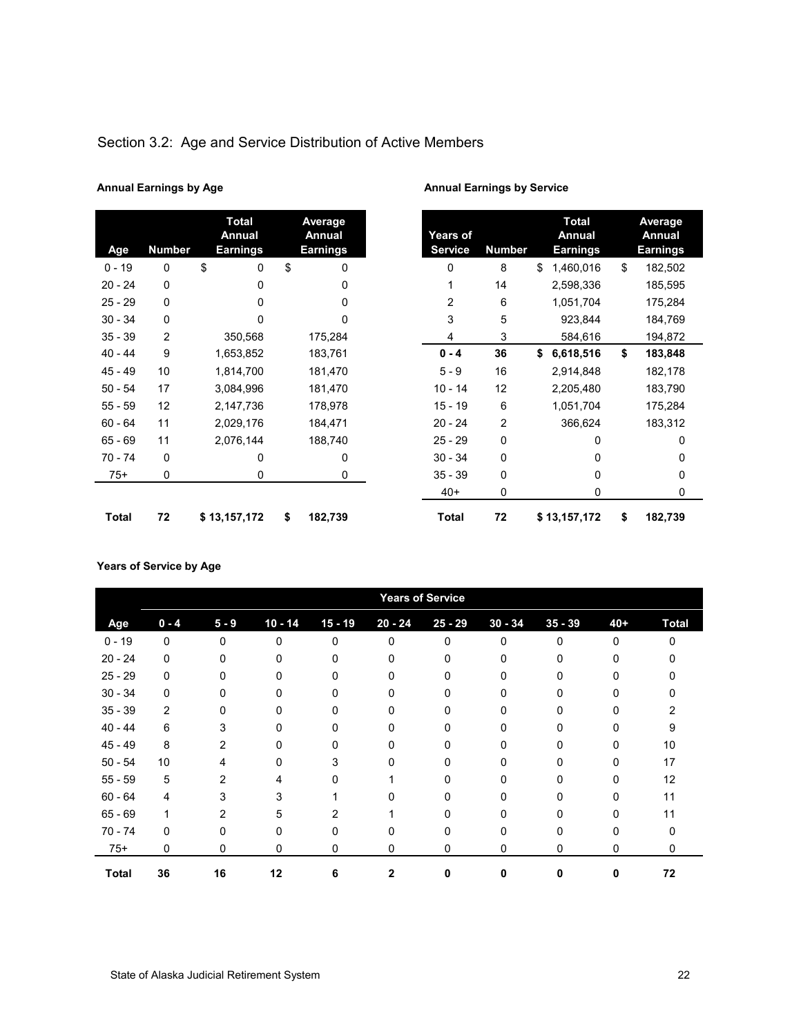## Section 3.2: Age and Service Distribution of Active Members

**Annual Earnings by Age**

| Age | Number | Total Annual Earnings | Average Annual Earnings |
|---|---|---|---|
| 0 - 19 | 0 | $ 0 | $ 0 |
| 20 - 24 | 0 | 0 | 0 |
| 25 - 29 | 0 | 0 | 0 |
| 30 - 34 | 0 | 0 | 0 |
| 35 - 39 | 2 | 350,568 | 175,284 |
| 40 - 44 | 9 | 1,653,852 | 183,761 |
| 45 - 49 | 10 | 1,814,700 | 181,470 |
| 50 - 54 | 17 | 3,084,996 | 181,470 |
| 55 - 59 | 12 | 2,147,736 | 178,978 |
| 60 - 64 | 11 | 2,029,176 | 184,471 |
| 65 - 69 | 11 | 2,076,144 | 188,740 |
| 70 - 74 | 0 | 0 | 0 |
| 75+ | 0 | 0 | 0 |
| **Total** | **72** | **$ 13,157,172** | **$ 182,739** |

**Annual Earnings by Service**

| Years of Service | Number | Total Annual Earnings | Average Annual Earnings |
|---|---|---|---|
| 0 | 8 | $ 1,460,016 | $ 182,502 |
| 1 | 14 | 2,598,336 | 185,595 |
| 2 | 6 | 1,051,704 | 175,284 |
| 3 | 5 | 923,844 | 184,769 |
| 4 | 3 | 584,616 | 194,872 |
| **0 - 4** | **36** | **$ 6,618,516** | **$ 183,848** |
| 5 - 9 | 16 | 2,914,848 | 182,178 |
| 10 - 14 | 12 | 2,205,480 | 183,790 |
| 15 - 19 | 6 | 1,051,704 | 175,284 |
| 20 - 24 | 2 | 366,624 | 183,312 |
| 25 - 29 | 0 | 0 | 0 |
| 30 - 34 | 0 | 0 | 0 |
| 35 - 39 | 0 | 0 | 0 |
| 40+ | 0 | 0 | 0 |
| **Total** | **72** | **$ 13,157,172** | **$ 182,739** |

**Years of Service by Age**

| | Years of Service | | | | | | | | | |
|---|---|---|---|---|---|---|---|---|---|---|
| Age | 0 - 4 | 5 - 9 | 10 - 14 | 15 - 19 | 20 - 24 | 25 - 29 | 30 - 34 | 35 - 39 | 40+ | Total |
| 0 - 19 | 0 | 0 | 0 | 0 | 0 | 0 | 0 | 0 | 0 | 0 |
| 20 - 24 | 0 | 0 | 0 | 0 | 0 | 0 | 0 | 0 | 0 | 0 |
| 25 - 29 | 0 | 0 | 0 | 0 | 0 | 0 | 0 | 0 | 0 | 0 |
| 30 - 34 | 0 | 0 | 0 | 0 | 0 | 0 | 0 | 0 | 0 | 0 |
| 35 - 39 | 2 | 0 | 0 | 0 | 0 | 0 | 0 | 0 | 0 | 2 |
| 40 - 44 | 6 | 3 | 0 | 0 | 0 | 0 | 0 | 0 | 0 | 9 |
| 45 - 49 | 8 | 2 | 0 | 0 | 0 | 0 | 0 | 0 | 0 | 10 |
| 50 - 54 | 10 | 4 | 0 | 3 | 0 | 0 | 0 | 0 | 0 | 17 |
| 55 - 59 | 5 | 2 | 4 | 0 | 1 | 0 | 0 | 0 | 0 | 12 |
| 60 - 64 | 4 | 3 | 3 | 1 | 0 | 0 | 0 | 0 | 0 | 11 |
| 65 - 69 | 1 | 2 | 5 | 2 | 1 | 0 | 0 | 0 | 0 | 11 |
| 70 - 74 | 0 | 0 | 0 | 0 | 0 | 0 | 0 | 0 | 0 | 0 |
| 75+ | 0 | 0 | 0 | 0 | 0 | 0 | 0 | 0 | 0 | 0 |
| **Total** | **36** | **16** | **12** | **6** | **2** | **0** | **0** | **0** | **0** | **72** |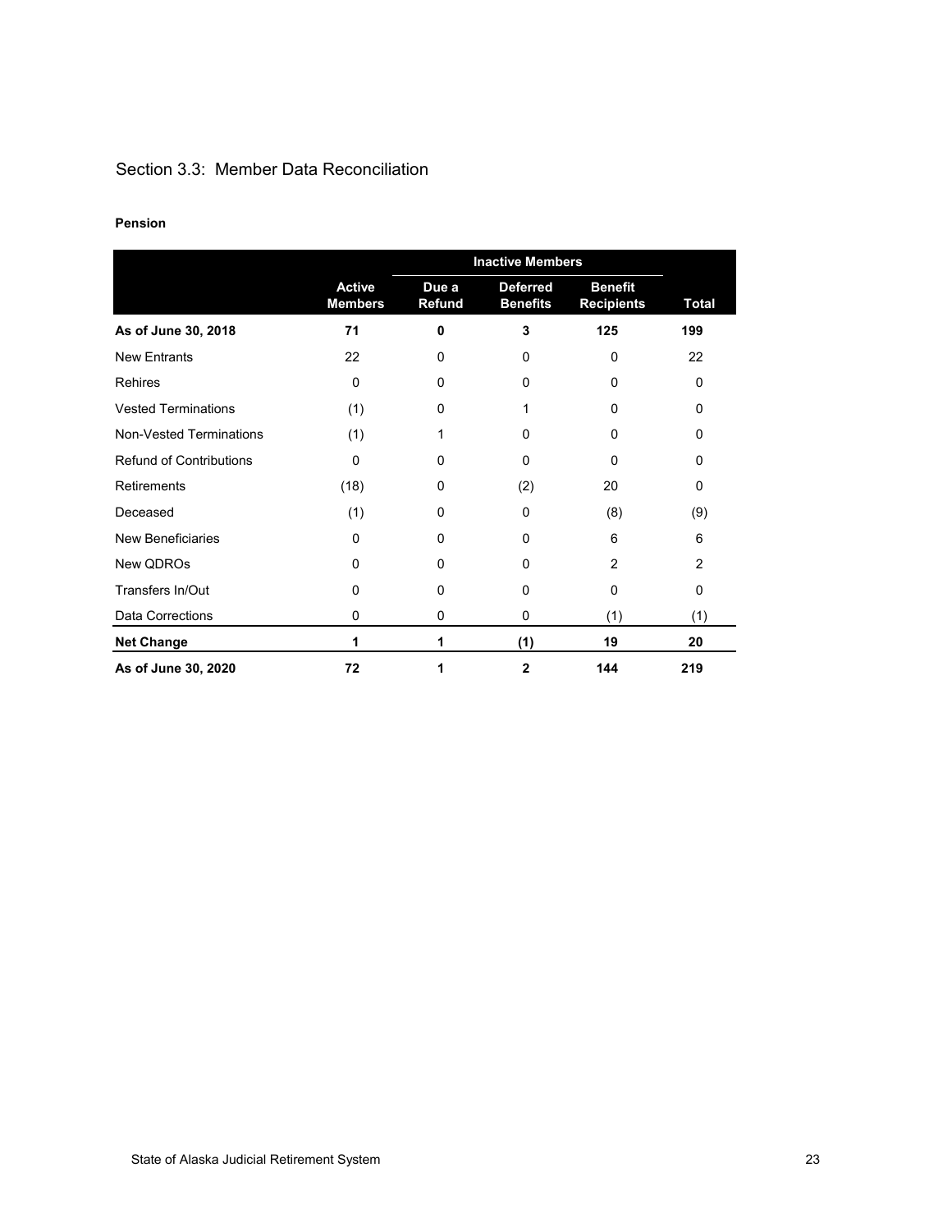## Section 3.3: Member Data Reconciliation

**Pension**

| | | Inactive Members | | | |
|---|---|---|---|---|---|
| | Active Members | Due a Refund | Deferred Benefits | Benefit Recipients | Total |
| **As of June 30, 2018** | **71** | **0** | **3** | **125** | **199** |
| New Entrants | 22 | 0 | 0 | 0 | 22 |
| Rehires | 0 | 0 | 0 | 0 | 0 |
| Vested Terminations | (1) | 0 | 1 | 0 | 0 |
| Non-Vested Terminations | (1) | 1 | 0 | 0 | 0 |
| Refund of Contributions | 0 | 0 | 0 | 0 | 0 |
| Retirements | (18) | 0 | (2) | 20 | 0 |
| Deceased | (1) | 0 | 0 | (8) | (9) |
| New Beneficiaries | 0 | 0 | 0 | 6 | 6 |
| New QDROs | 0 | 0 | 0 | 2 | 2 |
| Transfers In/Out | 0 | 0 | 0 | 0 | 0 |
| Data Corrections | 0 | 0 | 0 | (1) | (1) |
| **Net Change** | **1** | **1** | **(1)** | **19** | **20** |
| **As of June 30, 2020** | **72** | **1** | **2** | **144** | **219** |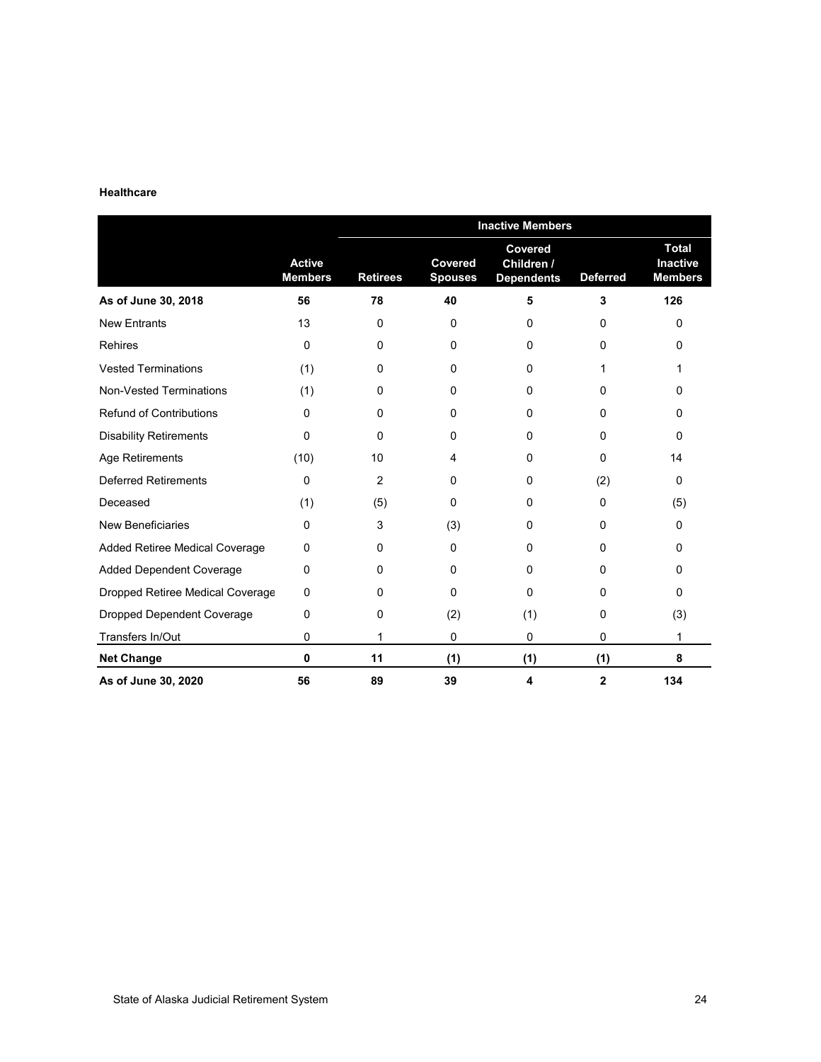**Healthcare**

| | | Inactive Members | | | | |
|---|---|---|---|---|---|---|
| | **Active Members** | **Retirees** | **Covered Spouses** | **Covered Children / Dependents** | **Deferred** | **Total Inactive Members** |
| **As of June 30, 2018** | **56** | **78** | **40** | **5** | **3** | **126** |
| New Entrants | 13 | 0 | 0 | 0 | 0 | 0 |
| Rehires | 0 | 0 | 0 | 0 | 0 | 0 |
| Vested Terminations | (1) | 0 | 0 | 0 | 1 | 1 |
| Non-Vested Terminations | (1) | 0 | 0 | 0 | 0 | 0 |
| Refund of Contributions | 0 | 0 | 0 | 0 | 0 | 0 |
| Disability Retirements | 0 | 0 | 0 | 0 | 0 | 0 |
| Age Retirements | (10) | 10 | 4 | 0 | 0 | 14 |
| Deferred Retirements | 0 | 2 | 0 | 0 | (2) | 0 |
| Deceased | (1) | (5) | 0 | 0 | 0 | (5) |
| New Beneficiaries | 0 | 3 | (3) | 0 | 0 | 0 |
| Added Retiree Medical Coverage | 0 | 0 | 0 | 0 | 0 | 0 |
| Added Dependent Coverage | 0 | 0 | 0 | 0 | 0 | 0 |
| Dropped Retiree Medical Coverage | 0 | 0 | 0 | 0 | 0 | 0 |
| Dropped Dependent Coverage | 0 | 0 | (2) | (1) | 0 | (3) |
| Transfers In/Out | 0 | 1 | 0 | 0 | 0 | 1 |
| **Net Change** | **0** | **11** | **(1)** | **(1)** | **(1)** | **8** |
| **As of June 30, 2020** | **56** | **89** | **39** | **4** | **2** | **134** |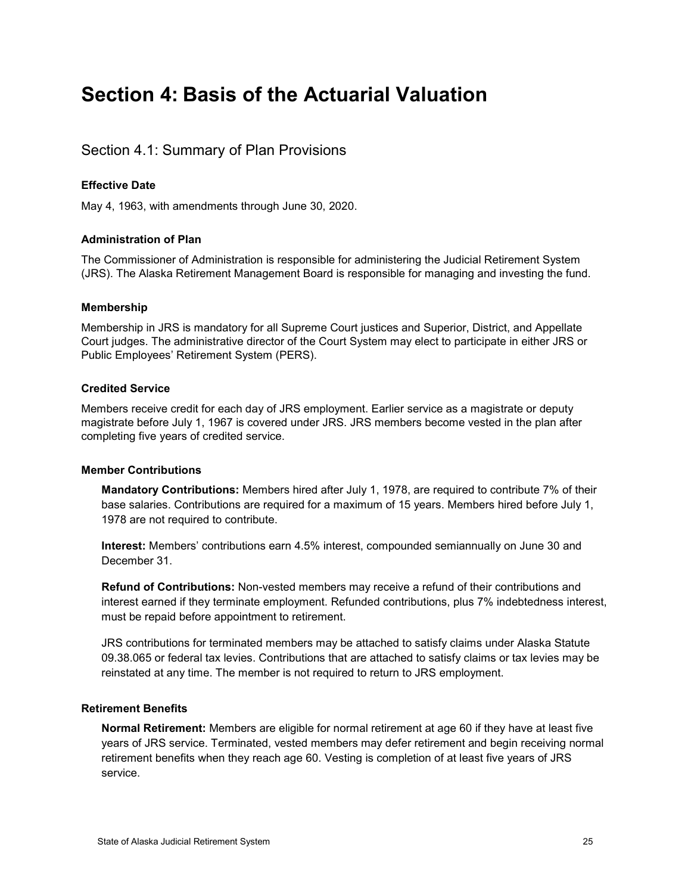# Section 4: Basis of the Actuarial Valuation

## Section 4.1: Summary of Plan Provisions

### Effective Date

May 4, 1963, with amendments through June 30, 2020.

### Administration of Plan

The Commissioner of Administration is responsible for administering the Judicial Retirement System (JRS). The Alaska Retirement Management Board is responsible for managing and investing the fund.

### Membership

Membership in JRS is mandatory for all Supreme Court justices and Superior, District, and Appellate Court judges. The administrative director of the Court System may elect to participate in either JRS or Public Employees' Retirement System (PERS).

### Credited Service

Members receive credit for each day of JRS employment. Earlier service as a magistrate or deputy magistrate before July 1, 1967 is covered under JRS. JRS members become vested in the plan after completing five years of credited service.

### Member Contributions

**Mandatory Contributions:** Members hired after July 1, 1978, are required to contribute 7% of their base salaries. Contributions are required for a maximum of 15 years. Members hired before July 1, 1978 are not required to contribute.

**Interest:** Members' contributions earn 4.5% interest, compounded semiannually on June 30 and December 31.

**Refund of Contributions:** Non-vested members may receive a refund of their contributions and interest earned if they terminate employment. Refunded contributions, plus 7% indebtedness interest, must be repaid before appointment to retirement.

JRS contributions for terminated members may be attached to satisfy claims under Alaska Statute 09.38.065 or federal tax levies. Contributions that are attached to satisfy claims or tax levies may be reinstated at any time. The member is not required to return to JRS employment.

### Retirement Benefits

**Normal Retirement:** Members are eligible for normal retirement at age 60 if they have at least five years of JRS service. Terminated, vested members may defer retirement and begin receiving normal retirement benefits when they reach age 60. Vesting is completion of at least five years of JRS service.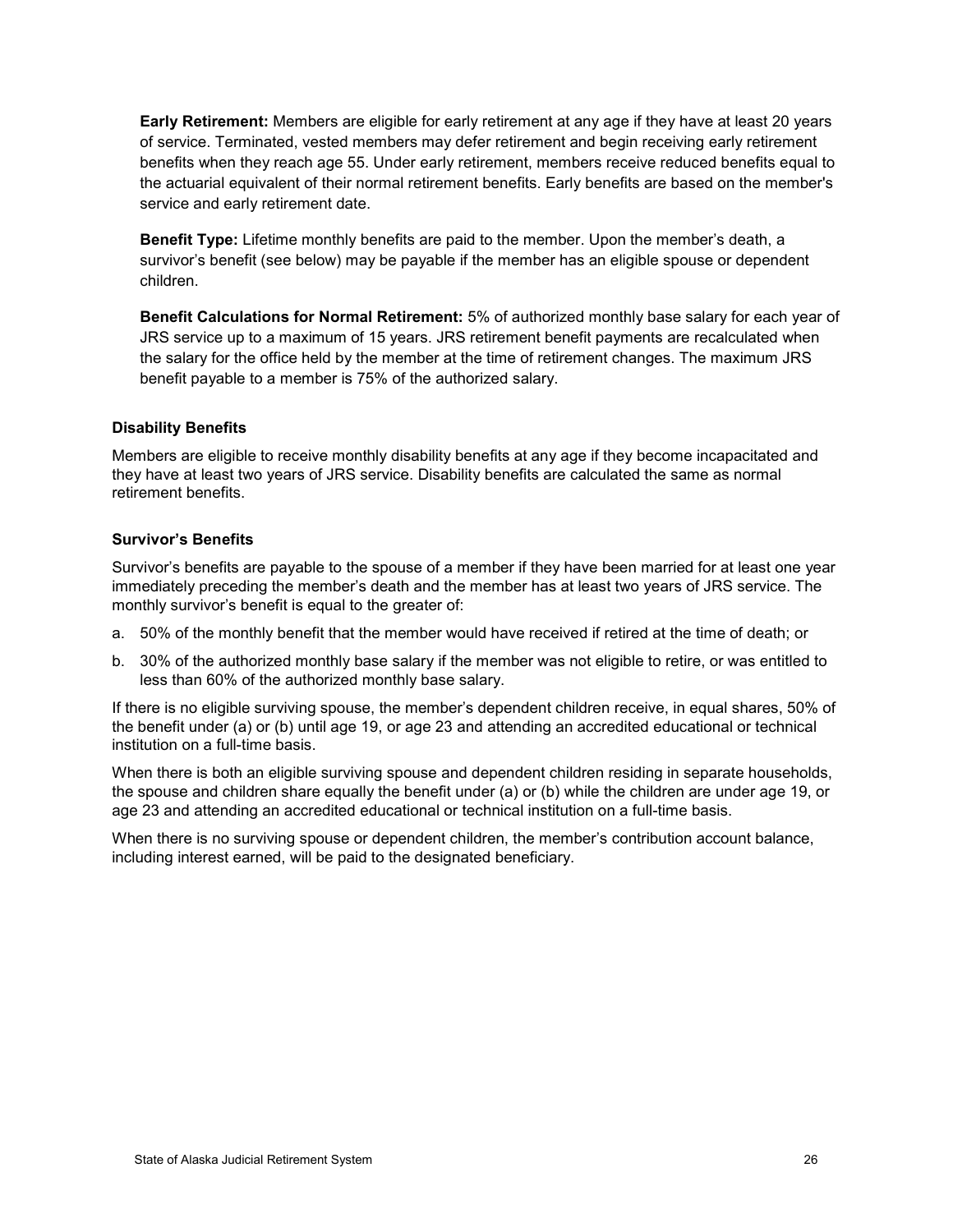**Early Retirement:** Members are eligible for early retirement at any age if they have at least 20 years of service. Terminated, vested members may defer retirement and begin receiving early retirement benefits when they reach age 55. Under early retirement, members receive reduced benefits equal to the actuarial equivalent of their normal retirement benefits. Early benefits are based on the member's service and early retirement date.

**Benefit Type:** Lifetime monthly benefits are paid to the member. Upon the member's death, a survivor's benefit (see below) may be payable if the member has an eligible spouse or dependent children.

**Benefit Calculations for Normal Retirement:** 5% of authorized monthly base salary for each year of JRS service up to a maximum of 15 years. JRS retirement benefit payments are recalculated when the salary for the office held by the member at the time of retirement changes. The maximum JRS benefit payable to a member is 75% of the authorized salary.

### Disability Benefits

Members are eligible to receive monthly disability benefits at any age if they become incapacitated and they have at least two years of JRS service. Disability benefits are calculated the same as normal retirement benefits.

### Survivor's Benefits

Survivor's benefits are payable to the spouse of a member if they have been married for at least one year immediately preceding the member's death and the member has at least two years of JRS service. The monthly survivor's benefit is equal to the greater of:

a. 50% of the monthly benefit that the member would have received if retired at the time of death; or

b. 30% of the authorized monthly base salary if the member was not eligible to retire, or was entitled to less than 60% of the authorized monthly base salary.

If there is no eligible surviving spouse, the member's dependent children receive, in equal shares, 50% of the benefit under (a) or (b) until age 19, or age 23 and attending an accredited educational or technical institution on a full-time basis.

When there is both an eligible surviving spouse and dependent children residing in separate households, the spouse and children share equally the benefit under (a) or (b) while the children are under age 19, or age 23 and attending an accredited educational or technical institution on a full-time basis.

When there is no surviving spouse or dependent children, the member's contribution account balance, including interest earned, will be paid to the designated beneficiary.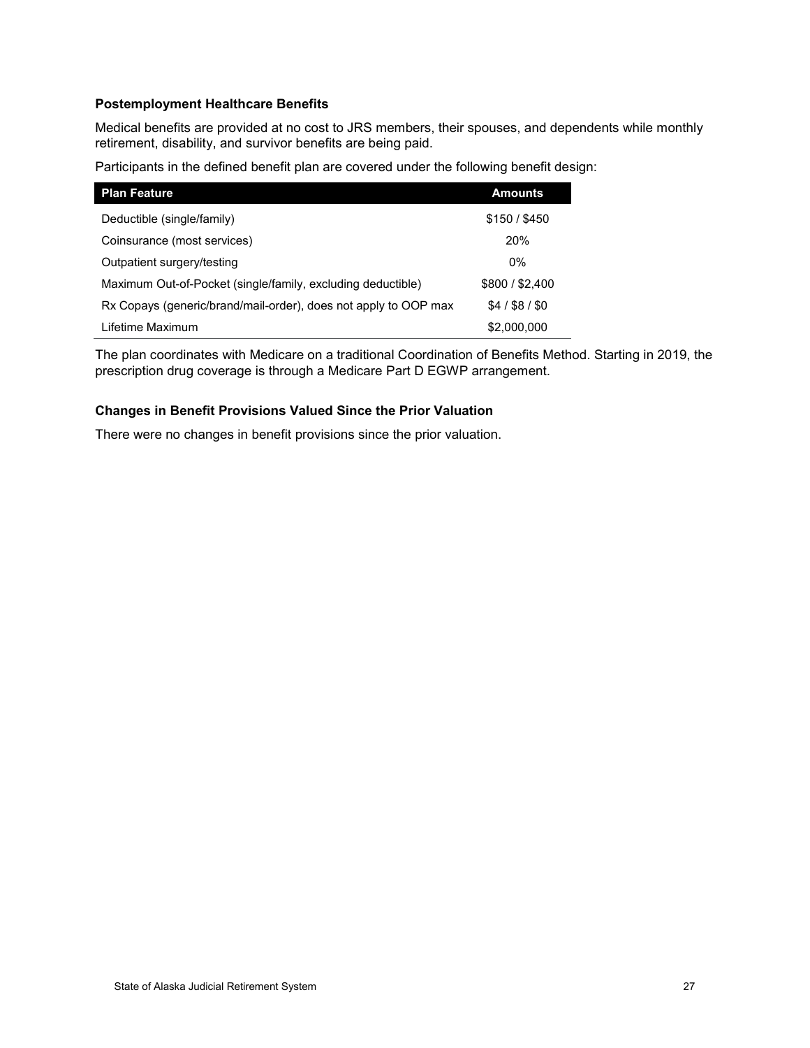### Postemployment Healthcare Benefits

Medical benefits are provided at no cost to JRS members, their spouses, and dependents while monthly retirement, disability, and survivor benefits are being paid.

Participants in the defined benefit plan are covered under the following benefit design:

| Plan Feature | Amounts |
| --- | --- |
| Deductible (single/family) | $150 / $450 |
| Coinsurance (most services) | 20% |
| Outpatient surgery/testing | 0% |
| Maximum Out-of-Pocket (single/family, excluding deductible) | $800 / $2,400 |
| Rx Copays (generic/brand/mail-order), does not apply to OOP max | $4 / $8 / $0 |
| Lifetime Maximum | $2,000,000 |

The plan coordinates with Medicare on a traditional Coordination of Benefits Method. Starting in 2019, the prescription drug coverage is through a Medicare Part D EGWP arrangement.

### Changes in Benefit Provisions Valued Since the Prior Valuation

There were no changes in benefit provisions since the prior valuation.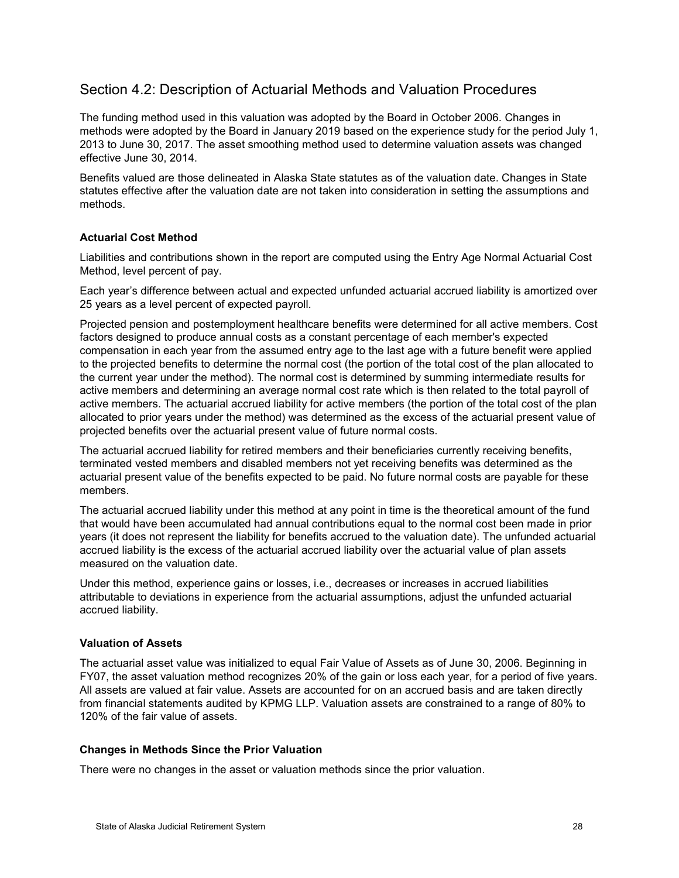## Section 4.2: Description of Actuarial Methods and Valuation Procedures

The funding method used in this valuation was adopted by the Board in October 2006. Changes in methods were adopted by the Board in January 2019 based on the experience study for the period July 1, 2013 to June 30, 2017. The asset smoothing method used to determine valuation assets was changed effective June 30, 2014.

Benefits valued are those delineated in Alaska State statutes as of the valuation date. Changes in State statutes effective after the valuation date are not taken into consideration in setting the assumptions and methods.

### Actuarial Cost Method

Liabilities and contributions shown in the report are computed using the Entry Age Normal Actuarial Cost Method, level percent of pay.

Each year's difference between actual and expected unfunded actuarial accrued liability is amortized over 25 years as a level percent of expected payroll.

Projected pension and postemployment healthcare benefits were determined for all active members. Cost factors designed to produce annual costs as a constant percentage of each member's expected compensation in each year from the assumed entry age to the last age with a future benefit were applied to the projected benefits to determine the normal cost (the portion of the total cost of the plan allocated to the current year under the method). The normal cost is determined by summing intermediate results for active members and determining an average normal cost rate which is then related to the total payroll of active members. The actuarial accrued liability for active members (the portion of the total cost of the plan allocated to prior years under the method) was determined as the excess of the actuarial present value of projected benefits over the actuarial present value of future normal costs.

The actuarial accrued liability for retired members and their beneficiaries currently receiving benefits, terminated vested members and disabled members not yet receiving benefits was determined as the actuarial present value of the benefits expected to be paid. No future normal costs are payable for these members.

The actuarial accrued liability under this method at any point in time is the theoretical amount of the fund that would have been accumulated had annual contributions equal to the normal cost been made in prior years (it does not represent the liability for benefits accrued to the valuation date). The unfunded actuarial accrued liability is the excess of the actuarial accrued liability over the actuarial value of plan assets measured on the valuation date.

Under this method, experience gains or losses, i.e., decreases or increases in accrued liabilities attributable to deviations in experience from the actuarial assumptions, adjust the unfunded actuarial accrued liability.

### Valuation of Assets

The actuarial asset value was initialized to equal Fair Value of Assets as of June 30, 2006. Beginning in FY07, the asset valuation method recognizes 20% of the gain or loss each year, for a period of five years. All assets are valued at fair value. Assets are accounted for on an accrued basis and are taken directly from financial statements audited by KPMG LLP. Valuation assets are constrained to a range of 80% to 120% of the fair value of assets.

### Changes in Methods Since the Prior Valuation

There were no changes in the asset or valuation methods since the prior valuation.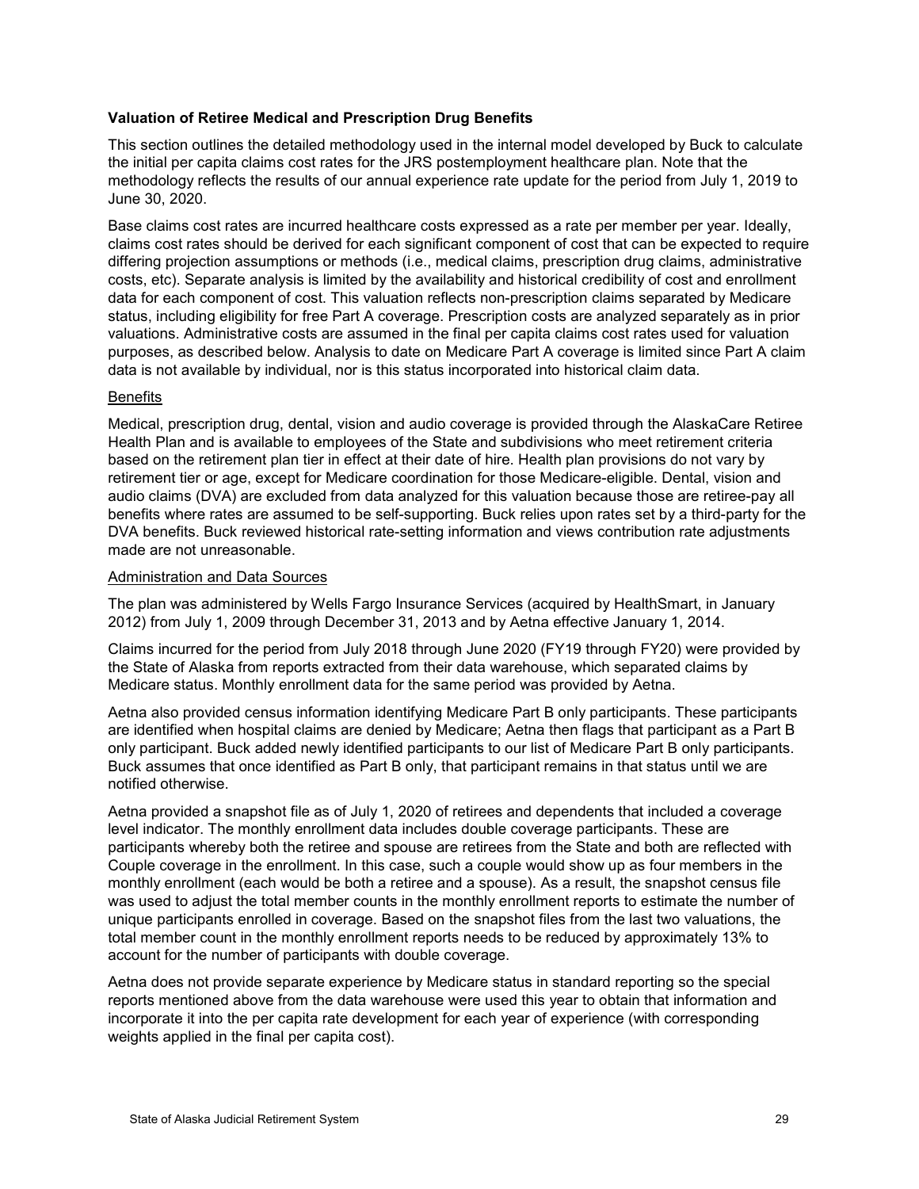**Valuation of Retiree Medical and Prescription Drug Benefits**

This section outlines the detailed methodology used in the internal model developed by Buck to calculate the initial per capita claims cost rates for the JRS postemployment healthcare plan. Note that the methodology reflects the results of our annual experience rate update for the period from July 1, 2019 to June 30, 2020.

Base claims cost rates are incurred healthcare costs expressed as a rate per member per year. Ideally, claims cost rates should be derived for each significant component of cost that can be expected to require differing projection assumptions or methods (i.e., medical claims, prescription drug claims, administrative costs, etc). Separate analysis is limited by the availability and historical credibility of cost and enrollment data for each component of cost. This valuation reflects non-prescription claims separated by Medicare status, including eligibility for free Part A coverage. Prescription costs are analyzed separately as in prior valuations. Administrative costs are assumed in the final per capita claims cost rates used for valuation purposes, as described below. Analysis to date on Medicare Part A coverage is limited since Part A claim data is not available by individual, nor is this status incorporated into historical claim data.

<u>Benefits</u>

Medical, prescription drug, dental, vision and audio coverage is provided through the AlaskaCare Retiree Health Plan and is available to employees of the State and subdivisions who meet retirement criteria based on the retirement plan tier in effect at their date of hire. Health plan provisions do not vary by retirement tier or age, except for Medicare coordination for those Medicare-eligible. Dental, vision and audio claims (DVA) are excluded from data analyzed for this valuation because those are retiree-pay all benefits where rates are assumed to be self-supporting. Buck relies upon rates set by a third-party for the DVA benefits. Buck reviewed historical rate-setting information and views contribution rate adjustments made are not unreasonable.

<u>Administration and Data Sources</u>

The plan was administered by Wells Fargo Insurance Services (acquired by HealthSmart, in January 2012) from July 1, 2009 through December 31, 2013 and by Aetna effective January 1, 2014.

Claims incurred for the period from July 2018 through June 2020 (FY19 through FY20) were provided by the State of Alaska from reports extracted from their data warehouse, which separated claims by Medicare status. Monthly enrollment data for the same period was provided by Aetna.

Aetna also provided census information identifying Medicare Part B only participants. These participants are identified when hospital claims are denied by Medicare; Aetna then flags that participant as a Part B only participant. Buck added newly identified participants to our list of Medicare Part B only participants. Buck assumes that once identified as Part B only, that participant remains in that status until we are notified otherwise.

Aetna provided a snapshot file as of July 1, 2020 of retirees and dependents that included a coverage level indicator. The monthly enrollment data includes double coverage participants. These are participants whereby both the retiree and spouse are retirees from the State and both are reflected with Couple coverage in the enrollment. In this case, such a couple would show up as four members in the monthly enrollment (each would be both a retiree and a spouse). As a result, the snapshot census file was used to adjust the total member counts in the monthly enrollment reports to estimate the number of unique participants enrolled in coverage. Based on the snapshot files from the last two valuations, the total member count in the monthly enrollment reports needs to be reduced by approximately 13% to account for the number of participants with double coverage.

Aetna does not provide separate experience by Medicare status in standard reporting so the special reports mentioned above from the data warehouse were used this year to obtain that information and incorporate it into the per capita rate development for each year of experience (with corresponding weights applied in the final per capita cost).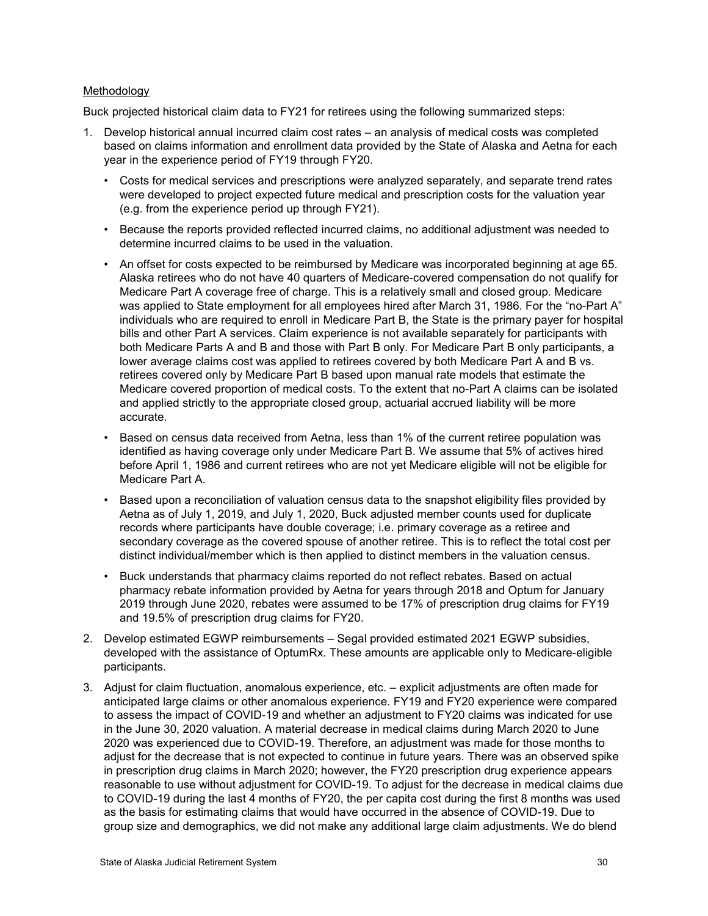Methodology

Buck projected historical claim data to FY21 for retirees using the following summarized steps:

1. Develop historical annual incurred claim cost rates – an analysis of medical costs was completed based on claims information and enrollment data provided by the State of Alaska and Aetna for each year in the experience period of FY19 through FY20.
   - Costs for medical services and prescriptions were analyzed separately, and separate trend rates were developed to project expected future medical and prescription costs for the valuation year (e.g. from the experience period up through FY21).
   - Because the reports provided reflected incurred claims, no additional adjustment was needed to determine incurred claims to be used in the valuation.
   - An offset for costs expected to be reimbursed by Medicare was incorporated beginning at age 65. Alaska retirees who do not have 40 quarters of Medicare-covered compensation do not qualify for Medicare Part A coverage free of charge. This is a relatively small and closed group. Medicare was applied to State employment for all employees hired after March 31, 1986. For the "no-Part A" individuals who are required to enroll in Medicare Part B, the State is the primary payer for hospital bills and other Part A services. Claim experience is not available separately for participants with both Medicare Parts A and B and those with Part B only. For Medicare Part B only participants, a lower average claims cost was applied to retirees covered by both Medicare Part A and B vs. retirees covered only by Medicare Part B based upon manual rate models that estimate the Medicare covered proportion of medical costs. To the extent that no-Part A claims can be isolated and applied strictly to the appropriate closed group, actuarial accrued liability will be more accurate.
   - Based on census data received from Aetna, less than 1% of the current retiree population was identified as having coverage only under Medicare Part B. We assume that 5% of actives hired before April 1, 1986 and current retirees who are not yet Medicare eligible will not be eligible for Medicare Part A.
   - Based upon a reconciliation of valuation census data to the snapshot eligibility files provided by Aetna as of July 1, 2019, and July 1, 2020, Buck adjusted member counts used for duplicate records where participants have double coverage; i.e. primary coverage as a retiree and secondary coverage as the covered spouse of another retiree. This is to reflect the total cost per distinct individual/member which is then applied to distinct members in the valuation census.
   - Buck understands that pharmacy claims reported do not reflect rebates. Based on actual pharmacy rebate information provided by Aetna for years through 2018 and Optum for January 2019 through June 2020, rebates were assumed to be 17% of prescription drug claims for FY19 and 19.5% of prescription drug claims for FY20.
2. Develop estimated EGWP reimbursements – Segal provided estimated 2021 EGWP subsidies, developed with the assistance of OptumRx. These amounts are applicable only to Medicare-eligible participants.
3. Adjust for claim fluctuation, anomalous experience, etc. – explicit adjustments are often made for anticipated large claims or other anomalous experience. FY19 and FY20 experience were compared to assess the impact of COVID-19 and whether an adjustment to FY20 claims was indicated for use in the June 30, 2020 valuation. A material decrease in medical claims during March 2020 to June 2020 was experienced due to COVID-19. Therefore, an adjustment was made for those months to adjust for the decrease that is not expected to continue in future years. There was an observed spike in prescription drug claims in March 2020; however, the FY20 prescription drug experience appears reasonable to use without adjustment for COVID-19. To adjust for the decrease in medical claims due to COVID-19 during the last 4 months of FY20, the per capita cost during the first 8 months was used as the basis for estimating claims that would have occurred in the absence of COVID-19. Due to group size and demographics, we did not make any additional large claim adjustments. We do blend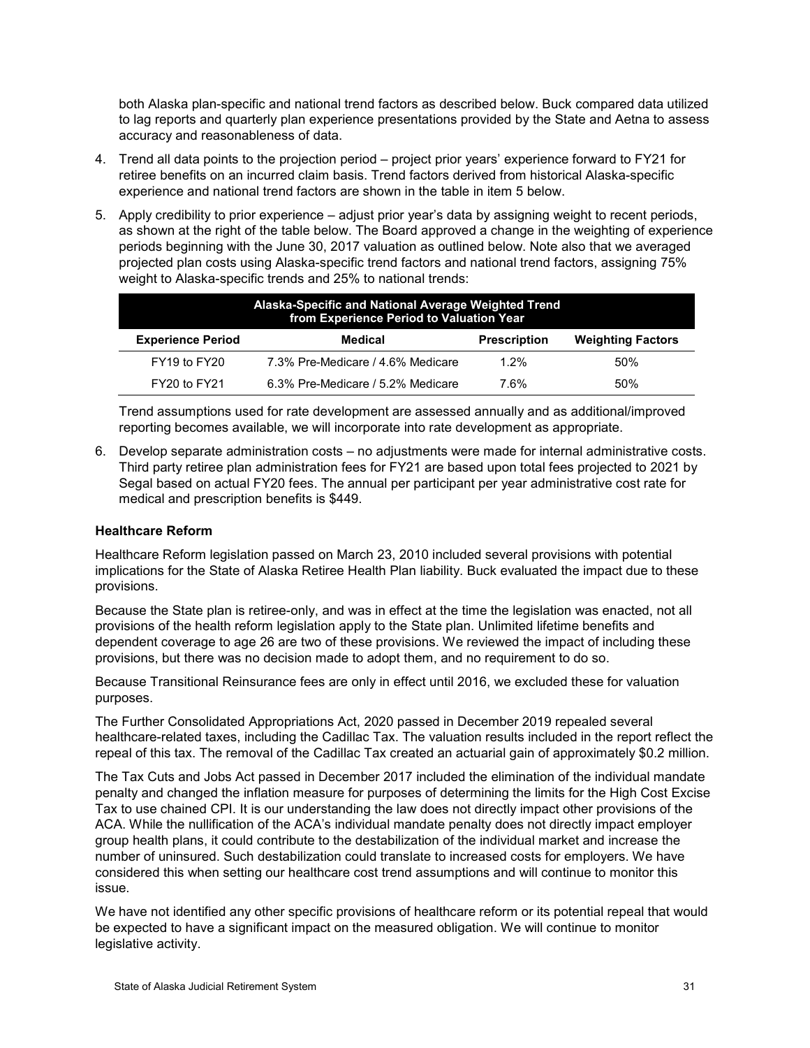both Alaska plan-specific and national trend factors as described below. Buck compared data utilized to lag reports and quarterly plan experience presentations provided by the State and Aetna to assess accuracy and reasonableness of data.

4. Trend all data points to the projection period – project prior years' experience forward to FY21 for retiree benefits on an incurred claim basis. Trend factors derived from historical Alaska-specific experience and national trend factors are shown in the table in item 5 below.
5. Apply credibility to prior experience – adjust prior year's data by assigning weight to recent periods, as shown at the right of the table below. The Board approved a change in the weighting of experience periods beginning with the June 30, 2017 valuation as outlined below. Note also that we averaged projected plan costs using Alaska-specific trend factors and national trend factors, assigning 75% weight to Alaska-specific trends and 25% to national trends:

| Alaska-Specific and National Average Weighted Trend from Experience Period to Valuation Year | | | |
|---|---|---|---|
| **Experience Period** | **Medical** | **Prescription** | **Weighting Factors** |
| FY19 to FY20 | 7.3% Pre-Medicare / 4.6% Medicare | 1.2% | 50% |
| FY20 to FY21 | 6.3% Pre-Medicare / 5.2% Medicare | 7.6% | 50% |

   Trend assumptions used for rate development are assessed annually and as additional/improved reporting becomes available, we will incorporate into rate development as appropriate.

6. Develop separate administration costs – no adjustments were made for internal administrative costs. Third party retiree plan administration fees for FY21 are based upon total fees projected to 2021 by Segal based on actual FY20 fees. The annual per participant per year administrative cost rate for medical and prescription benefits is $449.

**Healthcare Reform**

Healthcare Reform legislation passed on March 23, 2010 included several provisions with potential implications for the State of Alaska Retiree Health Plan liability. Buck evaluated the impact due to these provisions.

Because the State plan is retiree-only, and was in effect at the time the legislation was enacted, not all provisions of the health reform legislation apply to the State plan. Unlimited lifetime benefits and dependent coverage to age 26 are two of these provisions. We reviewed the impact of including these provisions, but there was no decision made to adopt them, and no requirement to do so.

Because Transitional Reinsurance fees are only in effect until 2016, we excluded these for valuation purposes.

The Further Consolidated Appropriations Act, 2020 passed in December 2019 repealed several healthcare-related taxes, including the Cadillac Tax. The valuation results included in the report reflect the repeal of this tax. The removal of the Cadillac Tax created an actuarial gain of approximately $0.2 million.

The Tax Cuts and Jobs Act passed in December 2017 included the elimination of the individual mandate penalty and changed the inflation measure for purposes of determining the limits for the High Cost Excise Tax to use chained CPI. It is our understanding the law does not directly impact other provisions of the ACA. While the nullification of the ACA's individual mandate penalty does not directly impact employer group health plans, it could contribute to the destabilization of the individual market and increase the number of uninsured. Such destabilization could translate to increased costs for employers. We have considered this when setting our healthcare cost trend assumptions and will continue to monitor this issue.

We have not identified any other specific provisions of healthcare reform or its potential repeal that would be expected to have a significant impact on the measured obligation. We will continue to monitor legislative activity.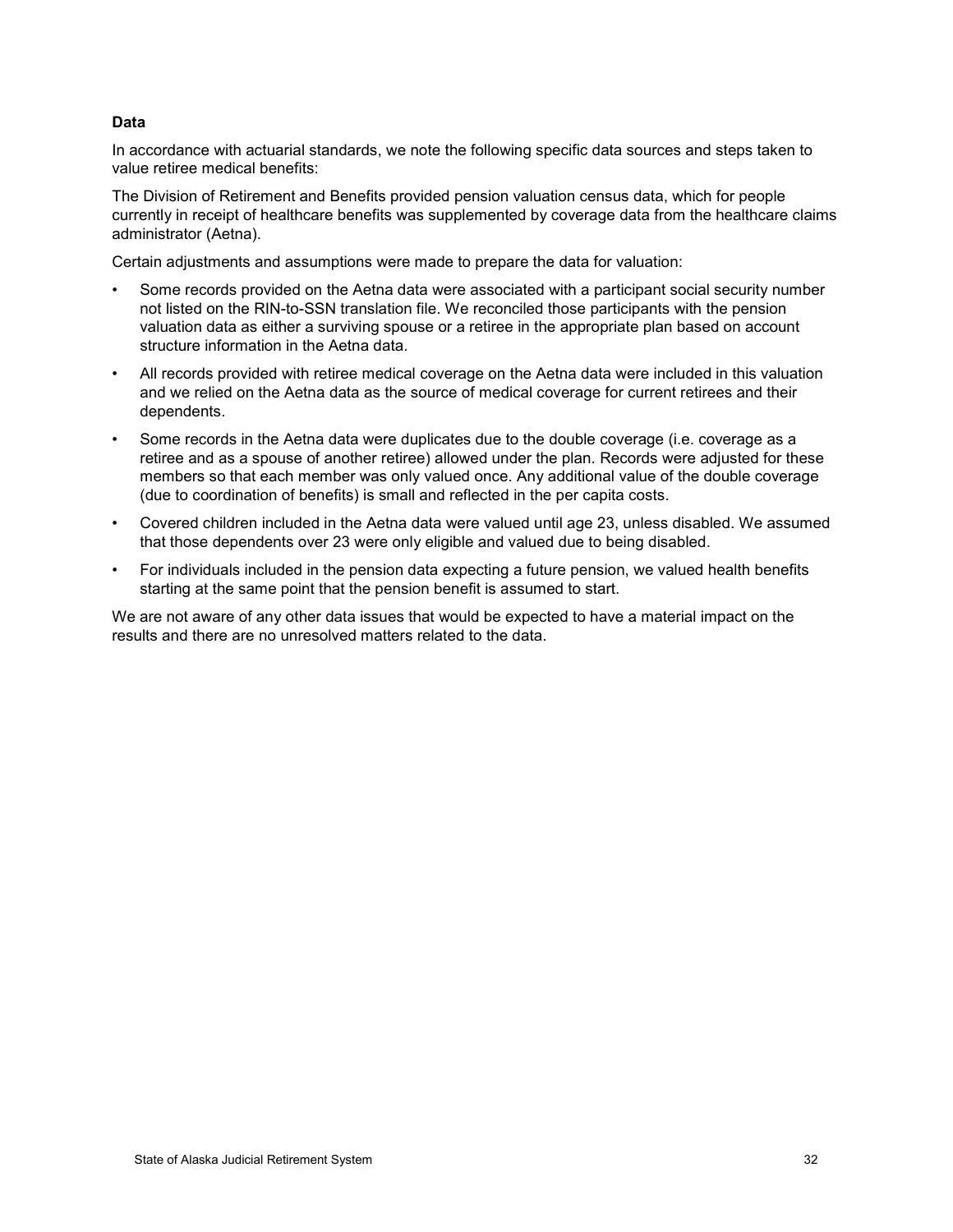### Data

In accordance with actuarial standards, we note the following specific data sources and steps taken to value retiree medical benefits:

The Division of Retirement and Benefits provided pension valuation census data, which for people currently in receipt of healthcare benefits was supplemented by coverage data from the healthcare claims administrator (Aetna).

Certain adjustments and assumptions were made to prepare the data for valuation:

- Some records provided on the Aetna data were associated with a participant social security number not listed on the RIN-to-SSN translation file. We reconciled those participants with the pension valuation data as either a surviving spouse or a retiree in the appropriate plan based on account structure information in the Aetna data.
- All records provided with retiree medical coverage on the Aetna data were included in this valuation and we relied on the Aetna data as the source of medical coverage for current retirees and their dependents.
- Some records in the Aetna data were duplicates due to the double coverage (i.e. coverage as a retiree and as a spouse of another retiree) allowed under the plan. Records were adjusted for these members so that each member was only valued once. Any additional value of the double coverage (due to coordination of benefits) is small and reflected in the per capita costs.
- Covered children included in the Aetna data were valued until age 23, unless disabled. We assumed that those dependents over 23 were only eligible and valued due to being disabled.
- For individuals included in the pension data expecting a future pension, we valued health benefits starting at the same point that the pension benefit is assumed to start.

We are not aware of any other data issues that would be expected to have a material impact on the results and there are no unresolved matters related to the data.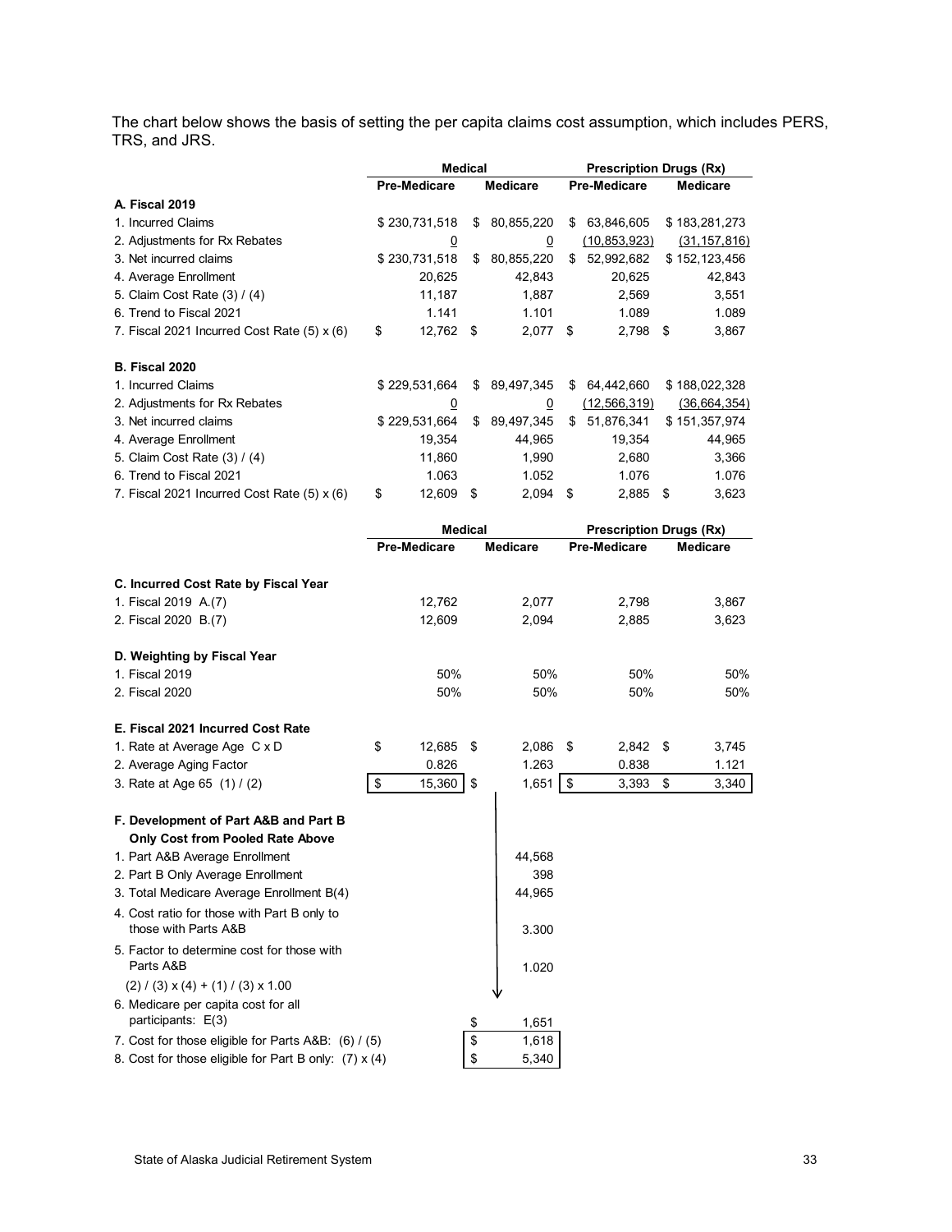The chart below shows the basis of setting the per capita claims cost assumption, which includes PERS, TRS, and JRS.

| | Medical | | Prescription Drugs (Rx) | |
|---|---|---|---|---|
| | Pre-Medicare | Medicare | Pre-Medicare | Medicare |
| **A. Fiscal 2019** | | | | |
| 1. Incurred Claims | $ 230,731,518 | $ 80,855,220 | $ 63,846,605 | $ 183,281,273 |
| 2. Adjustments for Rx Rebates | 0 | 0 | (10,853,923) | (31,157,816) |
| 3. Net incurred claims | $ 230,731,518 | $ 80,855,220 | $ 52,992,682 | $ 152,123,456 |
| 4. Average Enrollment | 20,625 | 42,843 | 20,625 | 42,843 |
| 5. Claim Cost Rate (3) / (4) | 11,187 | 1,887 | 2,569 | 3,551 |
| 6. Trend to Fiscal 2021 | 1.141 | 1.101 | 1.089 | 1.089 |
| 7. Fiscal 2021 Incurred Cost Rate (5) x (6) | $ 12,762 | $ 2,077 | $ 2,798 | $ 3,867 |
| **B. Fiscal 2020** | | | | |
| 1. Incurred Claims | $ 229,531,664 | $ 89,497,345 | $ 64,442,660 | $ 188,022,328 |
| 2. Adjustments for Rx Rebates | 0 | 0 | (12,566,319) | (36,664,354) |
| 3. Net incurred claims | $ 229,531,664 | $ 89,497,345 | $ 51,876,341 | $ 151,357,974 |
| 4. Average Enrollment | 19,354 | 44,965 | 19,354 | 44,965 |
| 5. Claim Cost Rate (3) / (4) | 11,860 | 1,990 | 2,680 | 3,366 |
| 6. Trend to Fiscal 2021 | 1.063 | 1.052 | 1.076 | 1.076 |
| 7. Fiscal 2021 Incurred Cost Rate (5) x (6) | $ 12,609 | $ 2,094 | $ 2,885 | $ 3,623 |

| | Medical | | Prescription Drugs (Rx) | |
|---|---|---|---|---|
| | Pre-Medicare | Medicare | Pre-Medicare | Medicare |
| **C. Incurred Cost Rate by Fiscal Year** | | | | |
| 1. Fiscal 2019 A.(7) | 12,762 | 2,077 | 2,798 | 3,867 |
| 2. Fiscal 2020 B.(7) | 12,609 | 2,094 | 2,885 | 3,623 |
| **D. Weighting by Fiscal Year** | | | | |
| 1. Fiscal 2019 | 50% | 50% | 50% | 50% |
| 2. Fiscal 2020 | 50% | 50% | 50% | 50% |
| **E. Fiscal 2021 Incurred Cost Rate** | | | | |
| 1. Rate at Average Age C x D | $ 12,685 | $ 2,086 | $ 2,842 | $ 3,745 |
| 2. Average Aging Factor | 0.826 | 1.263 | 0.838 | 1.121 |
| 3. Rate at Age 65 (1) / (2) | $ 15,360 | $ 1,651 | $ 3,393 | $ 3,340 |
| **F. Development of Part A&B and Part B Only Cost from Pooled Rate Above** | | | | |
| 1. Part A&B Average Enrollment | | 44,568 | | |
| 2. Part B Only Average Enrollment | | 398 | | |
| 3. Total Medicare Average Enrollment B(4) | | 44,965 | | |
| 4. Cost ratio for those with Part B only to those with Parts A&B | | 3.300 | | |
| 5. Factor to determine cost for those with Parts A&B (2) / (3) x (4) + (1) / (3) x 1.00 | | 1.020 | | |
| 6. Medicare per capita cost for all participants: E(3) | | $ 1,651 | | |
| 7. Cost for those eligible for Parts A&B: (6) / (5) | | $ 1,618 | | |
| 8. Cost for those eligible for Part B only: (7) x (4) | | $ 5,340 | | |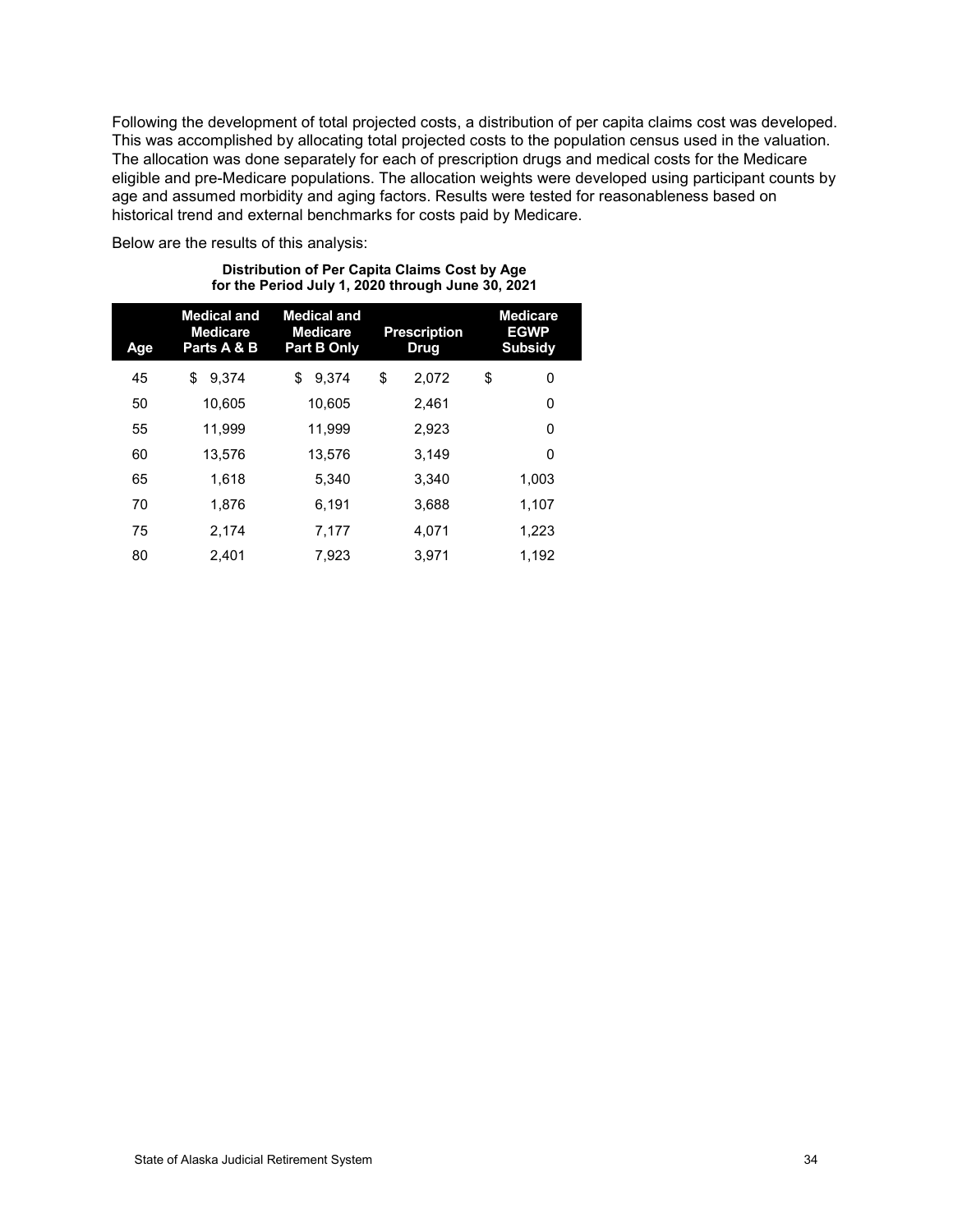Following the development of total projected costs, a distribution of per capita claims cost was developed. This was accomplished by allocating total projected costs to the population census used in the valuation. The allocation was done separately for each of prescription drugs and medical costs for the Medicare eligible and pre-Medicare populations. The allocation weights were developed using participant counts by age and assumed morbidity and aging factors. Results were tested for reasonableness based on historical trend and external benchmarks for costs paid by Medicare.

Below are the results of this analysis:

**Distribution of Per Capita Claims Cost by Age**
**for the Period July 1, 2020 through June 30, 2021**

| Age | Medical and Medicare Parts A & B | Medical and Medicare Part B Only | Prescription Drug | Medicare EGWP Subsidy |
|---|---|---|---|---|
| 45 | $ 9,374 | $ 9,374 | $ 2,072 | $ 0 |
| 50 | 10,605 | 10,605 | 2,461 | 0 |
| 55 | 11,999 | 11,999 | 2,923 | 0 |
| 60 | 13,576 | 13,576 | 3,149 | 0 |
| 65 | 1,618 | 5,340 | 3,340 | 1,003 |
| 70 | 1,876 | 6,191 | 3,688 | 1,107 |
| 75 | 2,174 | 7,177 | 4,071 | 1,223 |
| 80 | 2,401 | 7,923 | 3,971 | 1,192 |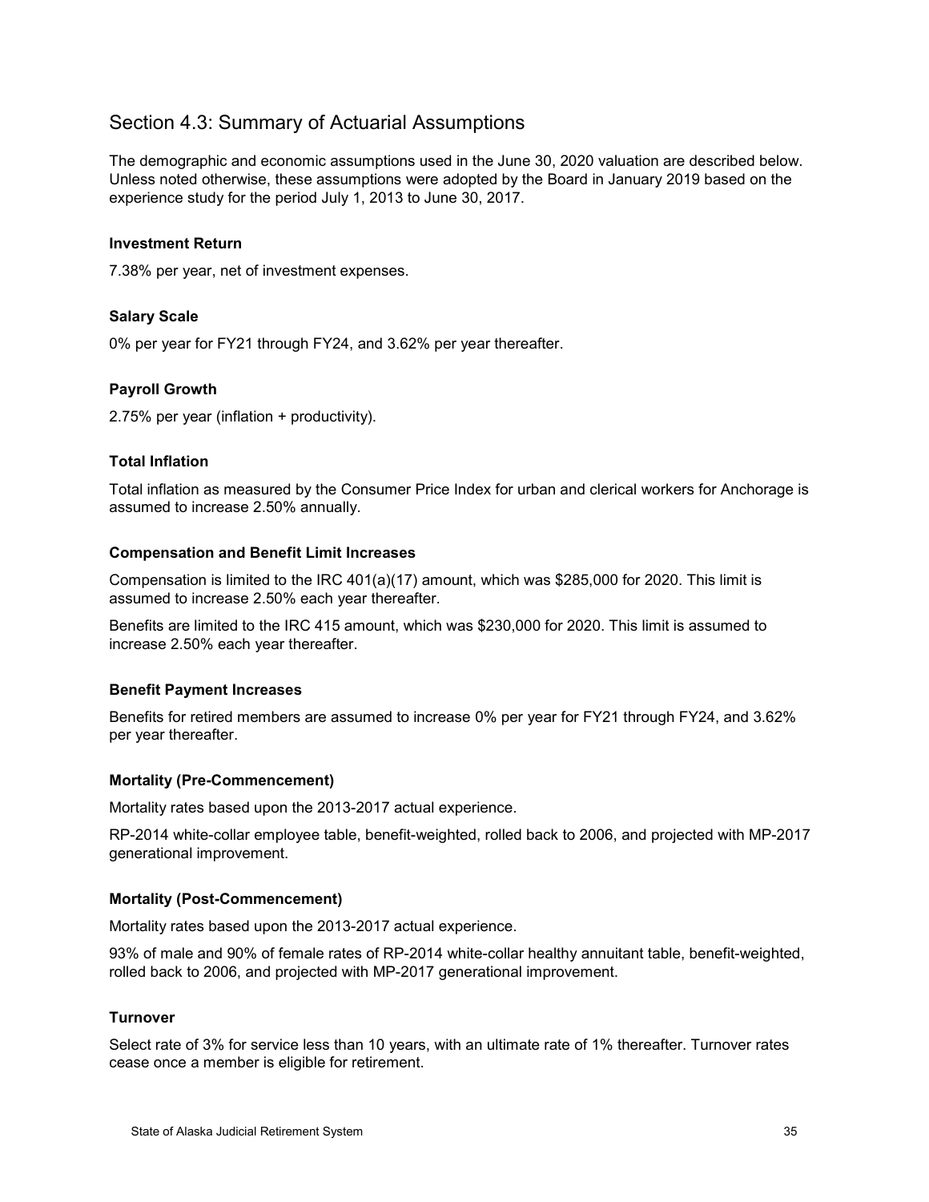## Section 4.3: Summary of Actuarial Assumptions

The demographic and economic assumptions used in the June 30, 2020 valuation are described below. Unless noted otherwise, these assumptions were adopted by the Board in January 2019 based on the experience study for the period July 1, 2013 to June 30, 2017.

**Investment Return**

7.38% per year, net of investment expenses.

**Salary Scale**

0% per year for FY21 through FY24, and 3.62% per year thereafter.

**Payroll Growth**

2.75% per year (inflation + productivity).

**Total Inflation**

Total inflation as measured by the Consumer Price Index for urban and clerical workers for Anchorage is assumed to increase 2.50% annually.

**Compensation and Benefit Limit Increases**

Compensation is limited to the IRC 401(a)(17) amount, which was $285,000 for 2020. This limit is assumed to increase 2.50% each year thereafter.

Benefits are limited to the IRC 415 amount, which was $230,000 for 2020. This limit is assumed to increase 2.50% each year thereafter.

**Benefit Payment Increases**

Benefits for retired members are assumed to increase 0% per year for FY21 through FY24, and 3.62% per year thereafter.

**Mortality (Pre-Commencement)**

Mortality rates based upon the 2013-2017 actual experience.

RP-2014 white-collar employee table, benefit-weighted, rolled back to 2006, and projected with MP-2017 generational improvement.

**Mortality (Post-Commencement)**

Mortality rates based upon the 2013-2017 actual experience.

93% of male and 90% of female rates of RP-2014 white-collar healthy annuitant table, benefit-weighted, rolled back to 2006, and projected with MP-2017 generational improvement.

**Turnover**

Select rate of 3% for service less than 10 years, with an ultimate rate of 1% thereafter. Turnover rates cease once a member is eligible for retirement.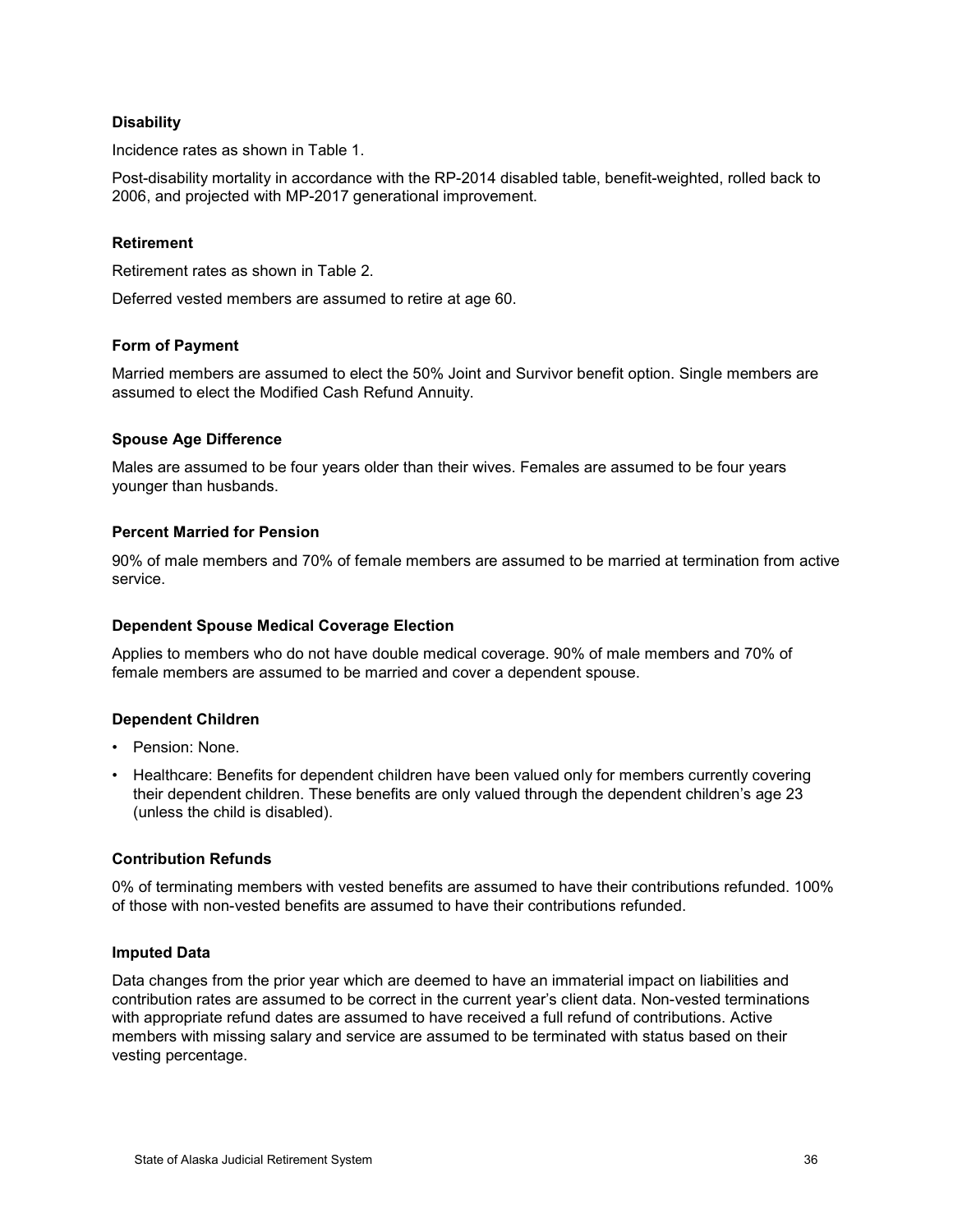### Disability

Incidence rates as shown in Table 1.

Post-disability mortality in accordance with the RP-2014 disabled table, benefit-weighted, rolled back to 2006, and projected with MP-2017 generational improvement.

### Retirement

Retirement rates as shown in Table 2.

Deferred vested members are assumed to retire at age 60.

### Form of Payment

Married members are assumed to elect the 50% Joint and Survivor benefit option. Single members are assumed to elect the Modified Cash Refund Annuity.

### Spouse Age Difference

Males are assumed to be four years older than their wives. Females are assumed to be four years younger than husbands.

### Percent Married for Pension

90% of male members and 70% of female members are assumed to be married at termination from active service.

### Dependent Spouse Medical Coverage Election

Applies to members who do not have double medical coverage. 90% of male members and 70% of female members are assumed to be married and cover a dependent spouse.

### Dependent Children

- Pension: None.
- Healthcare: Benefits for dependent children have been valued only for members currently covering their dependent children. These benefits are only valued through the dependent children's age 23 (unless the child is disabled).

### Contribution Refunds

0% of terminating members with vested benefits are assumed to have their contributions refunded. 100% of those with non-vested benefits are assumed to have their contributions refunded.

### Imputed Data

Data changes from the prior year which are deemed to have an immaterial impact on liabilities and contribution rates are assumed to be correct in the current year's client data. Non-vested terminations with appropriate refund dates are assumed to have received a full refund of contributions. Active members with missing salary and service are assumed to be terminated with status based on their vesting percentage.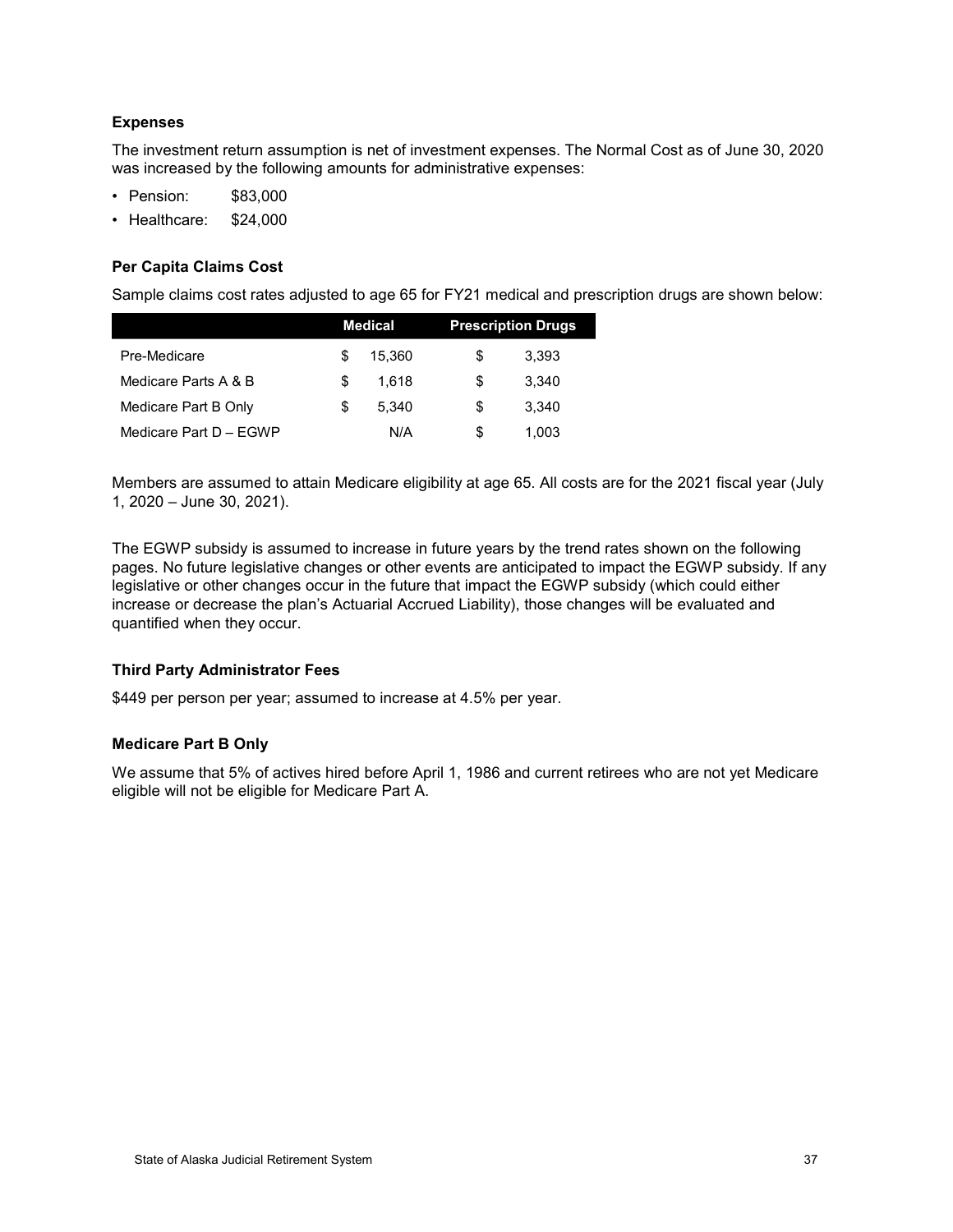### Expenses

The investment return assumption is net of investment expenses. The Normal Cost as of June 30, 2020 was increased by the following amounts for administrative expenses:

- Pension: $83,000
- Healthcare: $24,000

### Per Capita Claims Cost

Sample claims cost rates adjusted to age 65 for FY21 medical and prescription drugs are shown below:

| | Medical | Prescription Drugs |
|---|---|---|
| Pre-Medicare | $ 15,360 | $ 3,393 |
| Medicare Parts A & B | $ 1,618 | $ 3,340 |
| Medicare Part B Only | $ 5,340 | $ 3,340 |
| Medicare Part D – EGWP | N/A | $ 1,003 |

Members are assumed to attain Medicare eligibility at age 65. All costs are for the 2021 fiscal year (July 1, 2020 – June 30, 2021).

The EGWP subsidy is assumed to increase in future years by the trend rates shown on the following pages. No future legislative changes or other events are anticipated to impact the EGWP subsidy. If any legislative or other changes occur in the future that impact the EGWP subsidy (which could either increase or decrease the plan's Actuarial Accrued Liability), those changes will be evaluated and quantified when they occur.

### Third Party Administrator Fees

$449 per person per year; assumed to increase at 4.5% per year.

### Medicare Part B Only

We assume that 5% of actives hired before April 1, 1986 and current retirees who are not yet Medicare eligible will not be eligible for Medicare Part A.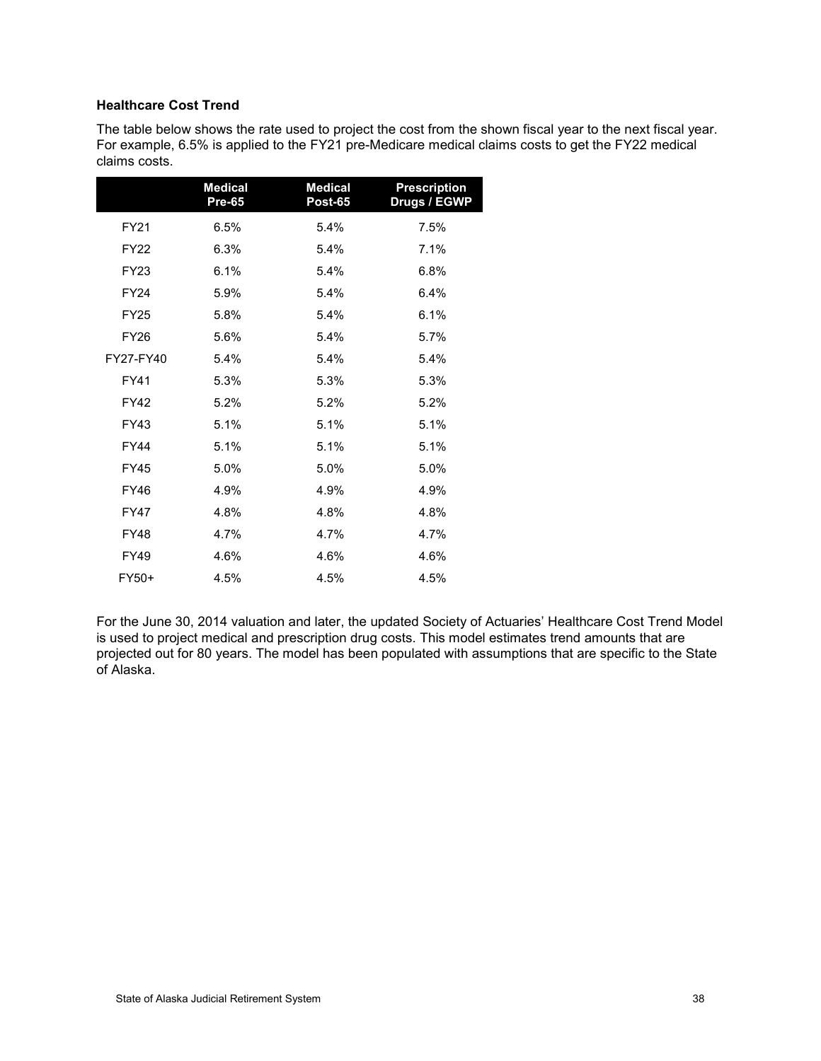### Healthcare Cost Trend

The table below shows the rate used to project the cost from the shown fiscal year to the next fiscal year. For example, 6.5% is applied to the FY21 pre-Medicare medical claims costs to get the FY22 medical claims costs.

| | Medical Pre-65 | Medical Post-65 | Prescription Drugs / EGWP |
|---|---|---|---|
| FY21 | 6.5% | 5.4% | 7.5% |
| FY22 | 6.3% | 5.4% | 7.1% |
| FY23 | 6.1% | 5.4% | 6.8% |
| FY24 | 5.9% | 5.4% | 6.4% |
| FY25 | 5.8% | 5.4% | 6.1% |
| FY26 | 5.6% | 5.4% | 5.7% |
| FY27-FY40 | 5.4% | 5.4% | 5.4% |
| FY41 | 5.3% | 5.3% | 5.3% |
| FY42 | 5.2% | 5.2% | 5.2% |
| FY43 | 5.1% | 5.1% | 5.1% |
| FY44 | 5.1% | 5.1% | 5.1% |
| FY45 | 5.0% | 5.0% | 5.0% |
| FY46 | 4.9% | 4.9% | 4.9% |
| FY47 | 4.8% | 4.8% | 4.8% |
| FY48 | 4.7% | 4.7% | 4.7% |
| FY49 | 4.6% | 4.6% | 4.6% |
| FY50+ | 4.5% | 4.5% | 4.5% |

For the June 30, 2014 valuation and later, the updated Society of Actuaries' Healthcare Cost Trend Model is used to project medical and prescription drug costs. This model estimates trend amounts that are projected out for 80 years. The model has been populated with assumptions that are specific to the State of Alaska.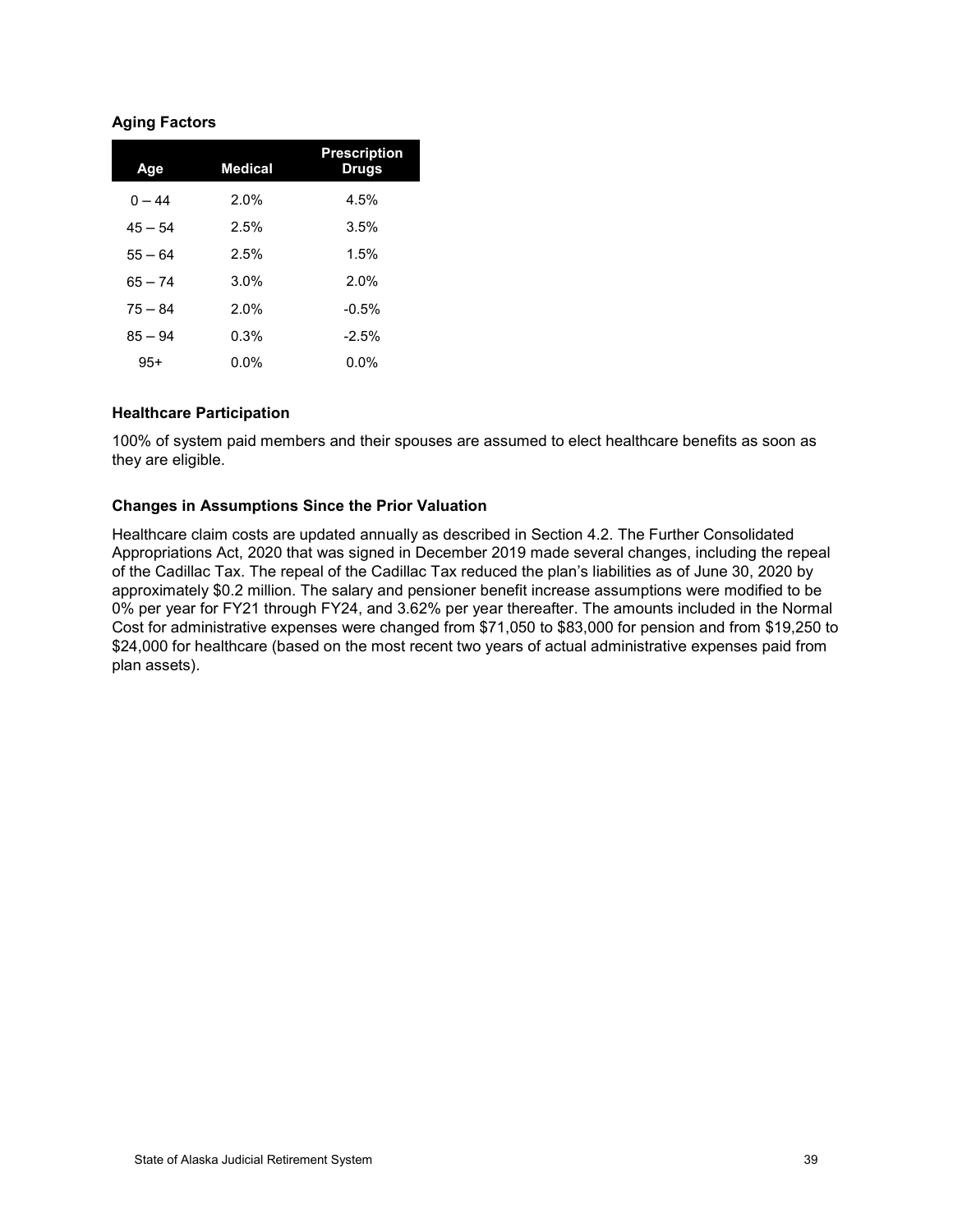### Aging Factors

| Age | Medical | Prescription Drugs |
|---|---|---|
| 0 – 44 | 2.0% | 4.5% |
| 45 – 54 | 2.5% | 3.5% |
| 55 – 64 | 2.5% | 1.5% |
| 65 – 74 | 3.0% | 2.0% |
| 75 – 84 | 2.0% | -0.5% |
| 85 – 94 | 0.3% | -2.5% |
| 95+ | 0.0% | 0.0% |

### Healthcare Participation

100% of system paid members and their spouses are assumed to elect healthcare benefits as soon as they are eligible.

### Changes in Assumptions Since the Prior Valuation

Healthcare claim costs are updated annually as described in Section 4.2. The Further Consolidated Appropriations Act, 2020 that was signed in December 2019 made several changes, including the repeal of the Cadillac Tax. The repeal of the Cadillac Tax reduced the plan's liabilities as of June 30, 2020 by approximately $0.2 million. The salary and pensioner benefit increase assumptions were modified to be 0% per year for FY21 through FY24, and 3.62% per year thereafter. The amounts included in the Normal Cost for administrative expenses were changed from $71,050 to $83,000 for pension and from $19,250 to $24,000 for healthcare (based on the most recent two years of actual administrative expenses paid from plan assets).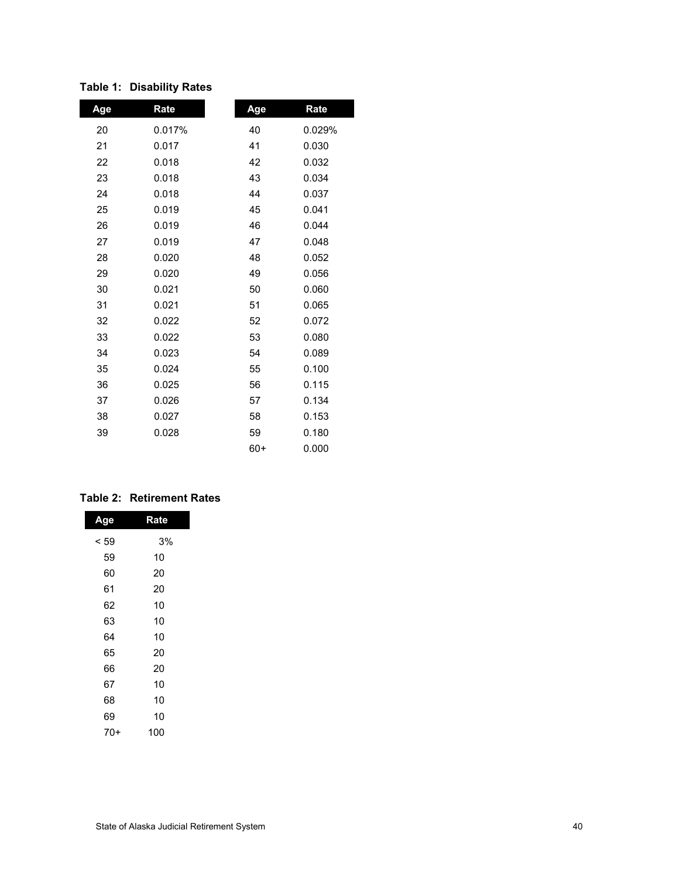**Table 1: Disability Rates**

| Age | Rate | Age | Rate |
|---|---|---|---|
| 20 | 0.017% | 40 | 0.029% |
| 21 | 0.017 | 41 | 0.030 |
| 22 | 0.018 | 42 | 0.032 |
| 23 | 0.018 | 43 | 0.034 |
| 24 | 0.018 | 44 | 0.037 |
| 25 | 0.019 | 45 | 0.041 |
| 26 | 0.019 | 46 | 0.044 |
| 27 | 0.019 | 47 | 0.048 |
| 28 | 0.020 | 48 | 0.052 |
| 29 | 0.020 | 49 | 0.056 |
| 30 | 0.021 | 50 | 0.060 |
| 31 | 0.021 | 51 | 0.065 |
| 32 | 0.022 | 52 | 0.072 |
| 33 | 0.022 | 53 | 0.080 |
| 34 | 0.023 | 54 | 0.089 |
| 35 | 0.024 | 55 | 0.100 |
| 36 | 0.025 | 56 | 0.115 |
| 37 | 0.026 | 57 | 0.134 |
| 38 | 0.027 | 58 | 0.153 |
| 39 | 0.028 | 59 | 0.180 |
| | | 60+ | 0.000 |

**Table 2: Retirement Rates**

| Age | Rate |
|---|---|
| < 59 | 3% |
| 59 | 10 |
| 60 | 20 |
| 61 | 20 |
| 62 | 10 |
| 63 | 10 |
| 64 | 10 |
| 65 | 20 |
| 66 | 20 |
| 67 | 10 |
| 68 | 10 |
| 69 | 10 |
| 70+ | 100 |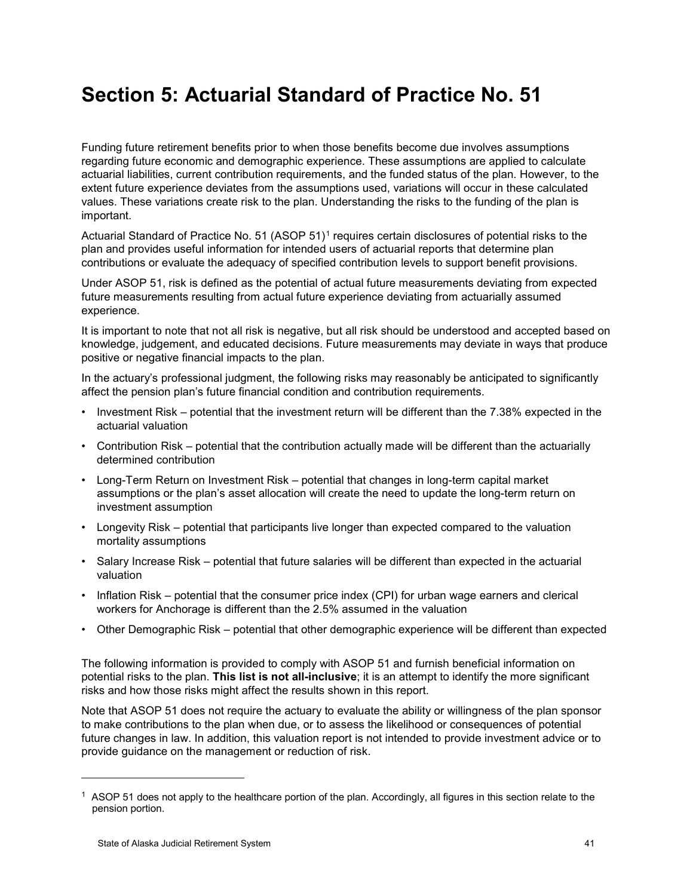# Section 5: Actuarial Standard of Practice No. 51

Funding future retirement benefits prior to when those benefits become due involves assumptions regarding future economic and demographic experience. These assumptions are applied to calculate actuarial liabilities, current contribution requirements, and the funded status of the plan. However, to the extent future experience deviates from the assumptions used, variations will occur in these calculated values. These variations create risk to the plan. Understanding the risks to the funding of the plan is important.

Actuarial Standard of Practice No. 51 (ASOP 51)[1] requires certain disclosures of potential risks to the plan and provides useful information for intended users of actuarial reports that determine plan contributions or evaluate the adequacy of specified contribution levels to support benefit provisions.

Under ASOP 51, risk is defined as the potential of actual future measurements deviating from expected future measurements resulting from actual future experience deviating from actuarially assumed experience.

It is important to note that not all risk is negative, but all risk should be understood and accepted based on knowledge, judgement, and educated decisions. Future measurements may deviate in ways that produce positive or negative financial impacts to the plan.

In the actuary's professional judgment, the following risks may reasonably be anticipated to significantly affect the pension plan's future financial condition and contribution requirements.

- Investment Risk – potential that the investment return will be different than the 7.38% expected in the actuarial valuation
- Contribution Risk – potential that the contribution actually made will be different than the actuarially determined contribution
- Long-Term Return on Investment Risk – potential that changes in long-term capital market assumptions or the plan's asset allocation will create the need to update the long-term return on investment assumption
- Longevity Risk – potential that participants live longer than expected compared to the valuation mortality assumptions
- Salary Increase Risk – potential that future salaries will be different than expected in the actuarial valuation
- Inflation Risk – potential that the consumer price index (CPI) for urban wage earners and clerical workers for Anchorage is different than the 2.5% assumed in the valuation
- Other Demographic Risk – potential that other demographic experience will be different than expected

The following information is provided to comply with ASOP 51 and furnish beneficial information on potential risks to the plan. **This list is not all-inclusive**; it is an attempt to identify the more significant risks and how those risks might affect the results shown in this report.

Note that ASOP 51 does not require the actuary to evaluate the ability or willingness of the plan sponsor to make contributions to the plan when due, or to assess the likelihood or consequences of potential future changes in law. In addition, this valuation report is not intended to provide investment advice or to provide guidance on the management or reduction of risk.

[1] ASOP 51 does not apply to the healthcare portion of the plan. Accordingly, all figures in this section relate to the pension portion.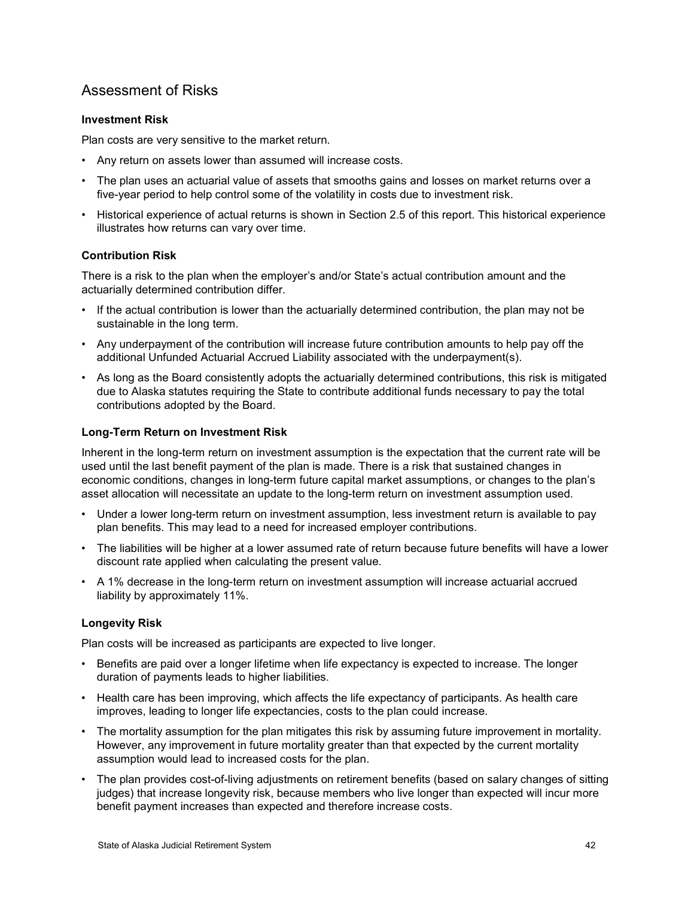## Assessment of Risks

**Investment Risk**

Plan costs are very sensitive to the market return.

- Any return on assets lower than assumed will increase costs.
- The plan uses an actuarial value of assets that smooths gains and losses on market returns over a five-year period to help control some of the volatility in costs due to investment risk.
- Historical experience of actual returns is shown in Section 2.5 of this report. This historical experience illustrates how returns can vary over time.

**Contribution Risk**

There is a risk to the plan when the employer's and/or State's actual contribution amount and the actuarially determined contribution differ.

- If the actual contribution is lower than the actuarially determined contribution, the plan may not be sustainable in the long term.
- Any underpayment of the contribution will increase future contribution amounts to help pay off the additional Unfunded Actuarial Accrued Liability associated with the underpayment(s).
- As long as the Board consistently adopts the actuarially determined contributions, this risk is mitigated due to Alaska statutes requiring the State to contribute additional funds necessary to pay the total contributions adopted by the Board.

**Long-Term Return on Investment Risk**

Inherent in the long-term return on investment assumption is the expectation that the current rate will be used until the last benefit payment of the plan is made. There is a risk that sustained changes in economic conditions, changes in long-term future capital market assumptions, or changes to the plan's asset allocation will necessitate an update to the long-term return on investment assumption used.

- Under a lower long-term return on investment assumption, less investment return is available to pay plan benefits. This may lead to a need for increased employer contributions.
- The liabilities will be higher at a lower assumed rate of return because future benefits will have a lower discount rate applied when calculating the present value.
- A 1% decrease in the long-term return on investment assumption will increase actuarial accrued liability by approximately 11%.

**Longevity Risk**

Plan costs will be increased as participants are expected to live longer.

- Benefits are paid over a longer lifetime when life expectancy is expected to increase. The longer duration of payments leads to higher liabilities.
- Health care has been improving, which affects the life expectancy of participants. As health care improves, leading to longer life expectancies, costs to the plan could increase.
- The mortality assumption for the plan mitigates this risk by assuming future improvement in mortality. However, any improvement in future mortality greater than that expected by the current mortality assumption would lead to increased costs for the plan.
- The plan provides cost-of-living adjustments on retirement benefits (based on salary changes of sitting judges) that increase longevity risk, because members who live longer than expected will incur more benefit payment increases than expected and therefore increase costs.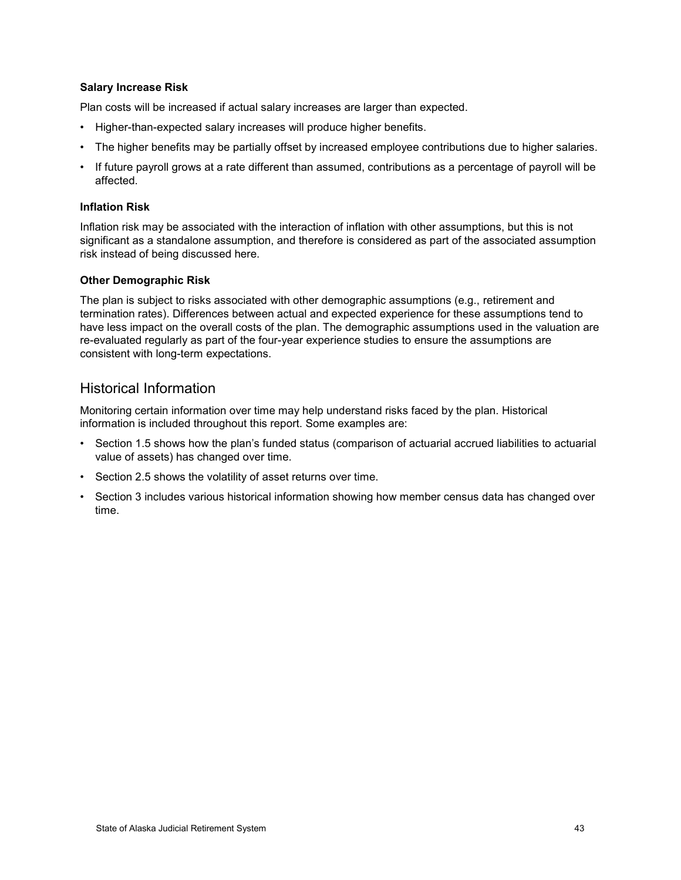**Salary Increase Risk**

Plan costs will be increased if actual salary increases are larger than expected.

- Higher-than-expected salary increases will produce higher benefits.
- The higher benefits may be partially offset by increased employee contributions due to higher salaries.
- If future payroll grows at a rate different than assumed, contributions as a percentage of payroll will be affected.

**Inflation Risk**

Inflation risk may be associated with the interaction of inflation with other assumptions, but this is not significant as a standalone assumption, and therefore is considered as part of the associated assumption risk instead of being discussed here.

**Other Demographic Risk**

The plan is subject to risks associated with other demographic assumptions (e.g., retirement and termination rates). Differences between actual and expected experience for these assumptions tend to have less impact on the overall costs of the plan. The demographic assumptions used in the valuation are re-evaluated regularly as part of the four-year experience studies to ensure the assumptions are consistent with long-term expectations.

## Historical Information

Monitoring certain information over time may help understand risks faced by the plan. Historical information is included throughout this report. Some examples are:

- Section 1.5 shows how the plan's funded status (comparison of actuarial accrued liabilities to actuarial value of assets) has changed over time.
- Section 2.5 shows the volatility of asset returns over time.
- Section 3 includes various historical information showing how member census data has changed over time.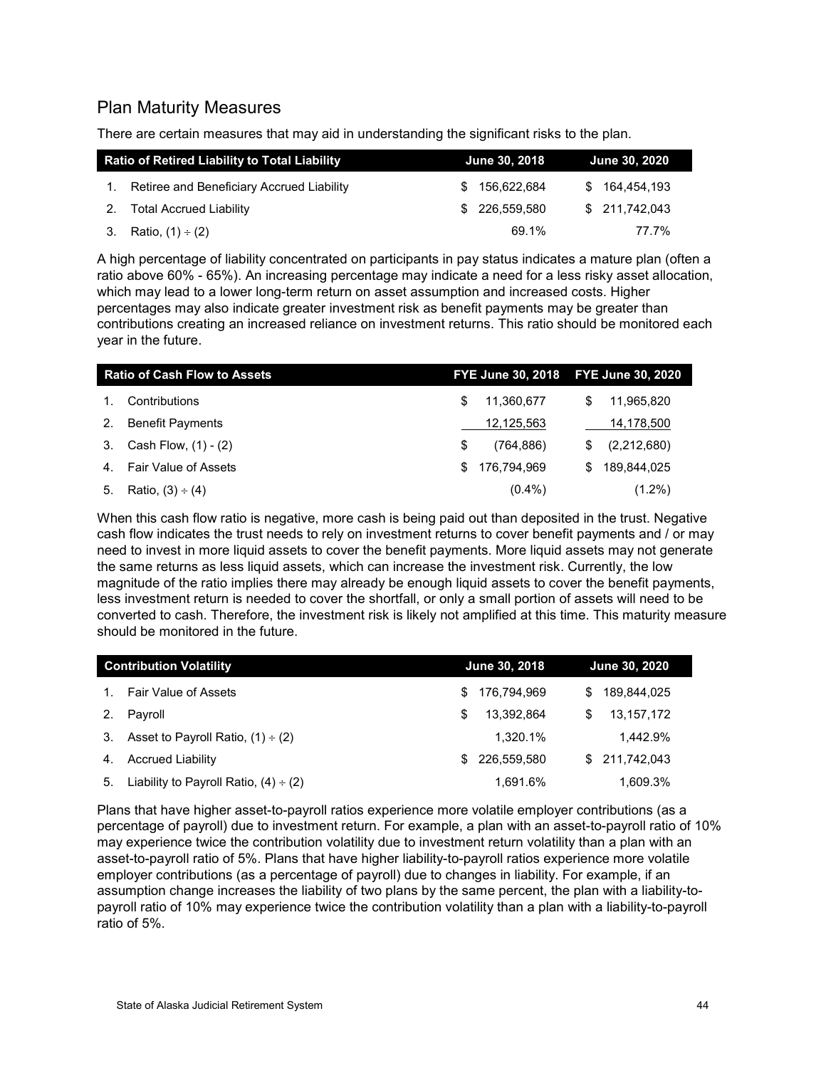## Plan Maturity Measures

There are certain measures that may aid in understanding the significant risks to the plan.

| Ratio of Retired Liability to Total Liability | June 30, 2018 | June 30, 2020 |
|---|---|---|
| 1. Retiree and Beneficiary Accrued Liability | $ 156,622,684 | $ 164,454,193 |
| 2. Total Accrued Liability | $ 226,559,580 | $ 211,742,043 |
| 3. Ratio, (1) ÷ (2) | 69.1% | 77.7% |

A high percentage of liability concentrated on participants in pay status indicates a mature plan (often a ratio above 60% - 65%). An increasing percentage may indicate a need for a less risky asset allocation, which may lead to a lower long-term return on asset assumption and increased costs. Higher percentages may also indicate greater investment risk as benefit payments may be greater than contributions creating an increased reliance on investment returns. This ratio should be monitored each year in the future.

| Ratio of Cash Flow to Assets | FYE June 30, 2018 | FYE June 30, 2020 |
|---|---|---|
| 1. Contributions | $ 11,360,677 | $ 11,965,820 |
| 2. Benefit Payments | 12,125,563 | 14,178,500 |
| 3. Cash Flow, (1) - (2) | $ (764,886) | $ (2,212,680) |
| 4. Fair Value of Assets | $ 176,794,969 | $ 189,844,025 |
| 5. Ratio, (3) ÷ (4) | (0.4%) | (1.2%) |

When this cash flow ratio is negative, more cash is being paid out than deposited in the trust. Negative cash flow indicates the trust needs to rely on investment returns to cover benefit payments and / or may need to invest in more liquid assets to cover the benefit payments. More liquid assets may not generate the same returns as less liquid assets, which can increase the investment risk. Currently, the low magnitude of the ratio implies there may already be enough liquid assets to cover the benefit payments, less investment return is needed to cover the shortfall, or only a small portion of assets will need to be converted to cash. Therefore, the investment risk is likely not amplified at this time. This maturity measure should be monitored in the future.

| Contribution Volatility | June 30, 2018 | June 30, 2020 |
|---|---|---|
| 1. Fair Value of Assets | $ 176,794,969 | $ 189,844,025 |
| 2. Payroll | $ 13,392,864 | $ 13,157,172 |
| 3. Asset to Payroll Ratio, (1) ÷ (2) | 1,320.1% | 1,442.9% |
| 4. Accrued Liability | $ 226,559,580 | $ 211,742,043 |
| 5. Liability to Payroll Ratio, (4) ÷ (2) | 1,691.6% | 1,609.3% |

Plans that have higher asset-to-payroll ratios experience more volatile employer contributions (as a percentage of payroll) due to investment return. For example, a plan with an asset-to-payroll ratio of 10% may experience twice the contribution volatility due to investment return volatility than a plan with an asset-to-payroll ratio of 5%. Plans that have higher liability-to-payroll ratios experience more volatile employer contributions (as a percentage of payroll) due to changes in liability. For example, if an assumption change increases the liability of two plans by the same percent, the plan with a liability-to-payroll ratio of 10% may experience twice the contribution volatility than a plan with a liability-to-payroll ratio of 5%.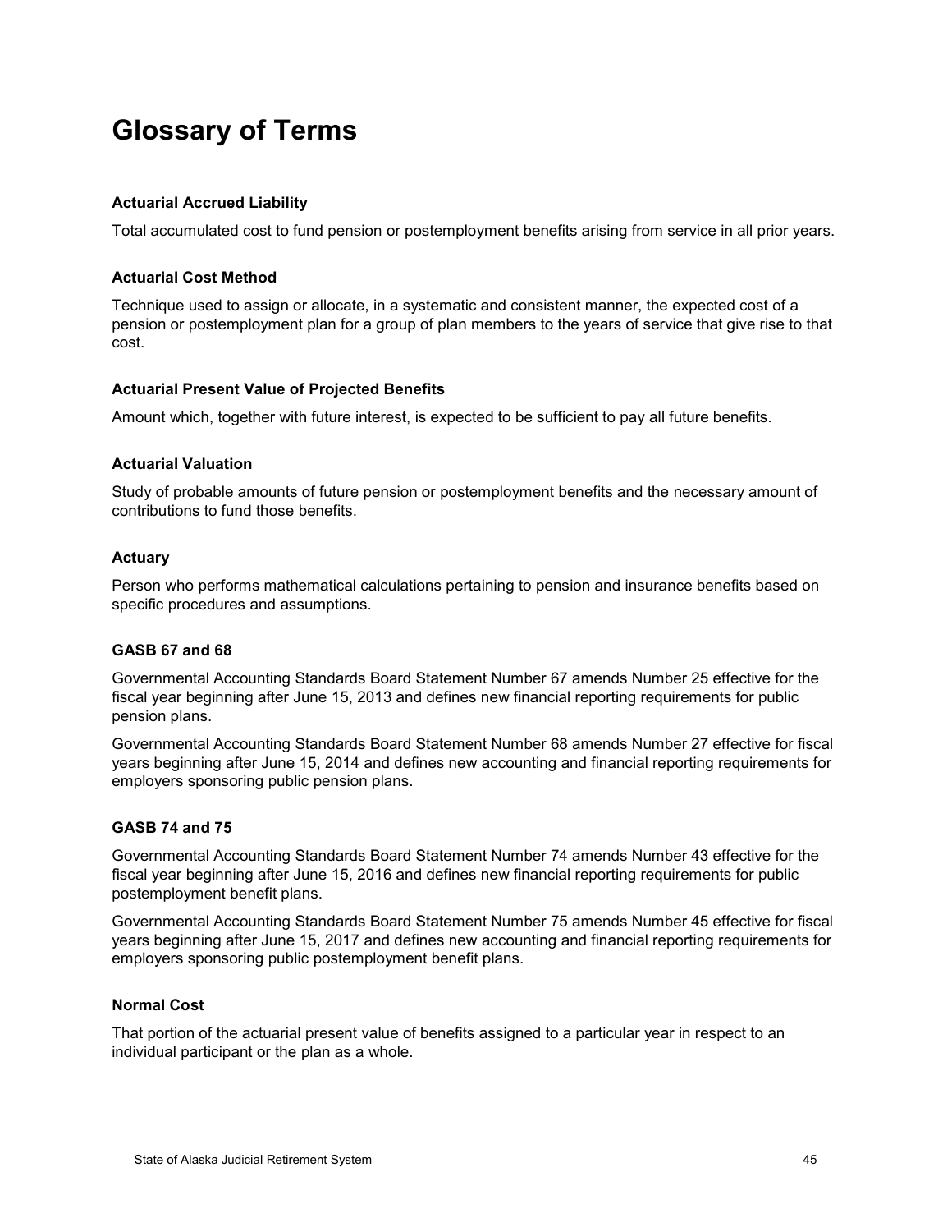# Glossary of Terms

### Actuarial Accrued Liability

Total accumulated cost to fund pension or postemployment benefits arising from service in all prior years.

### Actuarial Cost Method

Technique used to assign or allocate, in a systematic and consistent manner, the expected cost of a pension or postemployment plan for a group of plan members to the years of service that give rise to that cost.

### Actuarial Present Value of Projected Benefits

Amount which, together with future interest, is expected to be sufficient to pay all future benefits.

### Actuarial Valuation

Study of probable amounts of future pension or postemployment benefits and the necessary amount of contributions to fund those benefits.

### Actuary

Person who performs mathematical calculations pertaining to pension and insurance benefits based on specific procedures and assumptions.

### GASB 67 and 68

Governmental Accounting Standards Board Statement Number 67 amends Number 25 effective for the fiscal year beginning after June 15, 2013 and defines new financial reporting requirements for public pension plans.

Governmental Accounting Standards Board Statement Number 68 amends Number 27 effective for fiscal years beginning after June 15, 2014 and defines new accounting and financial reporting requirements for employers sponsoring public pension plans.

### GASB 74 and 75

Governmental Accounting Standards Board Statement Number 74 amends Number 43 effective for the fiscal year beginning after June 15, 2016 and defines new financial reporting requirements for public postemployment benefit plans.

Governmental Accounting Standards Board Statement Number 75 amends Number 45 effective for fiscal years beginning after June 15, 2017 and defines new accounting and financial reporting requirements for employers sponsoring public postemployment benefit plans.

### Normal Cost

That portion of the actuarial present value of benefits assigned to a particular year in respect to an individual participant or the plan as a whole.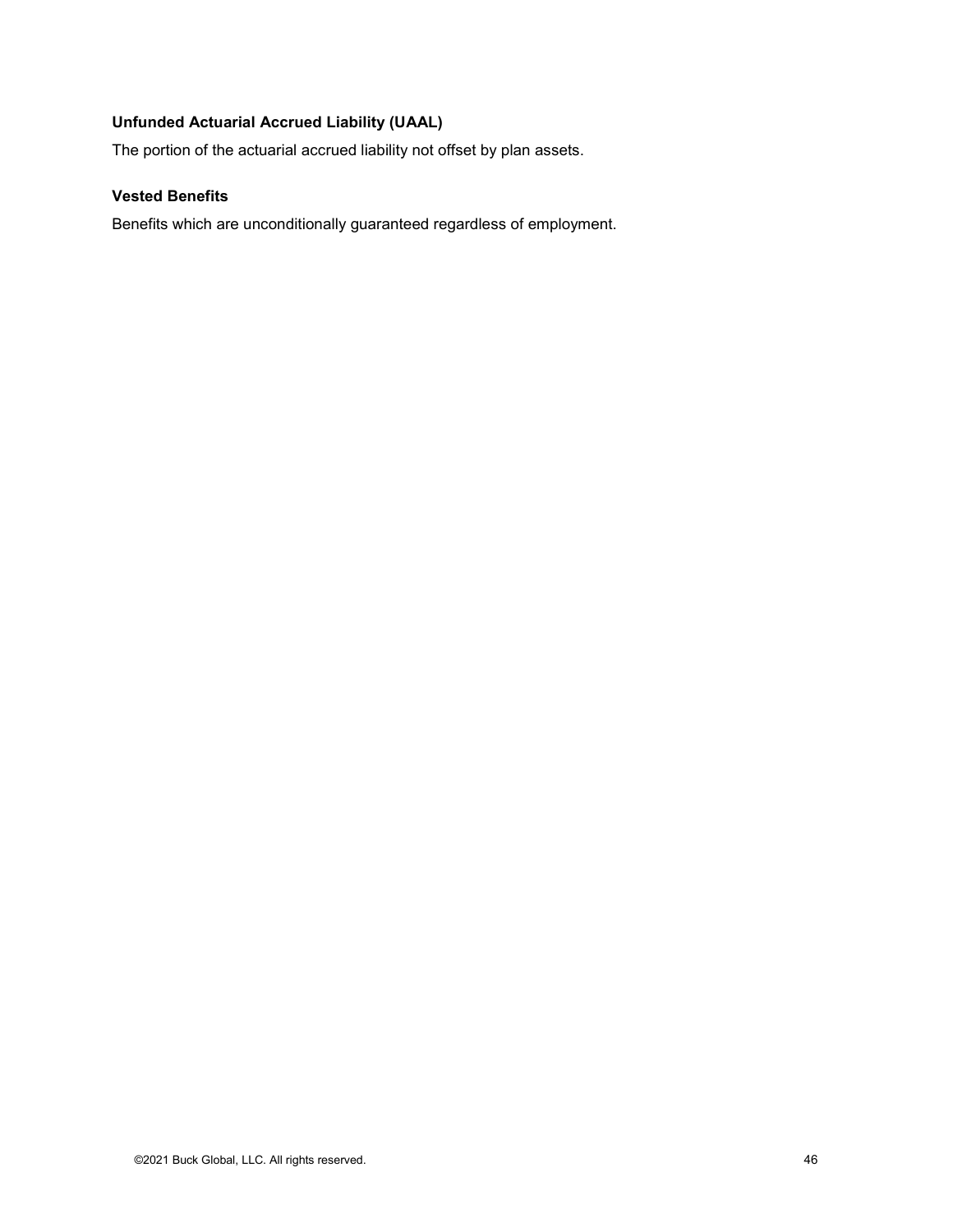**Unfunded Actuarial Accrued Liability (UAAL)**

The portion of the actuarial accrued liability not offset by plan assets.

**Vested Benefits**

Benefits which are unconditionally guaranteed regardless of employment.